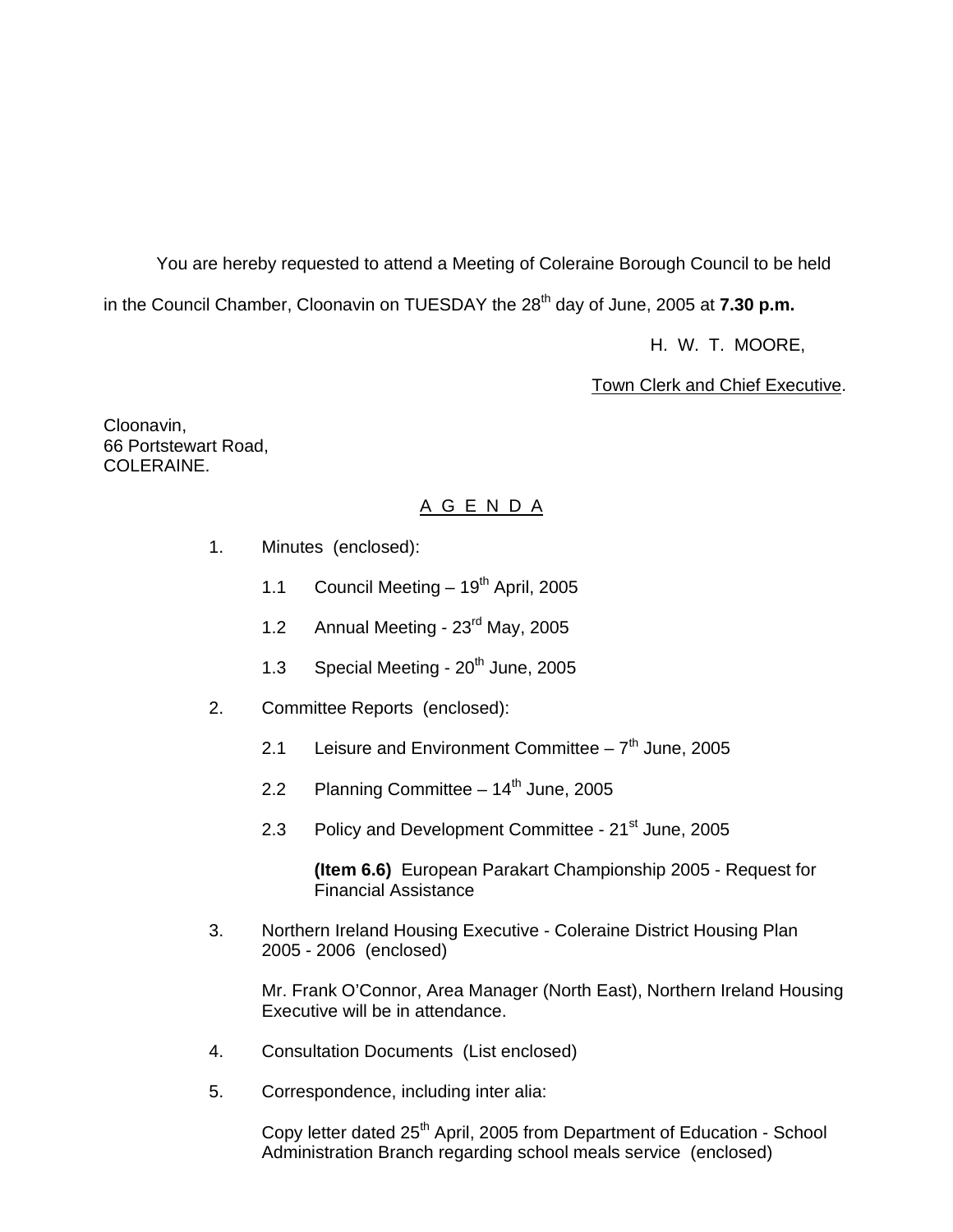You are hereby requested to attend a Meeting of Coleraine Borough Council to be held in the Council Chamber, Cloonavin on TUESDAY the 28th day of June, 2005 at **7.30 p.m.**

H. W. T. MOORE,

Town Clerk and Chief Executive.

Cloonavin,
66 Portstewart Road,
COLERAINE.

## A G E N D A

1. Minutes (enclosed):

   1.1 Council Meeting – 19th April, 2005

   1.2 Annual Meeting - 23rd May, 2005

   1.3 Special Meeting - 20th June, 2005

2. Committee Reports (enclosed):

   2.1 Leisure and Environment Committee – 7th June, 2005

   2.2 Planning Committee – 14th June, 2005

   2.3 Policy and Development Committee - 21st June, 2005

   **(Item 6.6)** European Parakart Championship 2005 - Request for Financial Assistance

3. Northern Ireland Housing Executive - Coleraine District Housing Plan 2005 - 2006 (enclosed)

   Mr. Frank O'Connor, Area Manager (North East), Northern Ireland Housing Executive will be in attendance.

4. Consultation Documents (List enclosed)

5. Correspondence, including inter alia:

   Copy letter dated 25th April, 2005 from Department of Education - School Administration Branch regarding school meals service (enclosed)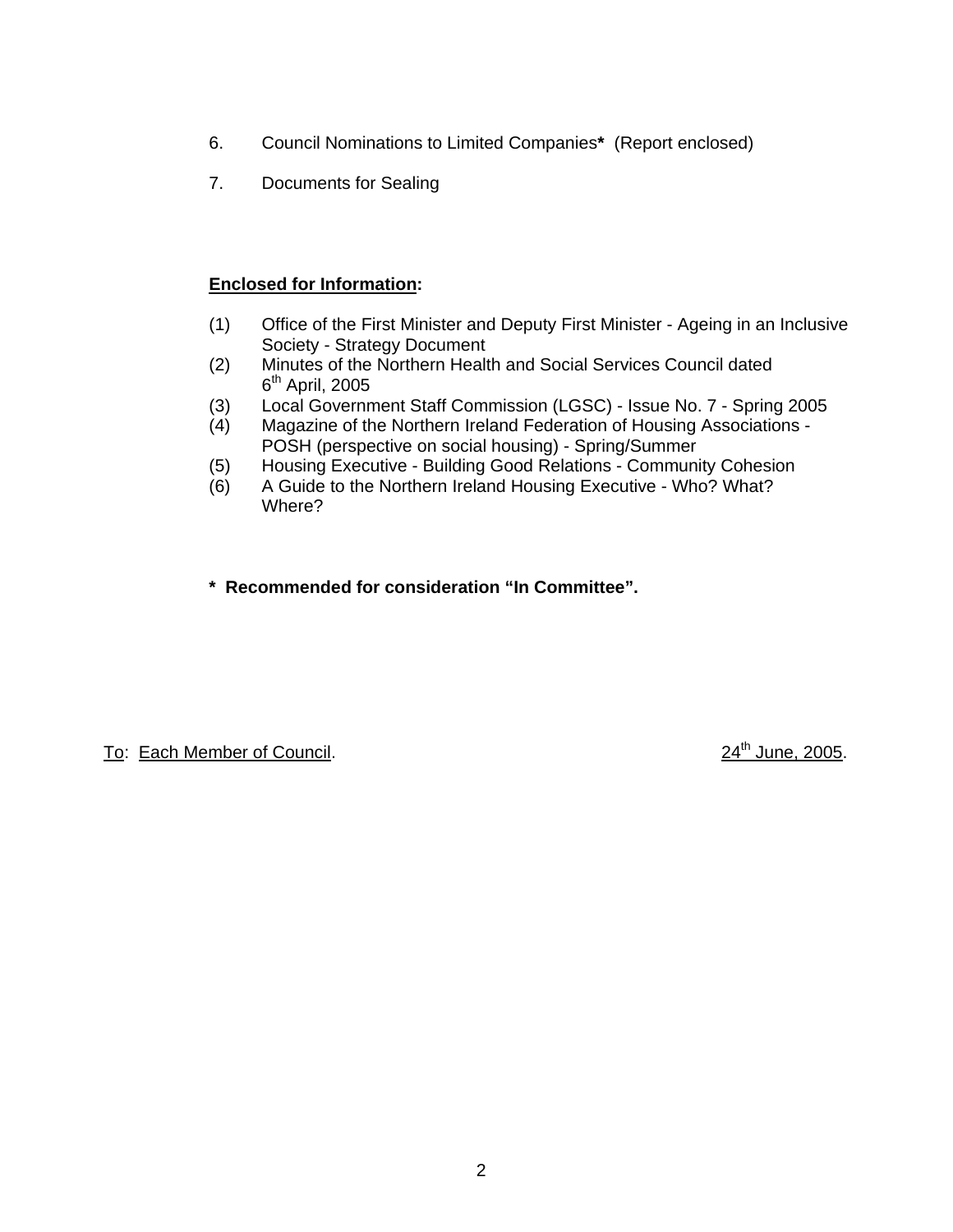6. Council Nominations to Limited Companies**\*** (Report enclosed)

7. Documents for Sealing

**Enclosed for Information:**

(1) Office of the First Minister and Deputy First Minister - Ageing in an Inclusive Society - Strategy Document
(2) Minutes of the Northern Health and Social Services Council dated 6th April, 2005
(3) Local Government Staff Commission (LGSC) - Issue No. 7 - Spring 2005
(4) Magazine of the Northern Ireland Federation of Housing Associations - POSH (perspective on social housing) - Spring/Summer
(5) Housing Executive - Building Good Relations - Community Cohesion
(6) A Guide to the Northern Ireland Housing Executive - Who? What? Where?

**\* Recommended for consideration "In Committee".**

To: Each Member of Council. 24th June, 2005.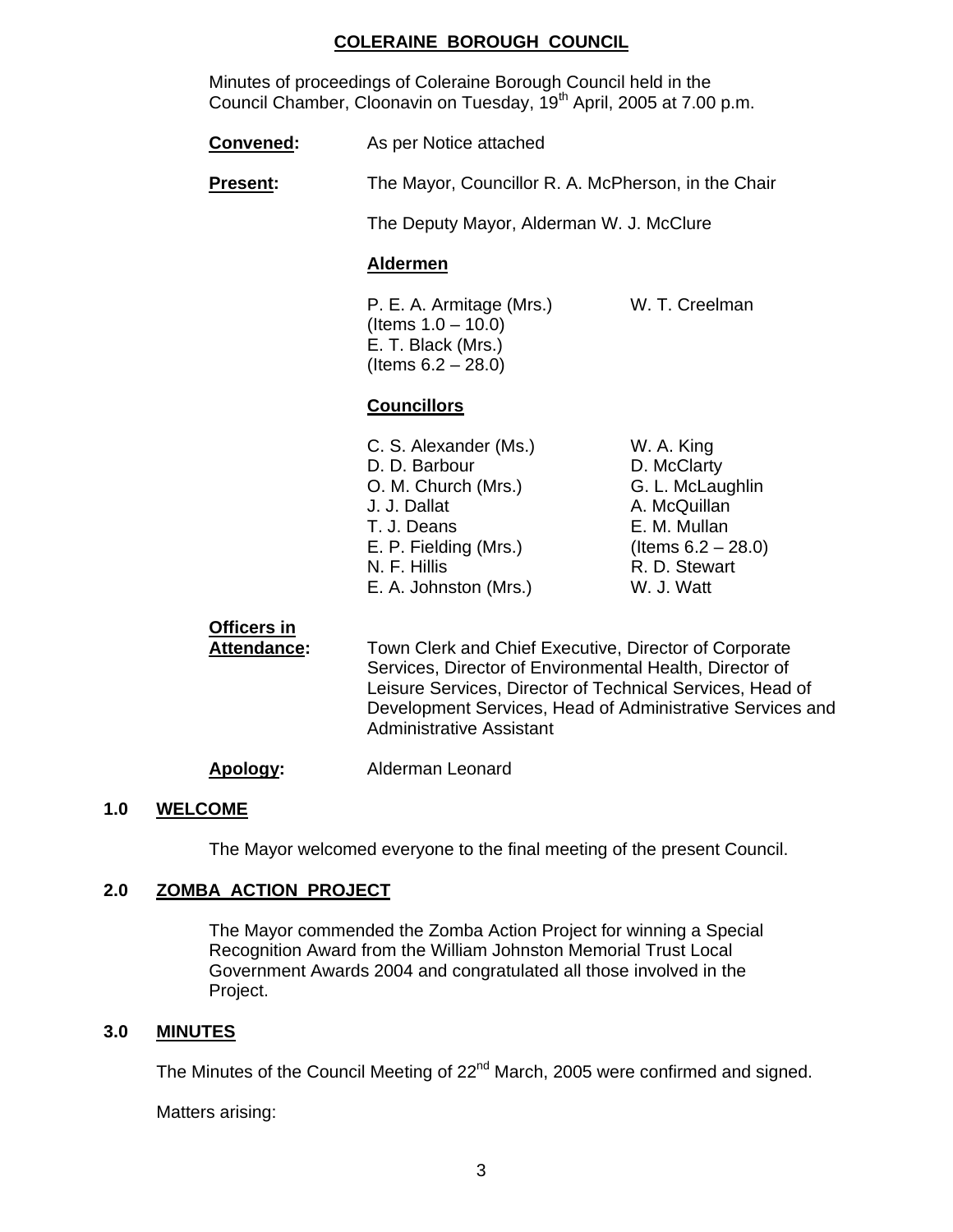# COLERAINE BOROUGH COUNCIL

Minutes of proceedings of Coleraine Borough Council held in the Council Chamber, Cloonavin on Tuesday, 19th April, 2005 at 7.00 p.m.

**Convened:** As per Notice attached

**Present:** The Mayor, Councillor R. A. McPherson, in the Chair

The Deputy Mayor, Alderman W. J. McClure

**Aldermen**

P. E. A. Armitage (Mrs.) (Items 1.0 – 10.0)
E. T. Black (Mrs.) (Items 6.2 – 28.0)
W. T. Creelman

**Councillors**

C. S. Alexander (Ms.)
D. D. Barbour
O. M. Church (Mrs.)
J. J. Dallat
T. J. Deans
E. P. Fielding (Mrs.)
N. F. Hillis
E. A. Johnston (Mrs.)
W. A. King
D. McClarty
G. L. McLaughlin
A. McQuillan
E. M. Mullan (Items 6.2 – 28.0)
R. D. Stewart
W. J. Watt

**Officers in Attendance:** Town Clerk and Chief Executive, Director of Corporate Services, Director of Environmental Health, Director of Leisure Services, Director of Technical Services, Head of Development Services, Head of Administrative Services and Administrative Assistant

**Apology:** Alderman Leonard

## 1.0 WELCOME

The Mayor welcomed everyone to the final meeting of the present Council.

## 2.0 ZOMBA ACTION PROJECT

The Mayor commended the Zomba Action Project for winning a Special Recognition Award from the William Johnston Memorial Trust Local Government Awards 2004 and congratulated all those involved in the Project.

## 3.0 MINUTES

The Minutes of the Council Meeting of 22nd March, 2005 were confirmed and signed.

Matters arising: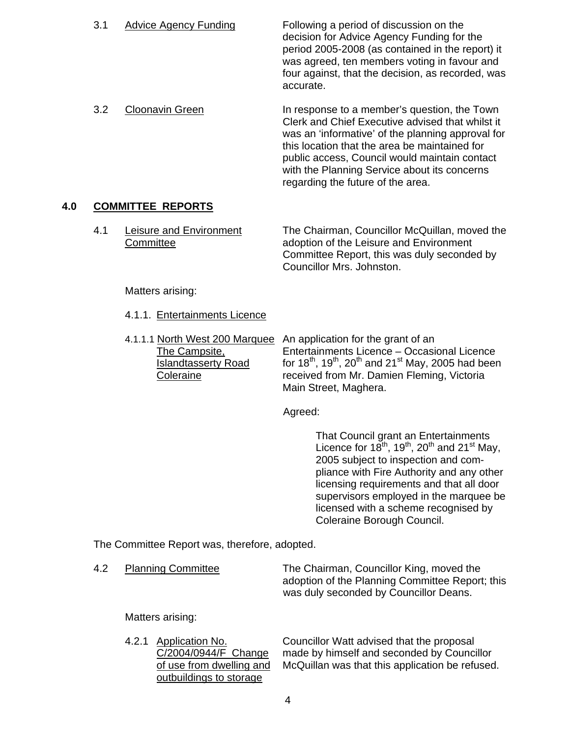3.1 Advice Agency Funding

Following a period of discussion on the decision for Advice Agency Funding for the period 2005-2008 (as contained in the report) it was agreed, ten members voting in favour and four against, that the decision, as recorded, was accurate.

3.2 Cloonavin Green

In response to a member's question, the Town Clerk and Chief Executive advised that whilst it was an 'informative' of the planning approval for this location that the area be maintained for public access, Council would maintain contact with the Planning Service about its concerns regarding the future of the area.

## 4.0 COMMITTEE REPORTS

4.1 Leisure and Environment Committee

The Chairman, Councillor McQuillan, moved the adoption of the Leisure and Environment Committee Report, this was duly seconded by Councillor Mrs. Johnston.

Matters arising:

4.1.1. Entertainments Licence

4.1.1.1 North West 200 Marquee The Campsite, Islandtasserty Road Coleraine

An application for the grant of an Entertainments Licence – Occasional Licence for 18th, 19th, 20th and 21st May, 2005 had been received from Mr. Damien Fleming, Victoria Main Street, Maghera.

Agreed:

That Council grant an Entertainments Licence for 18th, 19th, 20th and 21st May, 2005 subject to inspection and compliance with Fire Authority and any other licensing requirements and that all door supervisors employed in the marquee be licensed with a scheme recognised by Coleraine Borough Council.

The Committee Report was, therefore, adopted.

4.2 Planning Committee

The Chairman, Councillor King, moved the adoption of the Planning Committee Report; this was duly seconded by Councillor Deans.

Matters arising:

4.2.1 Application No. C/2004/0944/F Change of use from dwelling and outbuildings to storage

Councillor Watt advised that the proposal made by himself and seconded by Councillor McQuillan was that this application be refused.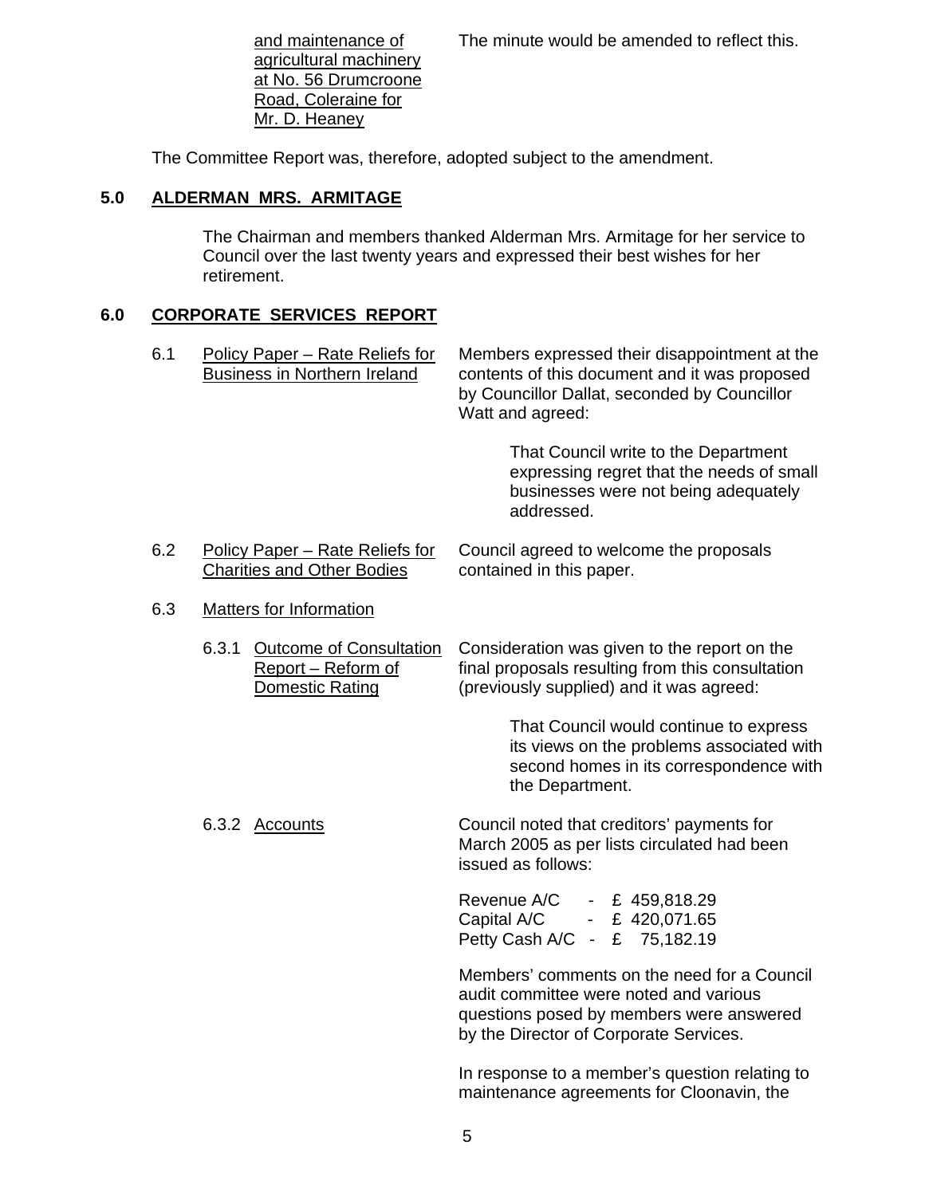| | |
|---|---|
| <u>and maintenance of agricultural machinery at No. 56 Drumcroone Road, Coleraine for Mr. D. Heaney</u> | The minute would be amended to reflect this. |

The Committee Report was, therefore, adopted subject to the amendment.

## 5.0 ALDERMAN MRS. ARMITAGE

The Chairman and members thanked Alderman Mrs. Armitage for her service to Council over the last twenty years and expressed their best wishes for her retirement.

## 6.0 CORPORATE SERVICES REPORT

**6.1 <u>Policy Paper – Rate Reliefs for Business in Northern Ireland</u>**

Members expressed their disappointment at the contents of this document and it was proposed by Councillor Dallat, seconded by Councillor Watt and agreed:

> That Council write to the Department expressing regret that the needs of small businesses were not being adequately addressed.

**6.2 <u>Policy Paper – Rate Reliefs for Charities and Other Bodies</u>**

Council agreed to welcome the proposals contained in this paper.

**6.3 <u>Matters for Information</u>**

**6.3.1 <u>Outcome of Consultation Report – Reform of Domestic Rating</u>**

Consideration was given to the report on the final proposals resulting from this consultation (previously supplied) and it was agreed:

> That Council would continue to express its views on the problems associated with second homes in its correspondence with the Department.

**6.3.2 <u>Accounts</u>**

Council noted that creditors' payments for March 2005 as per lists circulated had been issued as follows:

| | | |
|---|---|---|
| Revenue A/C | - | £ 459,818.29 |
| Capital A/C | - | £ 420,071.65 |
| Petty Cash A/C | - | £ 75,182.19 |

Members' comments on the need for a Council audit committee were noted and various questions posed by members were answered by the Director of Corporate Services.

In response to a member's question relating to maintenance agreements for Cloonavin, the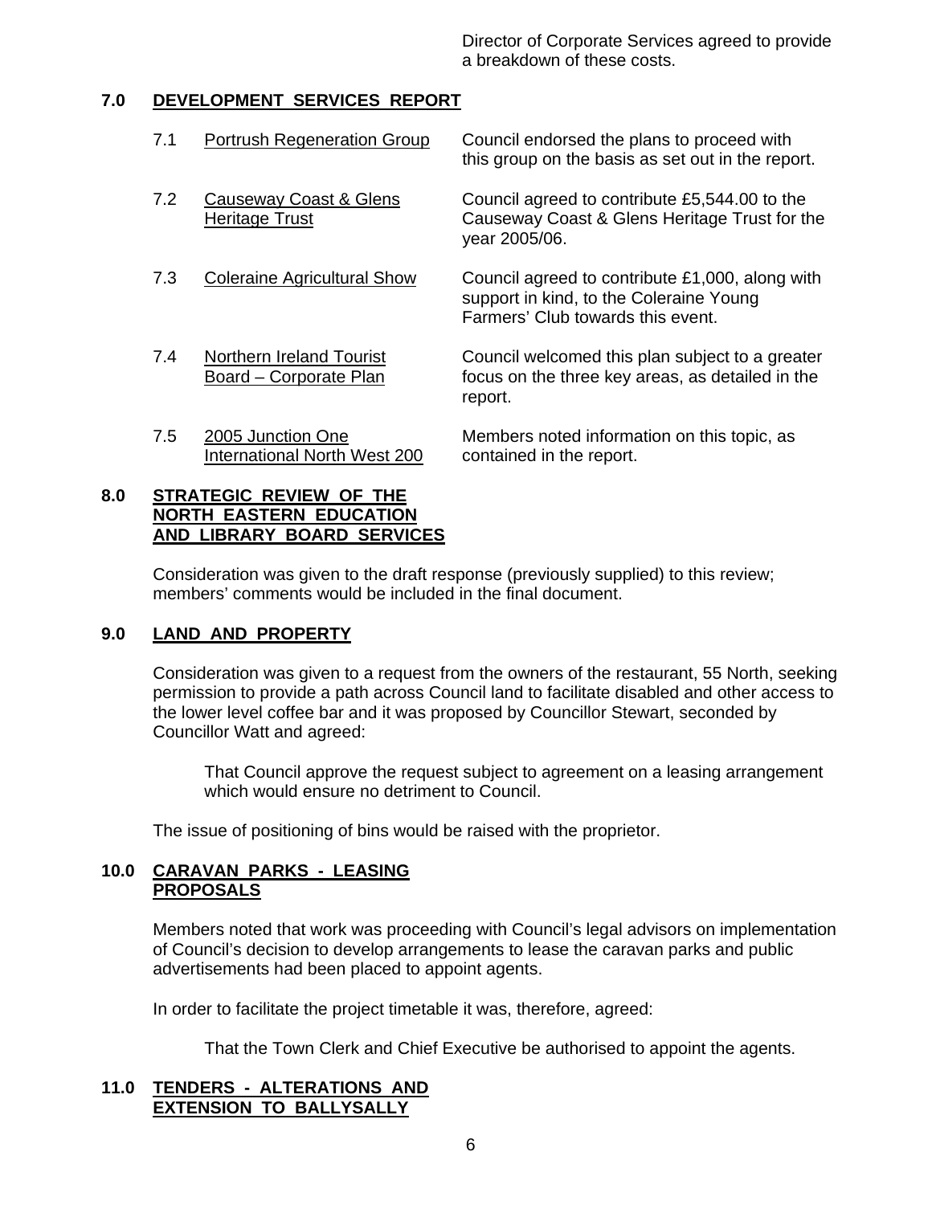Director of Corporate Services agreed to provide a breakdown of these costs.

## 7.0 DEVELOPMENT SERVICES REPORT

| | | |
|---|---|---|
| 7.1 | Portrush Regeneration Group | Council endorsed the plans to proceed with this group on the basis as set out in the report. |
| 7.2 | Causeway Coast & Glens Heritage Trust | Council agreed to contribute £5,544.00 to the Causeway Coast & Glens Heritage Trust for the year 2005/06. |
| 7.3 | Coleraine Agricultural Show | Council agreed to contribute £1,000, along with support in kind, to the Coleraine Young Farmers' Club towards this event. |
| 7.4 | Northern Ireland Tourist Board – Corporate Plan | Council welcomed this plan subject to a greater focus on the three key areas, as detailed in the report. |
| 7.5 | 2005 Junction One International North West 200 | Members noted information on this topic, as contained in the report. |

## 8.0 STRATEGIC REVIEW OF THE NORTH EASTERN EDUCATION AND LIBRARY BOARD SERVICES

Consideration was given to the draft response (previously supplied) to this review; members' comments would be included in the final document.

## 9.0 LAND AND PROPERTY

Consideration was given to a request from the owners of the restaurant, 55 North, seeking permission to provide a path across Council land to facilitate disabled and other access to the lower level coffee bar and it was proposed by Councillor Stewart, seconded by Councillor Watt and agreed:

> That Council approve the request subject to agreement on a leasing arrangement which would ensure no detriment to Council.

The issue of positioning of bins would be raised with the proprietor.

## 10.0 CARAVAN PARKS - LEASING PROPOSALS

Members noted that work was proceeding with Council's legal advisors on implementation of Council's decision to develop arrangements to lease the caravan parks and public advertisements had been placed to appoint agents.

In order to facilitate the project timetable it was, therefore, agreed:

> That the Town Clerk and Chief Executive be authorised to appoint the agents.

## 11.0 TENDERS - ALTERATIONS AND EXTENSION TO BALLYSALLY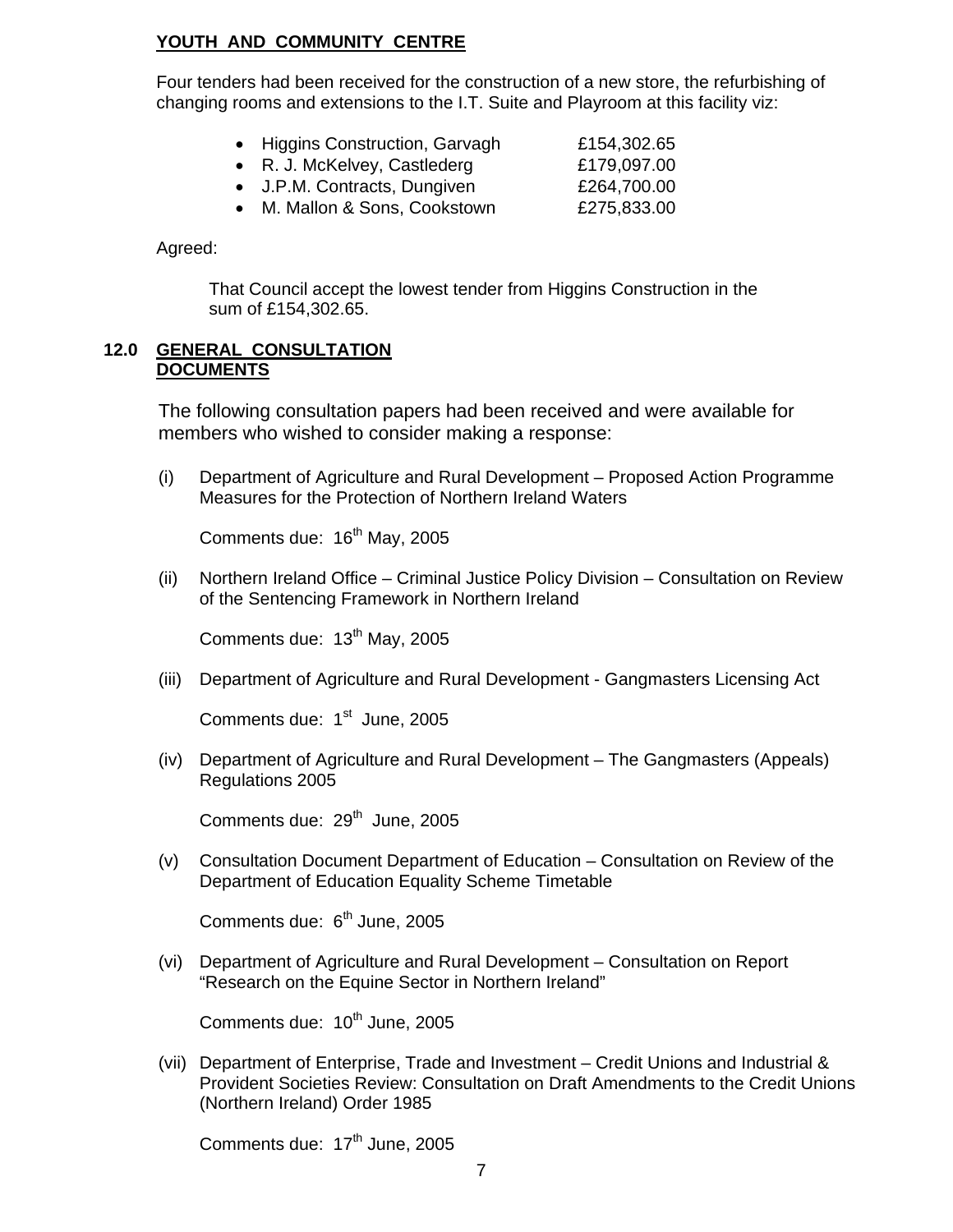**YOUTH AND COMMUNITY CENTRE**

Four tenders had been received for the construction of a new store, the refurbishing of changing rooms and extensions to the I.T. Suite and Playroom at this facility viz:

- Higgins Construction, Garvagh £154,302.65
- R. J. McKelvey, Castlederg £179,097.00
- J.P.M. Contracts, Dungiven £264,700.00
- M. Mallon & Sons, Cookstown £275,833.00

Agreed:

That Council accept the lowest tender from Higgins Construction in the sum of £154,302.65.

## 12.0 GENERAL CONSULTATION DOCUMENTS

The following consultation papers had been received and were available for members who wished to consider making a response:

(i) Department of Agriculture and Rural Development – Proposed Action Programme Measures for the Protection of Northern Ireland Waters

Comments due: 16th May, 2005

(ii) Northern Ireland Office – Criminal Justice Policy Division – Consultation on Review of the Sentencing Framework in Northern Ireland

Comments due: 13th May, 2005

(iii) Department of Agriculture and Rural Development - Gangmasters Licensing Act

Comments due: 1st June, 2005

(iv) Department of Agriculture and Rural Development – The Gangmasters (Appeals) Regulations 2005

Comments due: 29th June, 2005

(v) Consultation Document Department of Education – Consultation on Review of the Department of Education Equality Scheme Timetable

Comments due: 6th June, 2005

(vi) Department of Agriculture and Rural Development – Consultation on Report "Research on the Equine Sector in Northern Ireland"

Comments due: 10th June, 2005

(vii) Department of Enterprise, Trade and Investment – Credit Unions and Industrial & Provident Societies Review: Consultation on Draft Amendments to the Credit Unions (Northern Ireland) Order 1985

Comments due: 17th June, 2005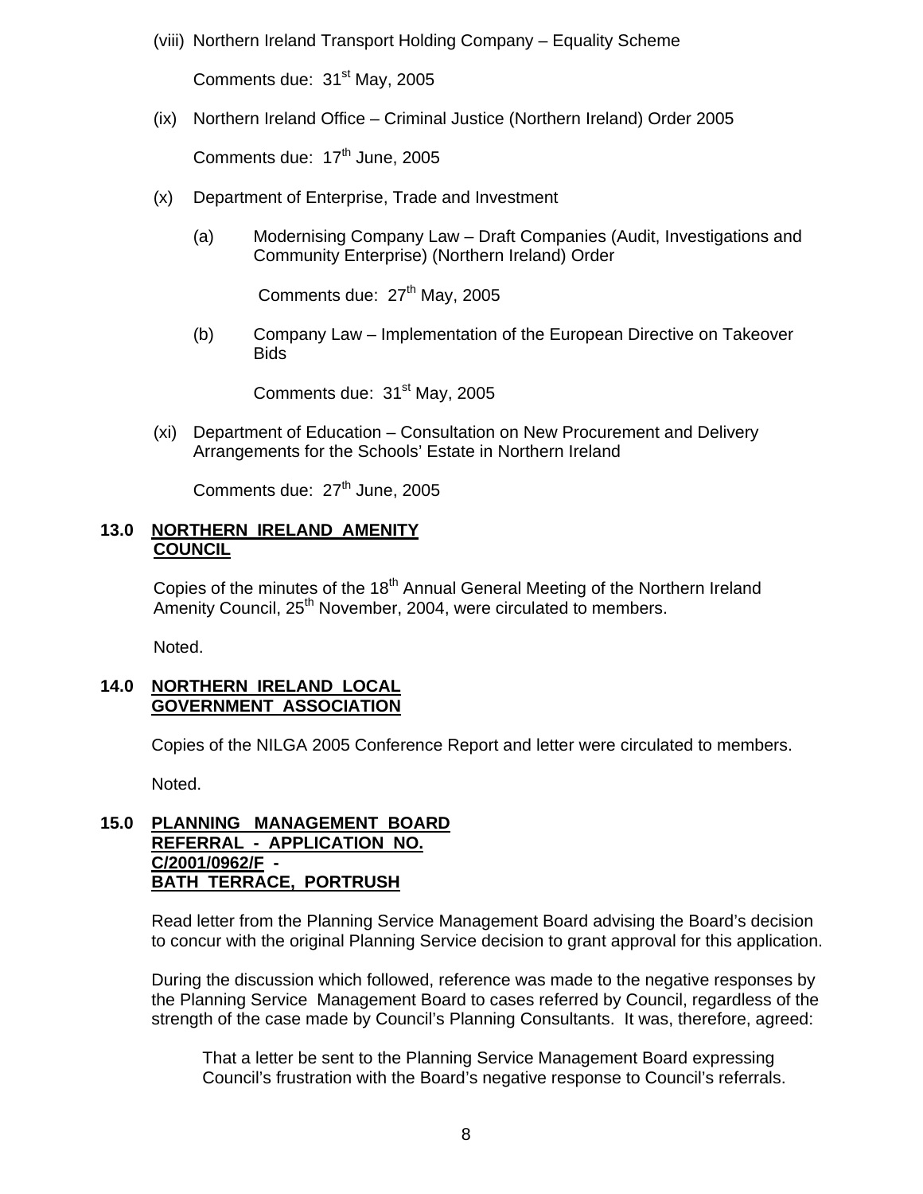(viii) Northern Ireland Transport Holding Company – Equality Scheme

Comments due: 31st May, 2005

(ix) Northern Ireland Office – Criminal Justice (Northern Ireland) Order 2005

Comments due: 17th June, 2005

(x) Department of Enterprise, Trade and Investment

(a) Modernising Company Law – Draft Companies (Audit, Investigations and Community Enterprise) (Northern Ireland) Order

Comments due: 27th May, 2005

(b) Company Law – Implementation of the European Directive on Takeover Bids

Comments due: 31st May, 2005

(xi) Department of Education – Consultation on New Procurement and Delivery Arrangements for the Schools' Estate in Northern Ireland

Comments due: 27th June, 2005

## 13.0 NORTHERN IRELAND AMENITY COUNCIL

Copies of the minutes of the 18th Annual General Meeting of the Northern Ireland Amenity Council, 25th November, 2004, were circulated to members.

Noted.

## 14.0 NORTHERN IRELAND LOCAL GOVERNMENT ASSOCIATION

Copies of the NILGA 2005 Conference Report and letter were circulated to members.

Noted.

## 15.0 PLANNING MANAGEMENT BOARD REFERRAL - APPLICATION NO. C/2001/0962/F - BATH TERRACE, PORTRUSH

Read letter from the Planning Service Management Board advising the Board's decision to concur with the original Planning Service decision to grant approval for this application.

During the discussion which followed, reference was made to the negative responses by the Planning Service Management Board to cases referred by Council, regardless of the strength of the case made by Council's Planning Consultants. It was, therefore, agreed:

That a letter be sent to the Planning Service Management Board expressing Council's frustration with the Board's negative response to Council's referrals.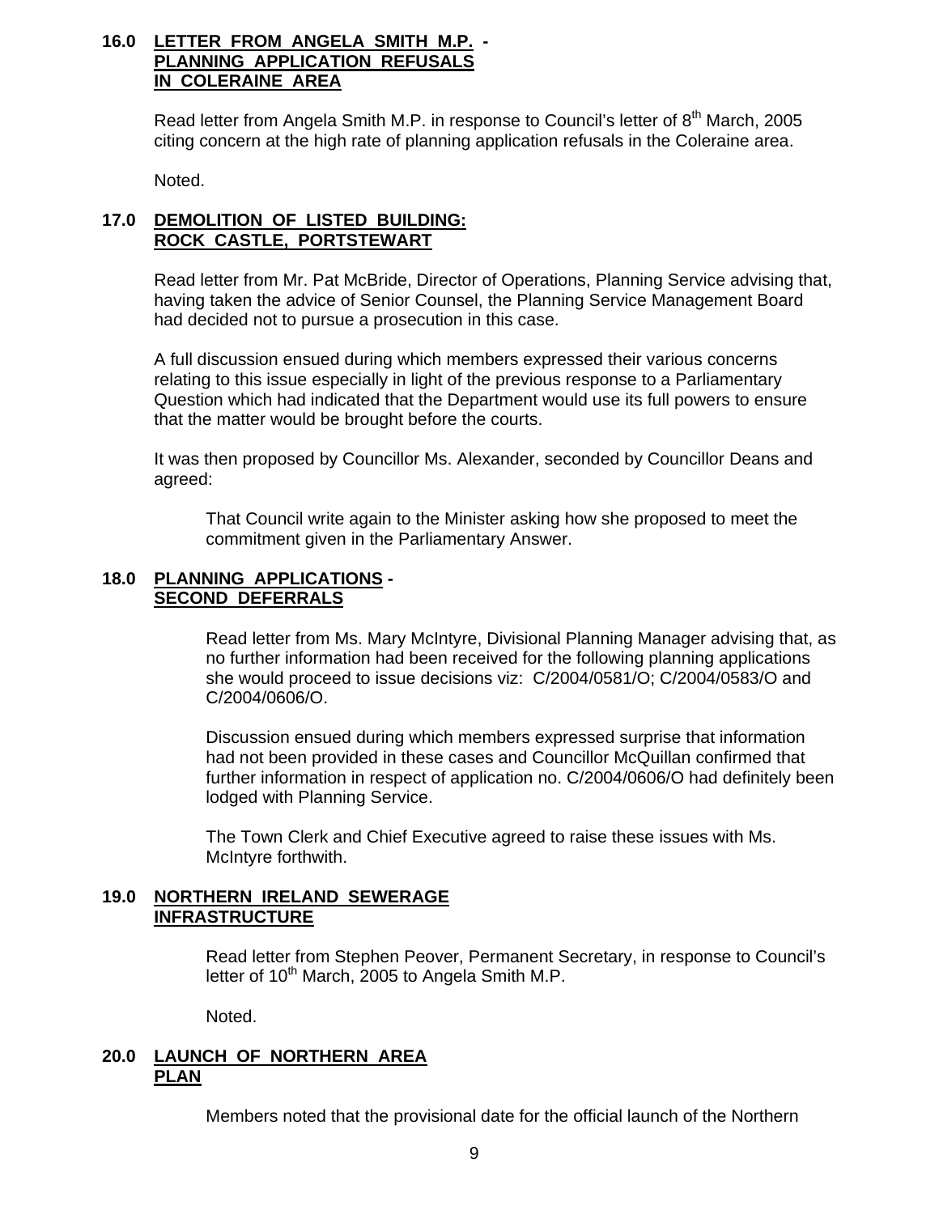**16.0 LETTER FROM ANGELA SMITH M.P. - PLANNING APPLICATION REFUSALS IN COLERAINE AREA**

Read letter from Angela Smith M.P. in response to Council's letter of 8th March, 2005 citing concern at the high rate of planning application refusals in the Coleraine area.

Noted.

**17.0 DEMOLITION OF LISTED BUILDING: ROCK CASTLE, PORTSTEWART**

Read letter from Mr. Pat McBride, Director of Operations, Planning Service advising that, having taken the advice of Senior Counsel, the Planning Service Management Board had decided not to pursue a prosecution in this case.

A full discussion ensued during which members expressed their various concerns relating to this issue especially in light of the previous response to a Parliamentary Question which had indicated that the Department would use its full powers to ensure that the matter would be brought before the courts.

It was then proposed by Councillor Ms. Alexander, seconded by Councillor Deans and agreed:

> That Council write again to the Minister asking how she proposed to meet the commitment given in the Parliamentary Answer.

**18.0 PLANNING APPLICATIONS - SECOND DEFERRALS**

Read letter from Ms. Mary McIntyre, Divisional Planning Manager advising that, as no further information had been received for the following planning applications she would proceed to issue decisions viz: C/2004/0581/O; C/2004/0583/O and C/2004/0606/O.

Discussion ensued during which members expressed surprise that information had not been provided in these cases and Councillor McQuillan confirmed that further information in respect of application no. C/2004/0606/O had definitely been lodged with Planning Service.

The Town Clerk and Chief Executive agreed to raise these issues with Ms. McIntyre forthwith.

**19.0 NORTHERN IRELAND SEWERAGE INFRASTRUCTURE**

Read letter from Stephen Peover, Permanent Secretary, in response to Council's letter of 10th March, 2005 to Angela Smith M.P.

Noted.

**20.0 LAUNCH OF NORTHERN AREA PLAN**

Members noted that the provisional date for the official launch of the Northern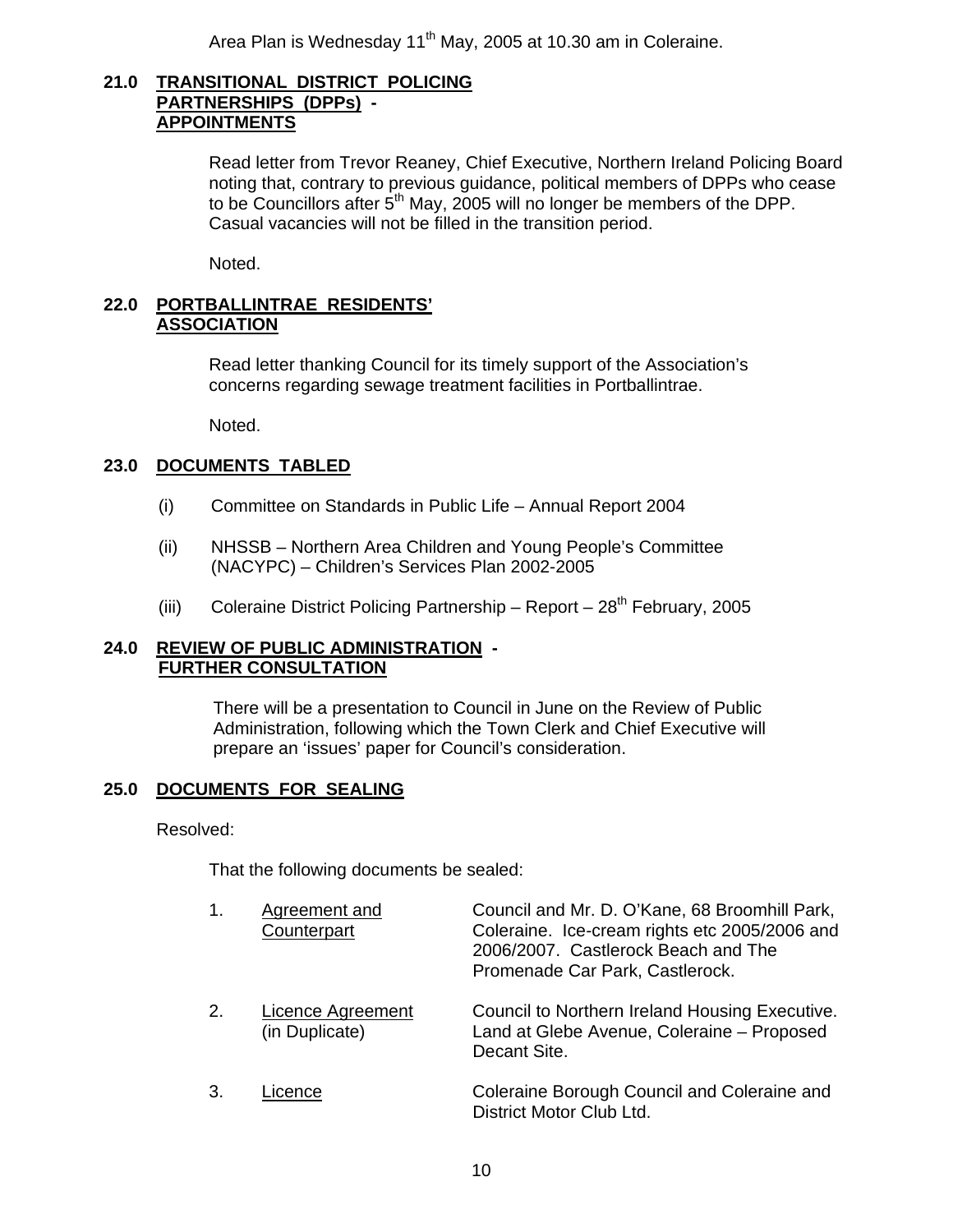Area Plan is Wednesday 11th May, 2005 at 10.30 am in Coleraine.

## 21.0 TRANSITIONAL DISTRICT POLICING PARTNERSHIPS (DPPs) - APPOINTMENTS

Read letter from Trevor Reaney, Chief Executive, Northern Ireland Policing Board noting that, contrary to previous guidance, political members of DPPs who cease to be Councillors after 5th May, 2005 will no longer be members of the DPP. Casual vacancies will not be filled in the transition period.

Noted.

## 22.0 PORTBALLINTRAE RESIDENTS' ASSOCIATION

Read letter thanking Council for its timely support of the Association's concerns regarding sewage treatment facilities in Portballintrae.

Noted.

## 23.0 DOCUMENTS TABLED

(i) Committee on Standards in Public Life – Annual Report 2004

(ii) NHSSB – Northern Area Children and Young People's Committee (NACYPC) – Children's Services Plan 2002-2005

(iii) Coleraine District Policing Partnership – Report – 28th February, 2005

## 24.0 REVIEW OF PUBLIC ADMINISTRATION - FURTHER CONSULTATION

There will be a presentation to Council in June on the Review of Public Administration, following which the Town Clerk and Chief Executive will prepare an 'issues' paper for Council's consideration.

## 25.0 DOCUMENTS FOR SEALING

Resolved:

That the following documents be sealed:

| | | |
|---|---|---|
| 1. | Agreement and Counterpart | Council and Mr. D. O'Kane, 68 Broomhill Park, Coleraine. Ice-cream rights etc 2005/2006 and 2006/2007. Castlerock Beach and The Promenade Car Park, Castlerock. |
| 2. | Licence Agreement (in Duplicate) | Council to Northern Ireland Housing Executive. Land at Glebe Avenue, Coleraine – Proposed Decant Site. |
| 3. | Licence | Coleraine Borough Council and Coleraine and District Motor Club Ltd. |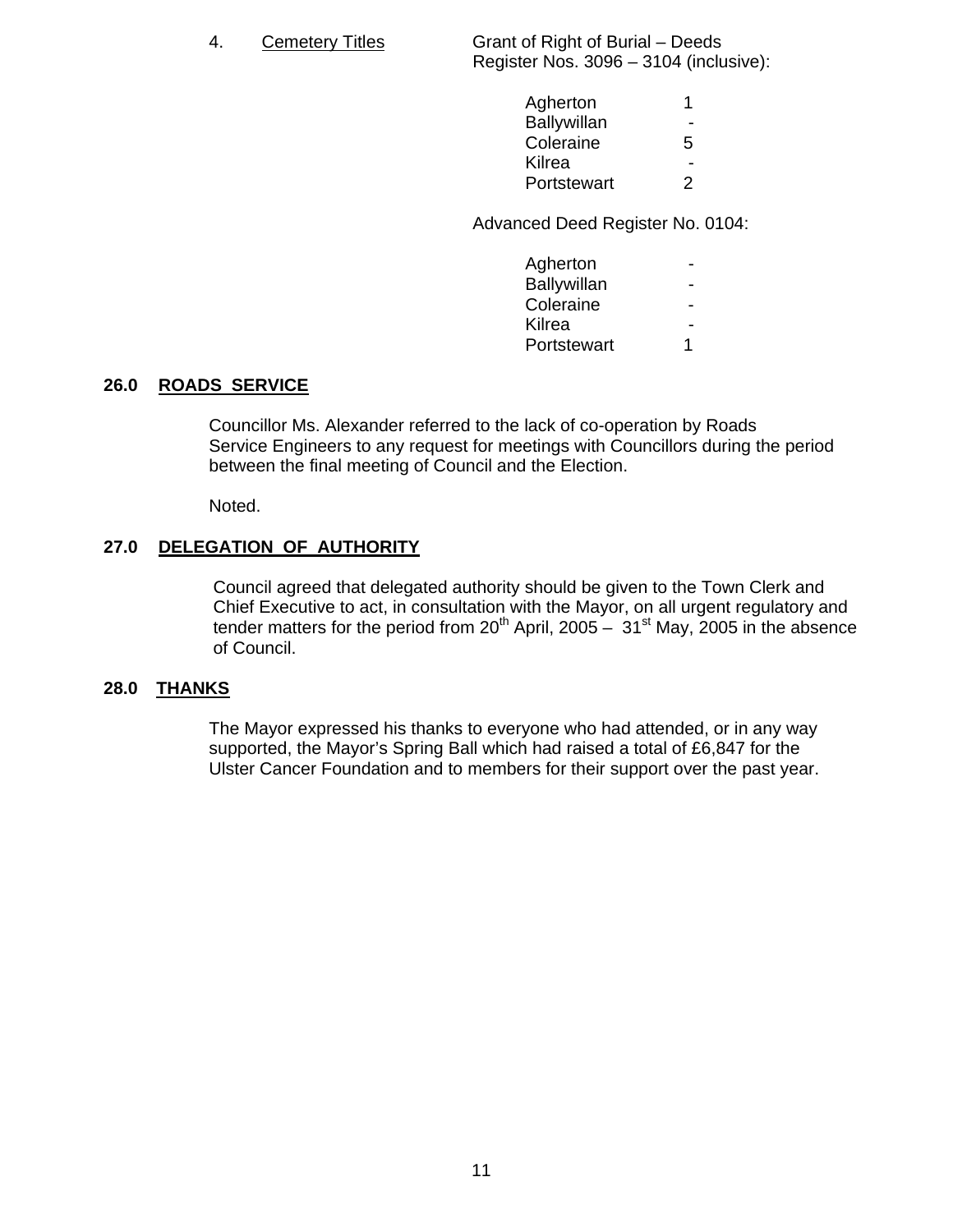4. <u>Cemetery Titles</u>

Grant of Right of Burial – Deeds Register Nos. 3096 – 3104 (inclusive):

| | |
|---|---|
| Agherton | 1 |
| Ballywillan | - |
| Coleraine | 5 |
| Kilrea | - |
| Portstewart | 2 |

Advanced Deed Register No. 0104:

| | |
|---|---|
| Agherton | - |
| Ballywillan | - |
| Coleraine | - |
| Kilrea | - |
| Portstewart | 1 |

## 26.0 ROADS SERVICE

Councillor Ms. Alexander referred to the lack of co-operation by Roads Service Engineers to any request for meetings with Councillors during the period between the final meeting of Council and the Election.

Noted.

## 27.0 DELEGATION OF AUTHORITY

Council agreed that delegated authority should be given to the Town Clerk and Chief Executive to act, in consultation with the Mayor, on all urgent regulatory and tender matters for the period from 20th April, 2005 – 31st May, 2005 in the absence of Council.

## 28.0 THANKS

The Mayor expressed his thanks to everyone who had attended, or in any way supported, the Mayor's Spring Ball which had raised a total of £6,847 for the Ulster Cancer Foundation and to members for their support over the past year.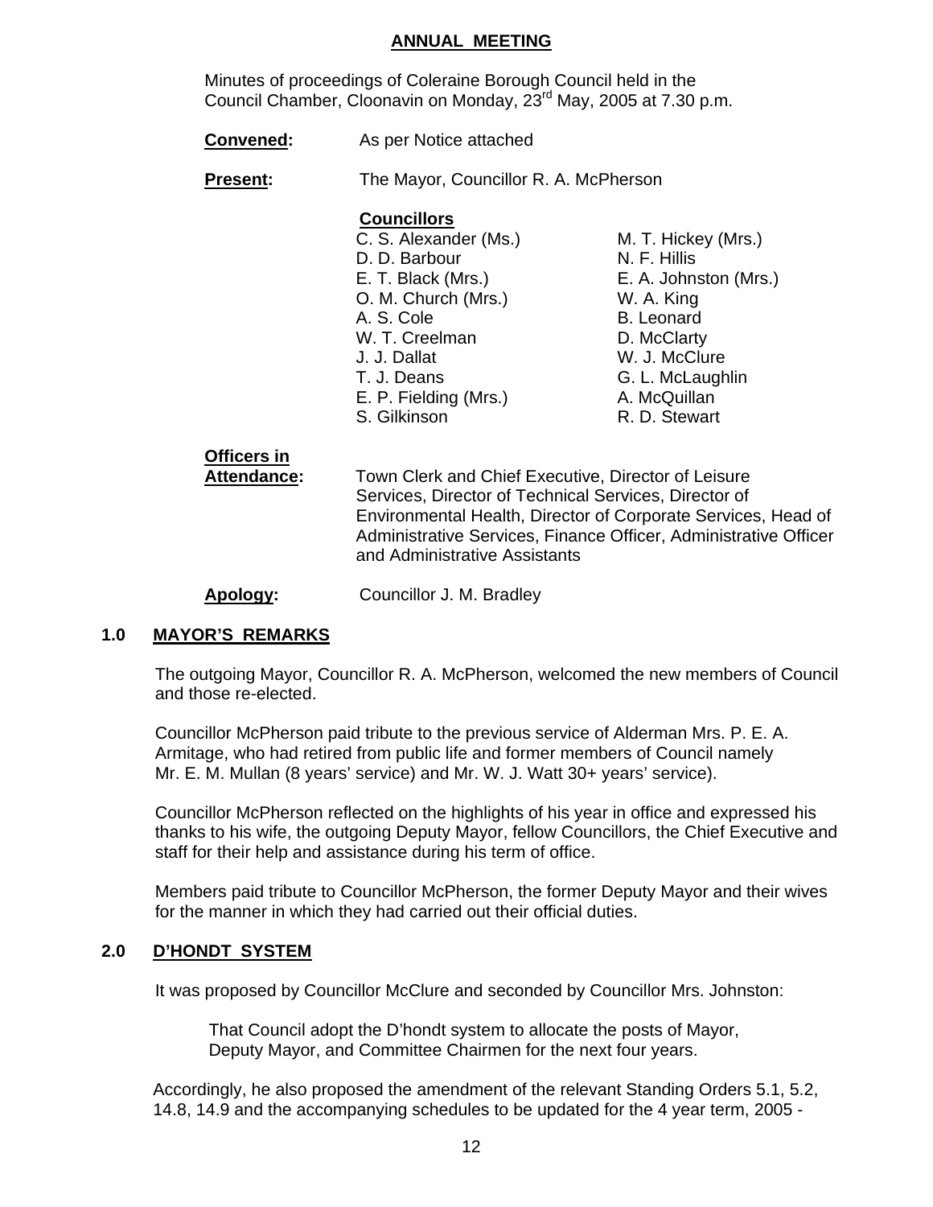## ANNUAL MEETING

Minutes of proceedings of Coleraine Borough Council held in the Council Chamber, Cloonavin on Monday, 23rd May, 2005 at 7.30 p.m.

**Convened:** As per Notice attached

**Present:** The Mayor, Councillor R. A. McPherson

**Councillors**

| | |
|---|---|
| C. S. Alexander (Ms.) | M. T. Hickey (Mrs.) |
| D. D. Barbour | N. F. Hillis |
| E. T. Black (Mrs.) | E. A. Johnston (Mrs.) |
| O. M. Church (Mrs.) | W. A. King |
| A. S. Cole | B. Leonard |
| W. T. Creelman | D. McClarty |
| J. J. Dallat | W. J. McClure |
| T. J. Deans | G. L. McLaughlin |
| E. P. Fielding (Mrs.) | A. McQuillan |
| S. Gilkinson | R. D. Stewart |

**Officers in Attendance:** Town Clerk and Chief Executive, Director of Leisure Services, Director of Technical Services, Director of Environmental Health, Director of Corporate Services, Head of Administrative Services, Finance Officer, Administrative Officer and Administrative Assistants

**Apology:** Councillor J. M. Bradley

### 1.0 MAYOR'S REMARKS

The outgoing Mayor, Councillor R. A. McPherson, welcomed the new members of Council and those re-elected.

Councillor McPherson paid tribute to the previous service of Alderman Mrs. P. E. A. Armitage, who had retired from public life and former members of Council namely Mr. E. M. Mullan (8 years' service) and Mr. W. J. Watt 30+ years' service).

Councillor McPherson reflected on the highlights of his year in office and expressed his thanks to his wife, the outgoing Deputy Mayor, fellow Councillors, the Chief Executive and staff for their help and assistance during his term of office.

Members paid tribute to Councillor McPherson, the former Deputy Mayor and their wives for the manner in which they had carried out their official duties.

### 2.0 D'HONDT SYSTEM

It was proposed by Councillor McClure and seconded by Councillor Mrs. Johnston:

> That Council adopt the D'hondt system to allocate the posts of Mayor, Deputy Mayor, and Committee Chairmen for the next four years.

Accordingly, he also proposed the amendment of the relevant Standing Orders 5.1, 5.2, 14.8, 14.9 and the accompanying schedules to be updated for the 4 year term, 2005 -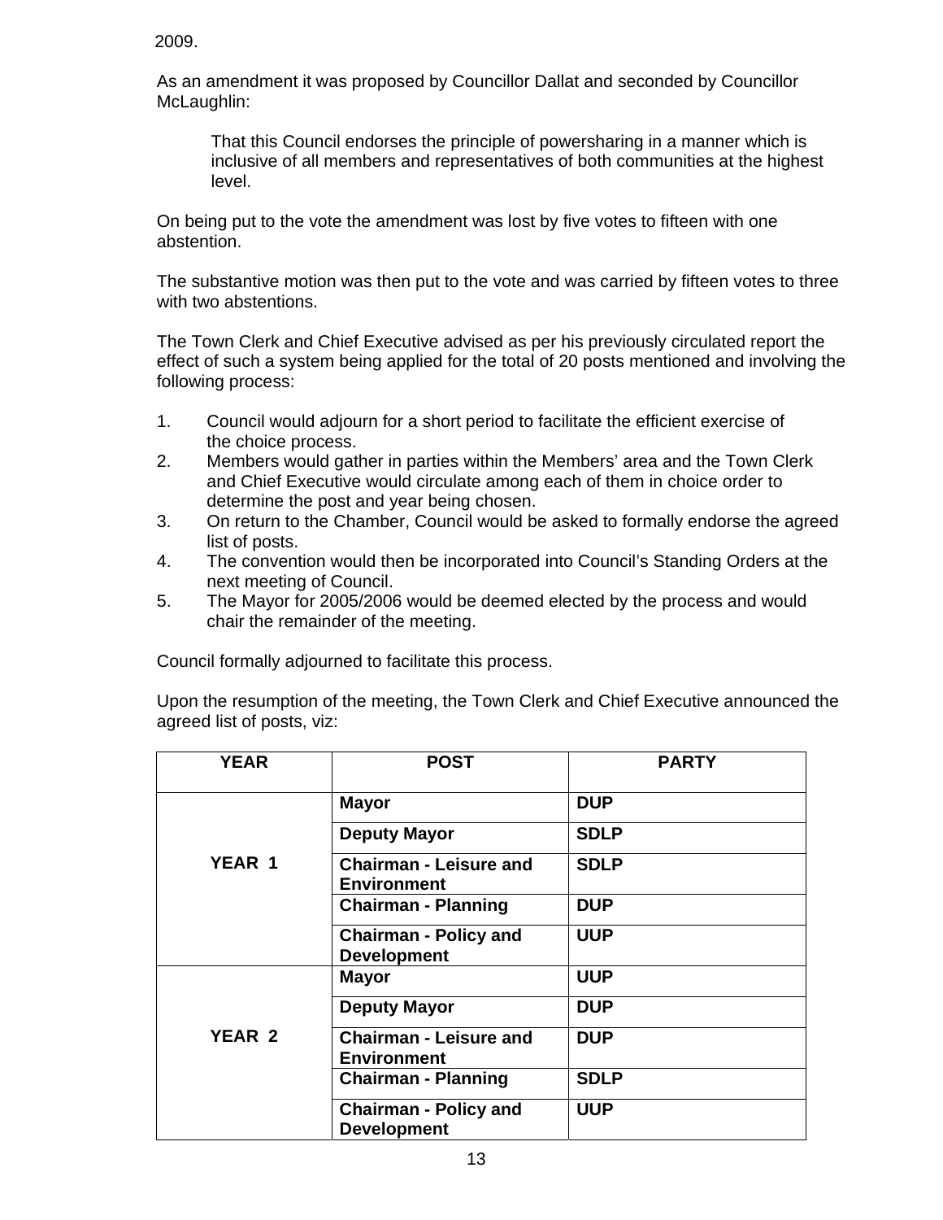2009.

As an amendment it was proposed by Councillor Dallat and seconded by Councillor McLaughlin:

> That this Council endorses the principle of powersharing in a manner which is inclusive of all members and representatives of both communities at the highest level.

On being put to the vote the amendment was lost by five votes to fifteen with one abstention.

The substantive motion was then put to the vote and was carried by fifteen votes to three with two abstentions.

The Town Clerk and Chief Executive advised as per his previously circulated report the effect of such a system being applied for the total of 20 posts mentioned and involving the following process:

1. Council would adjourn for a short period to facilitate the efficient exercise of the choice process.
2. Members would gather in parties within the Members' area and the Town Clerk and Chief Executive would circulate among each of them in choice order to determine the post and year being chosen.
3. On return to the Chamber, Council would be asked to formally endorse the agreed list of posts.
4. The convention would then be incorporated into Council's Standing Orders at the next meeting of Council.
5. The Mayor for 2005/2006 would be deemed elected by the process and would chair the remainder of the meeting.

Council formally adjourned to facilitate this process.

Upon the resumption of the meeting, the Town Clerk and Chief Executive announced the agreed list of posts, viz:

| YEAR | POST | PARTY |
|---|---|---|
| YEAR 1 | **Mayor** | **DUP** |
| | **Deputy Mayor** | **SDLP** |
| | **Chairman - Leisure and Environment** | **SDLP** |
| | **Chairman - Planning** | **DUP** |
| | **Chairman - Policy and Development** | **UUP** |
| YEAR 2 | **Mayor** | **UUP** |
| | **Deputy Mayor** | **DUP** |
| | **Chairman - Leisure and Environment** | **DUP** |
| | **Chairman - Planning** | **SDLP** |
| | **Chairman - Policy and Development** | **UUP** |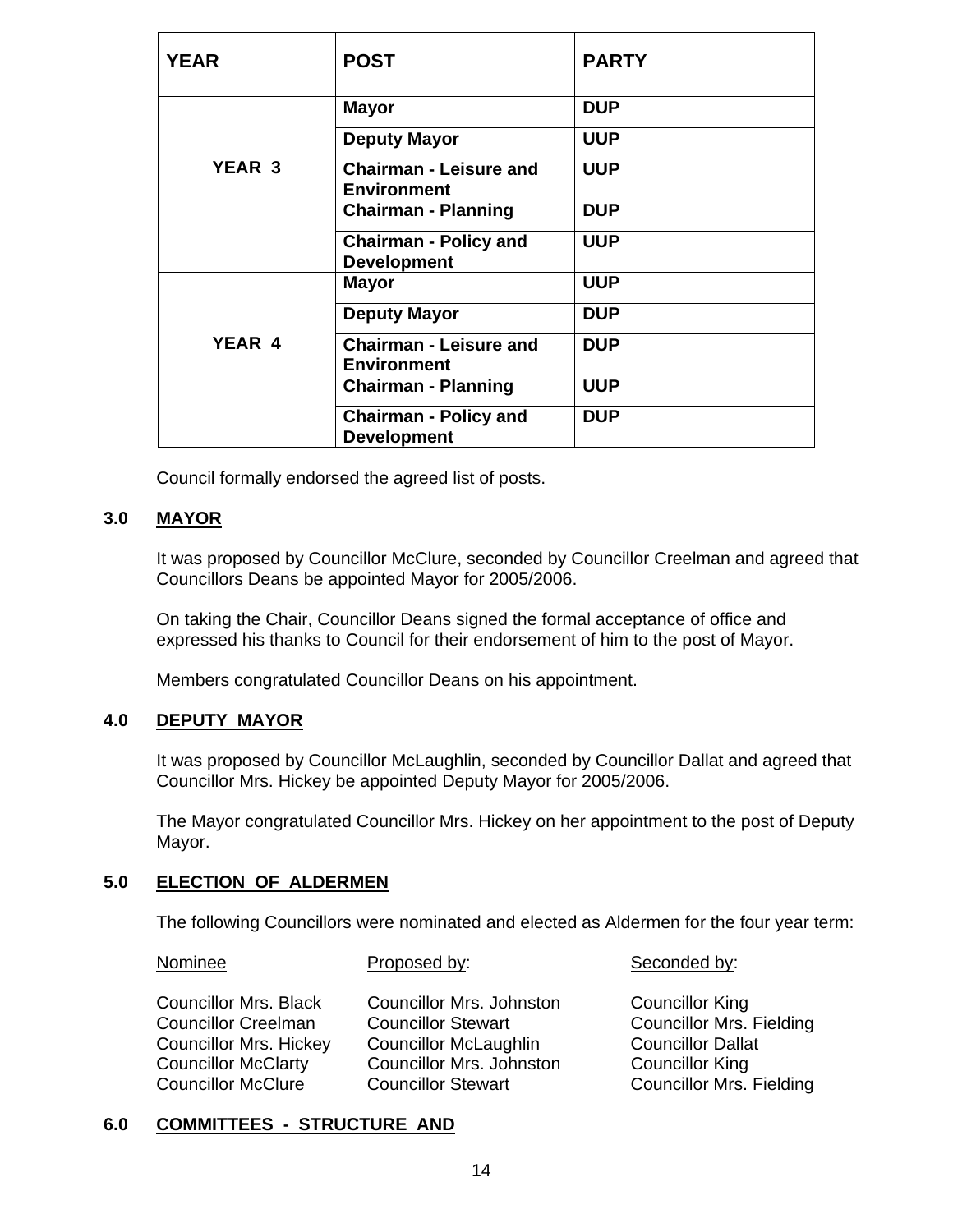| YEAR | POST | PARTY |
|---|---|---|
| YEAR 3 | Mayor | DUP |
| | Deputy Mayor | UUP |
| | Chairman - Leisure and Environment | UUP |
| | Chairman - Planning | DUP |
| | Chairman - Policy and Development | UUP |
| YEAR 4 | Mayor | UUP |
| | Deputy Mayor | DUP |
| | Chairman - Leisure and Environment | DUP |
| | Chairman - Planning | UUP |
| | Chairman - Policy and Development | DUP |

Council formally endorsed the agreed list of posts.

## 3.0 MAYOR

It was proposed by Councillor McClure, seconded by Councillor Creelman and agreed that Councillors Deans be appointed Mayor for 2005/2006.

On taking the Chair, Councillor Deans signed the formal acceptance of office and expressed his thanks to Council for their endorsement of him to the post of Mayor.

Members congratulated Councillor Deans on his appointment.

## 4.0 DEPUTY MAYOR

It was proposed by Councillor McLaughlin, seconded by Councillor Dallat and agreed that Councillor Mrs. Hickey be appointed Deputy Mayor for 2005/2006.

The Mayor congratulated Councillor Mrs. Hickey on her appointment to the post of Deputy Mayor.

## 5.0 ELECTION OF ALDERMEN

The following Councillors were nominated and elected as Aldermen for the four year term:

| Nominee | Proposed by: | Seconded by: |
|---|---|---|
| Councillor Mrs. Black | Councillor Mrs. Johnston | Councillor King |
| Councillor Creelman | Councillor Stewart | Councillor Mrs. Fielding |
| Councillor Mrs. Hickey | Councillor McLaughlin | Councillor Dallat |
| Councillor McClarty | Councillor Mrs. Johnston | Councillor King |
| Councillor McClure | Councillor Stewart | Councillor Mrs. Fielding |

## 6.0 COMMITTEES - STRUCTURE AND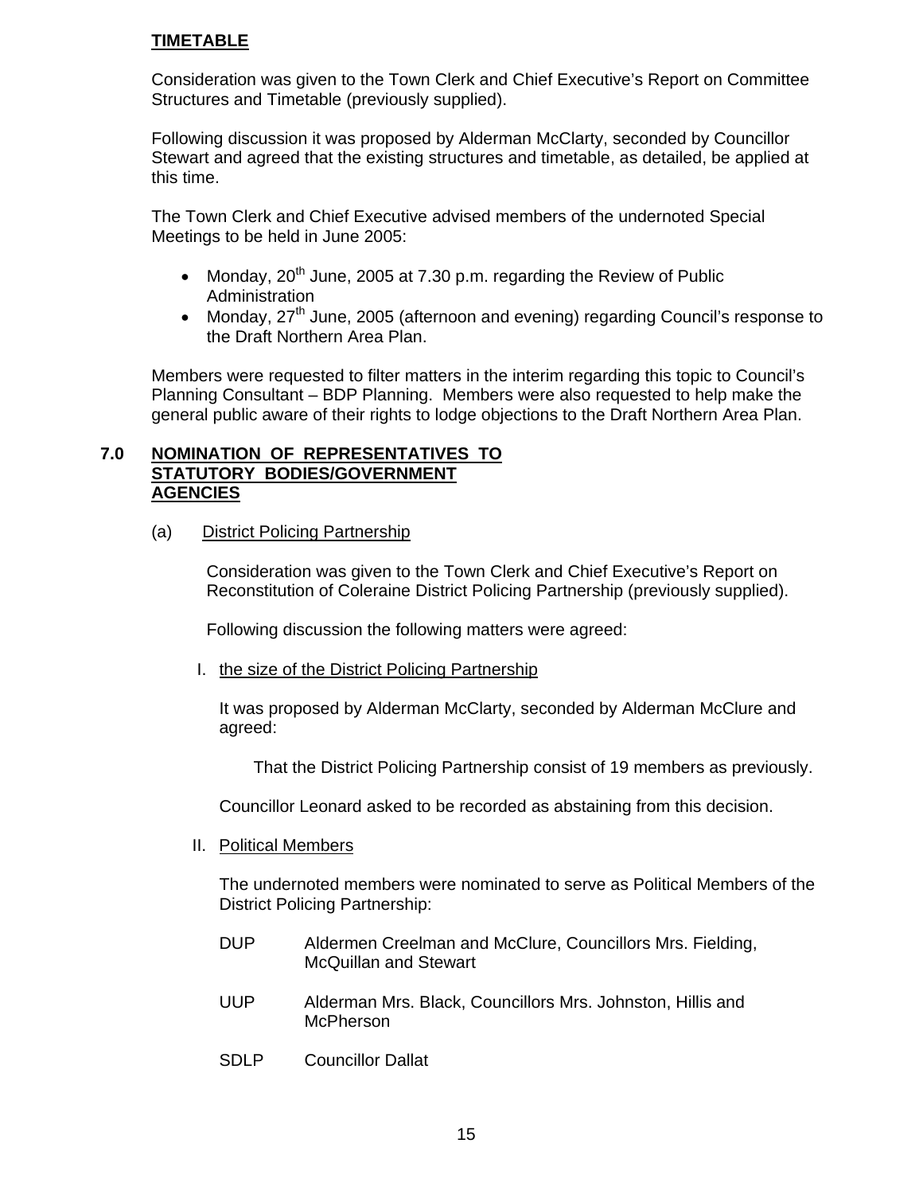**TIMETABLE**

Consideration was given to the Town Clerk and Chief Executive's Report on Committee Structures and Timetable (previously supplied).

Following discussion it was proposed by Alderman McClarty, seconded by Councillor Stewart and agreed that the existing structures and timetable, as detailed, be applied at this time.

The Town Clerk and Chief Executive advised members of the undernoted Special Meetings to be held in June 2005:

- Monday, 20th June, 2005 at 7.30 p.m. regarding the Review of Public Administration
- Monday, 27th June, 2005 (afternoon and evening) regarding Council's response to the Draft Northern Area Plan.

Members were requested to filter matters in the interim regarding this topic to Council's Planning Consultant – BDP Planning. Members were also requested to help make the general public aware of their rights to lodge objections to the Draft Northern Area Plan.

## 7.0 NOMINATION OF REPRESENTATIVES TO STATUTORY BODIES/GOVERNMENT AGENCIES

(a) District Policing Partnership

Consideration was given to the Town Clerk and Chief Executive's Report on Reconstitution of Coleraine District Policing Partnership (previously supplied).

Following discussion the following matters were agreed:

I. the size of the District Policing Partnership

It was proposed by Alderman McClarty, seconded by Alderman McClure and agreed:

> That the District Policing Partnership consist of 19 members as previously.

Councillor Leonard asked to be recorded as abstaining from this decision.

II. Political Members

The undernoted members were nominated to serve as Political Members of the District Policing Partnership:

DUP — Aldermen Creelman and McClure, Councillors Mrs. Fielding, McQuillan and Stewart

UUP — Alderman Mrs. Black, Councillors Mrs. Johnston, Hillis and McPherson

SDLP — Councillor Dallat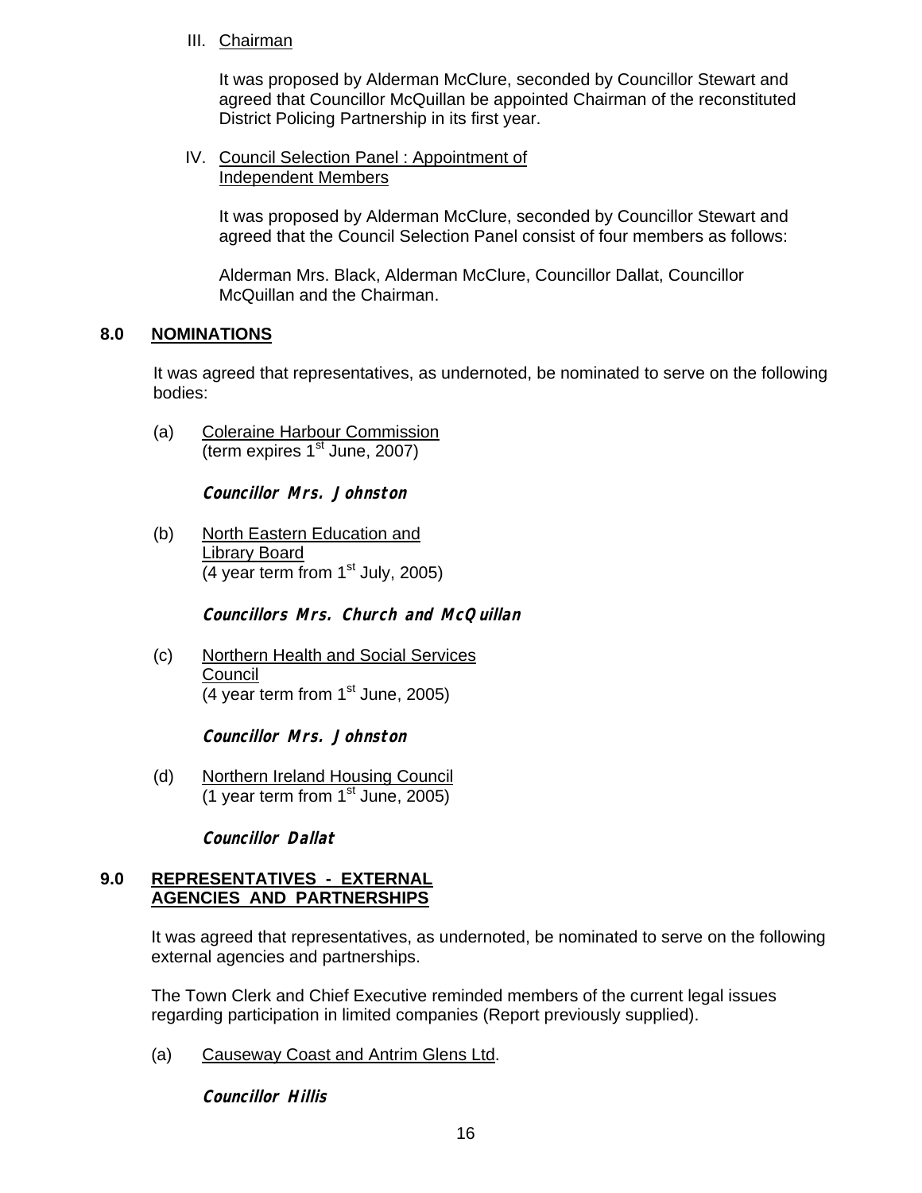III. Chairman

It was proposed by Alderman McClure, seconded by Councillor Stewart and agreed that Councillor McQuillan be appointed Chairman of the reconstituted District Policing Partnership in its first year.

IV. Council Selection Panel : Appointment of Independent Members

It was proposed by Alderman McClure, seconded by Councillor Stewart and agreed that the Council Selection Panel consist of four members as follows:

Alderman Mrs. Black, Alderman McClure, Councillor Dallat, Councillor McQuillan and the Chairman.

## 8.0 NOMINATIONS

It was agreed that representatives, as undernoted, be nominated to serve on the following bodies:

(a) Coleraine Harbour Commission (term expires 1st June, 2007)

**Councillor Mrs. Johnston**

(b) North Eastern Education and Library Board (4 year term from 1st July, 2005)

**Councillors Mrs. Church and McQuillan**

(c) Northern Health and Social Services Council (4 year term from 1st June, 2005)

**Councillor Mrs. Johnston**

(d) Northern Ireland Housing Council (1 year term from 1st June, 2005)

**Councillor Dallat**

## 9.0 REPRESENTATIVES - EXTERNAL AGENCIES AND PARTNERSHIPS

It was agreed that representatives, as undernoted, be nominated to serve on the following external agencies and partnerships.

The Town Clerk and Chief Executive reminded members of the current legal issues regarding participation in limited companies (Report previously supplied).

(a) Causeway Coast and Antrim Glens Ltd.

**Councillor Hillis**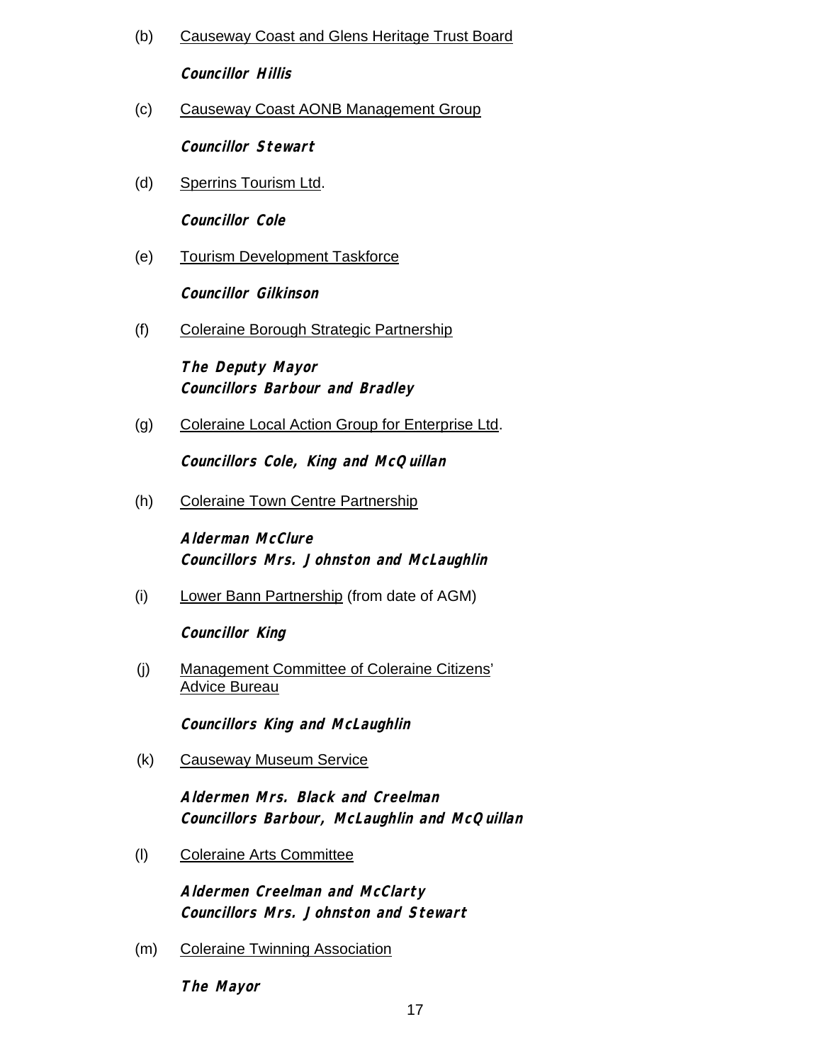(b) Causeway Coast and Glens Heritage Trust Board

**Councillor Hillis**

(c) Causeway Coast AONB Management Group

**Councillor Stewart**

(d) Sperrins Tourism Ltd.

**Councillor Cole**

(e) Tourism Development Taskforce

**Councillor Gilkinson**

(f) Coleraine Borough Strategic Partnership

**The Deputy Mayor**
**Councillors Barbour and Bradley**

(g) Coleraine Local Action Group for Enterprise Ltd.

**Councillors Cole, King and McQuillan**

(h) Coleraine Town Centre Partnership

**Alderman McClure**
**Councillors Mrs. Johnston and McLaughlin**

(i) Lower Bann Partnership (from date of AGM)

**Councillor King**

(j) Management Committee of Coleraine Citizens' Advice Bureau

**Councillors King and McLaughlin**

(k) Causeway Museum Service

**Aldermen Mrs. Black and Creelman**
**Councillors Barbour, McLaughlin and McQuillan**

(l) Coleraine Arts Committee

**Aldermen Creelman and McClarty**
**Councillors Mrs. Johnston and Stewart**

(m) Coleraine Twinning Association

**The Mayor**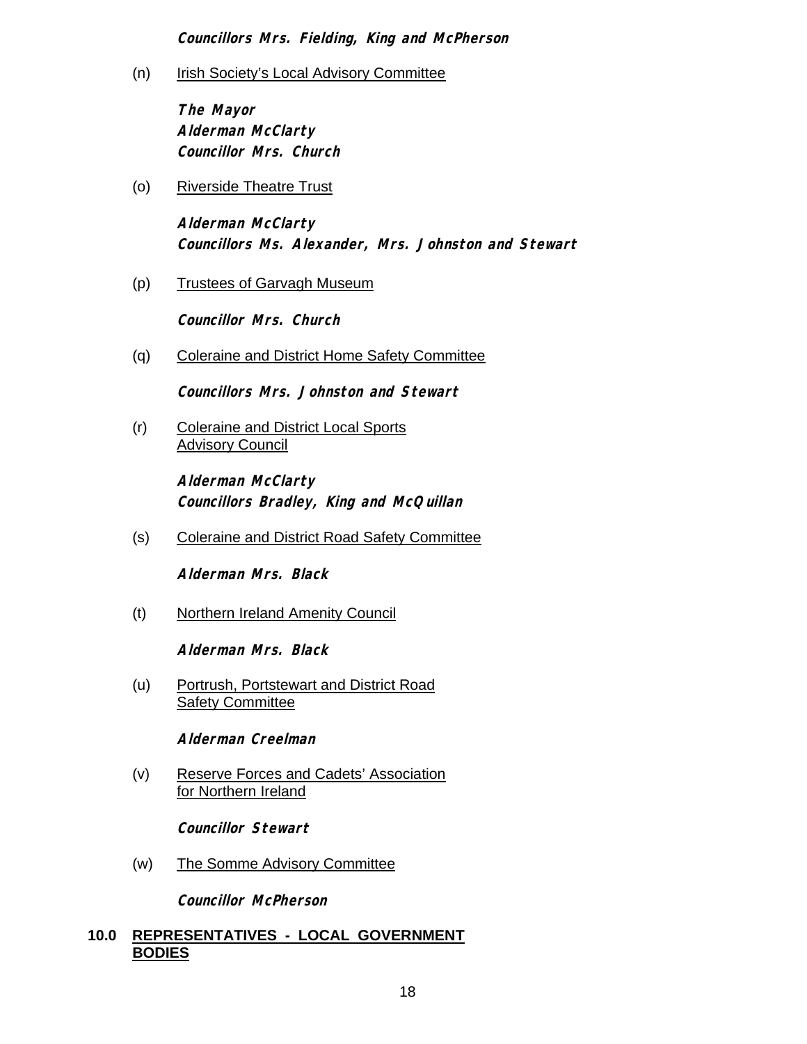**Councillors Mrs. Fielding, King and McPherson**

(n) Irish Society's Local Advisory Committee

**The Mayor**
**Alderman McClarty**
**Councillor Mrs. Church**

(o) Riverside Theatre Trust

**Alderman McClarty**
**Councillors Ms. Alexander, Mrs. Johnston and Stewart**

(p) Trustees of Garvagh Museum

**Councillor Mrs. Church**

(q) Coleraine and District Home Safety Committee

**Councillors Mrs. Johnston and Stewart**

(r) Coleraine and District Local Sports Advisory Council

**Alderman McClarty**
**Councillors Bradley, King and McQuillan**

(s) Coleraine and District Road Safety Committee

**Alderman Mrs. Black**

(t) Northern Ireland Amenity Council

**Alderman Mrs. Black**

(u) Portrush, Portstewart and District Road Safety Committee

**Alderman Creelman**

(v) Reserve Forces and Cadets' Association for Northern Ireland

**Councillor Stewart**

(w) The Somme Advisory Committee

**Councillor McPherson**

## 10.0 REPRESENTATIVES - LOCAL GOVERNMENT BODIES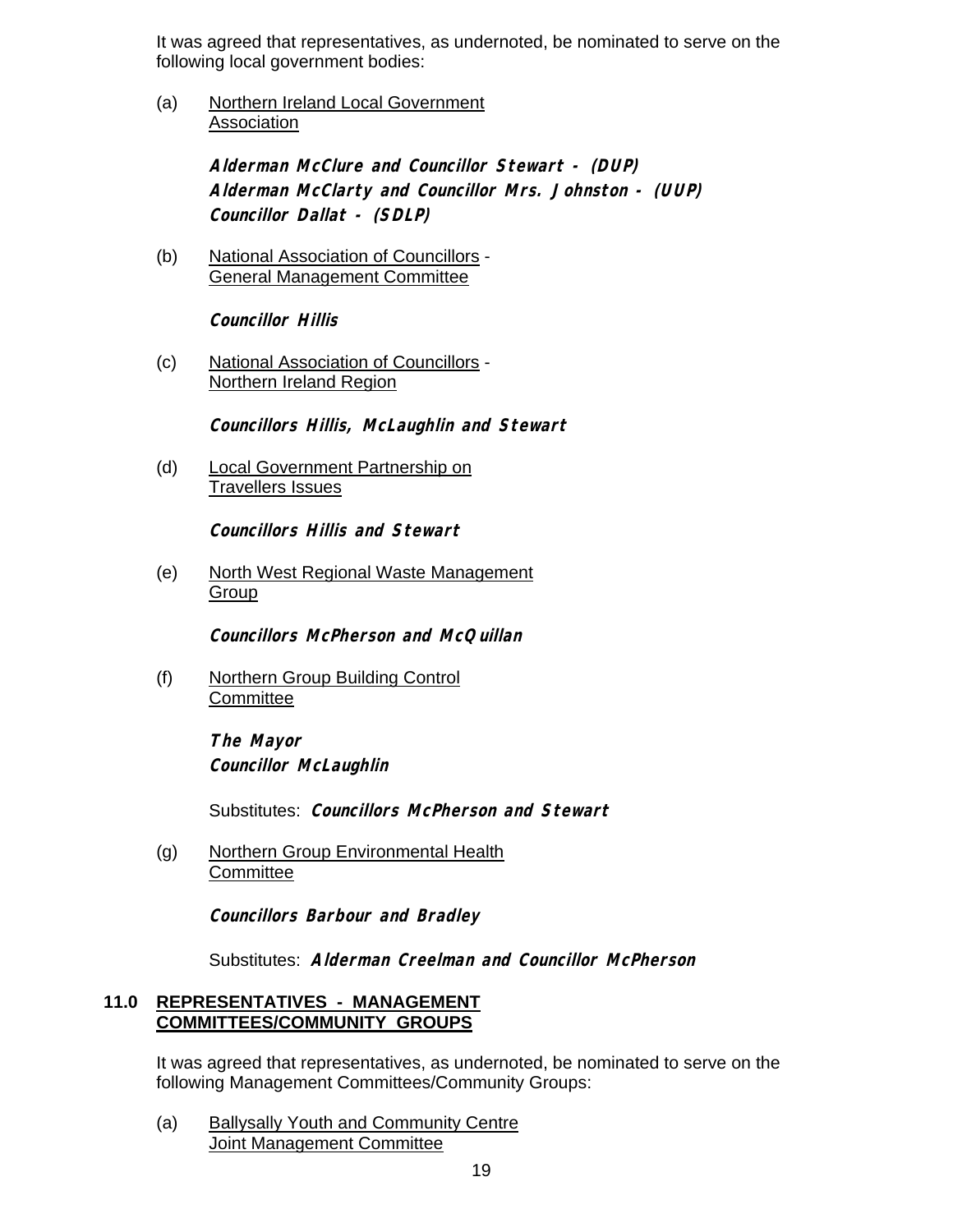It was agreed that representatives, as undernoted, be nominated to serve on the following local government bodies:

(a) Northern Ireland Local Government Association

***Alderman McClure and Councillor Stewart - (DUP)***
***Alderman McClarty and Councillor Mrs. Johnston - (UUP)***
***Councillor Dallat - (SDLP)***

(b) National Association of Councillors - General Management Committee

***Councillor Hillis***

(c) National Association of Councillors - Northern Ireland Region

***Councillors Hillis, McLaughlin and Stewart***

(d) Local Government Partnership on Travellers Issues

***Councillors Hillis and Stewart***

(e) North West Regional Waste Management Group

***Councillors McPherson and McQuillan***

(f) Northern Group Building Control Committee

***The Mayor***
***Councillor McLaughlin***

Substitutes: ***Councillors McPherson and Stewart***

(g) Northern Group Environmental Health Committee

***Councillors Barbour and Bradley***

Substitutes: ***Alderman Creelman and Councillor McPherson***

## 11.0 REPRESENTATIVES - MANAGEMENT COMMITTEES/COMMUNITY GROUPS

It was agreed that representatives, as undernoted, be nominated to serve on the following Management Committees/Community Groups:

(a) Ballysally Youth and Community Centre Joint Management Committee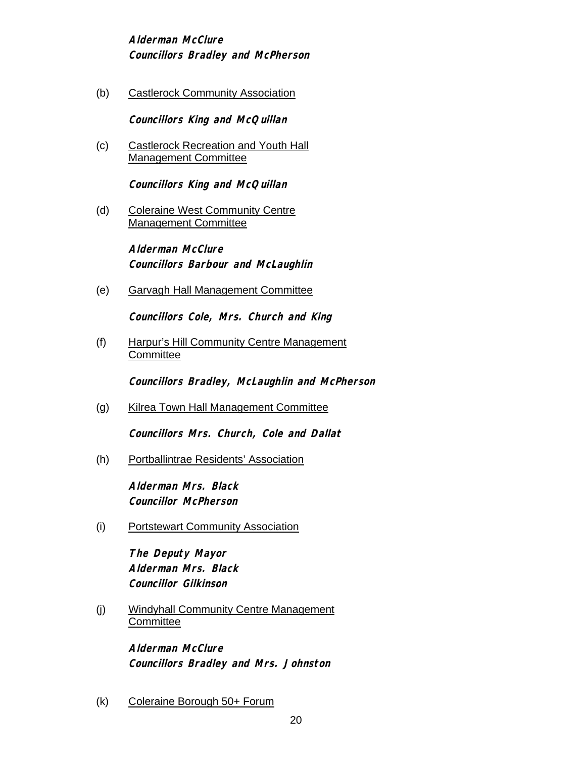**Alderman McClure**
**Councillors Bradley and McPherson**

(b) Castlerock Community Association

**Councillors King and McQuillan**

(c) Castlerock Recreation and Youth Hall Management Committee

**Councillors King and McQuillan**

(d) Coleraine West Community Centre Management Committee

**Alderman McClure**
**Councillors Barbour and McLaughlin**

(e) Garvagh Hall Management Committee

**Councillors Cole, Mrs. Church and King**

(f) Harpur's Hill Community Centre Management Committee

**Councillors Bradley, McLaughlin and McPherson**

(g) Kilrea Town Hall Management Committee

**Councillors Mrs. Church, Cole and Dallat**

(h) Portballintrae Residents' Association

**Alderman Mrs. Black**
**Councillor McPherson**

(i) Portstewart Community Association

**The Deputy Mayor**
**Alderman Mrs. Black**
**Councillor Gilkinson**

(j) Windyhall Community Centre Management Committee

**Alderman McClure**
**Councillors Bradley and Mrs. Johnston**

(k) Coleraine Borough 50+ Forum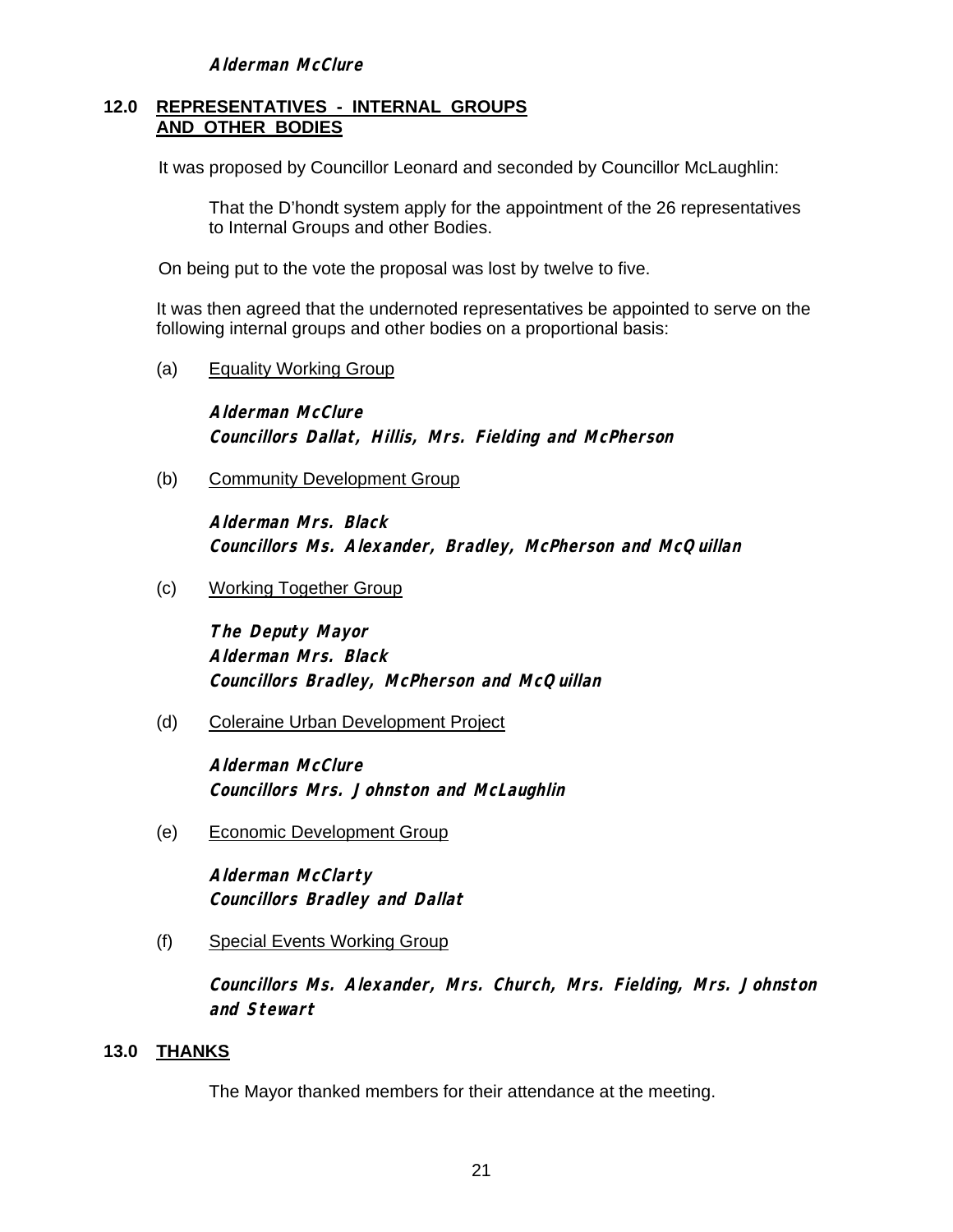**Alderman McClure**

## 12.0 REPRESENTATIVES - INTERNAL GROUPS AND OTHER BODIES

It was proposed by Councillor Leonard and seconded by Councillor McLaughlin:

> That the D'hondt system apply for the appointment of the 26 representatives to Internal Groups and other Bodies.

On being put to the vote the proposal was lost by twelve to five.

It was then agreed that the undernoted representatives be appointed to serve on the following internal groups and other bodies on a proportional basis:

(a) Equality Working Group

**Alderman McClure**
**Councillors Dallat, Hillis, Mrs. Fielding and McPherson**

(b) Community Development Group

**Alderman Mrs. Black**
**Councillors Ms. Alexander, Bradley, McPherson and McQuillan**

(c) Working Together Group

**The Deputy Mayor**
**Alderman Mrs. Black**
**Councillors Bradley, McPherson and McQuillan**

(d) Coleraine Urban Development Project

**Alderman McClure**
**Councillors Mrs. Johnston and McLaughlin**

(e) Economic Development Group

**Alderman McClarty**
**Councillors Bradley and Dallat**

(f) Special Events Working Group

**Councillors Ms. Alexander, Mrs. Church, Mrs. Fielding, Mrs. Johnston and Stewart**

## 13.0 THANKS

The Mayor thanked members for their attendance at the meeting.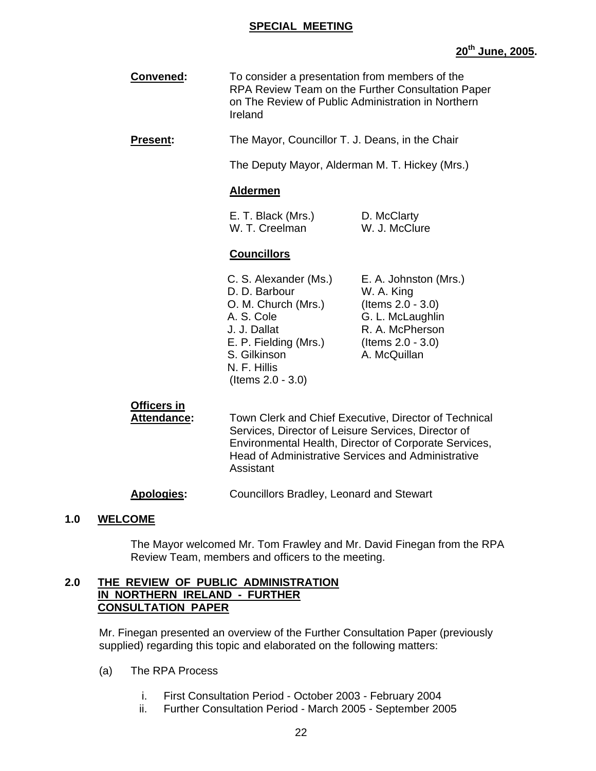**SPECIAL MEETING**

**20th June, 2005.**

**Convened:** To consider a presentation from members of the RPA Review Team on the Further Consultation Paper on The Review of Public Administration in Northern Ireland

**Present:** The Mayor, Councillor T. J. Deans, in the Chair

The Deputy Mayor, Alderman M. T. Hickey (Mrs.)

**Aldermen**

E. T. Black (Mrs.)
W. T. Creelman
D. McClarty
W. J. McClure

**Councillors**

C. S. Alexander (Ms.)
D. D. Barbour
O. M. Church (Mrs.)
A. S. Cole
J. J. Dallat
E. P. Fielding (Mrs.)
S. Gilkinson
N. F. Hillis (Items 2.0 - 3.0)
E. A. Johnston (Mrs.)
W. A. King (Items 2.0 - 3.0)
G. L. McLaughlin
R. A. McPherson (Items 2.0 - 3.0)
A. McQuillan

**Officers in Attendance:** Town Clerk and Chief Executive, Director of Technical Services, Director of Leisure Services, Director of Environmental Health, Director of Corporate Services, Head of Administrative Services and Administrative Assistant

**Apologies:** Councillors Bradley, Leonard and Stewart

## 1.0 WELCOME

The Mayor welcomed Mr. Tom Frawley and Mr. David Finegan from the RPA Review Team, members and officers to the meeting.

## 2.0 THE REVIEW OF PUBLIC ADMINISTRATION IN NORTHERN IRELAND - FURTHER CONSULTATION PAPER

Mr. Finegan presented an overview of the Further Consultation Paper (previously supplied) regarding this topic and elaborated on the following matters:

(a) The RPA Process

i. First Consultation Period - October 2003 - February 2004
ii. Further Consultation Period - March 2005 - September 2005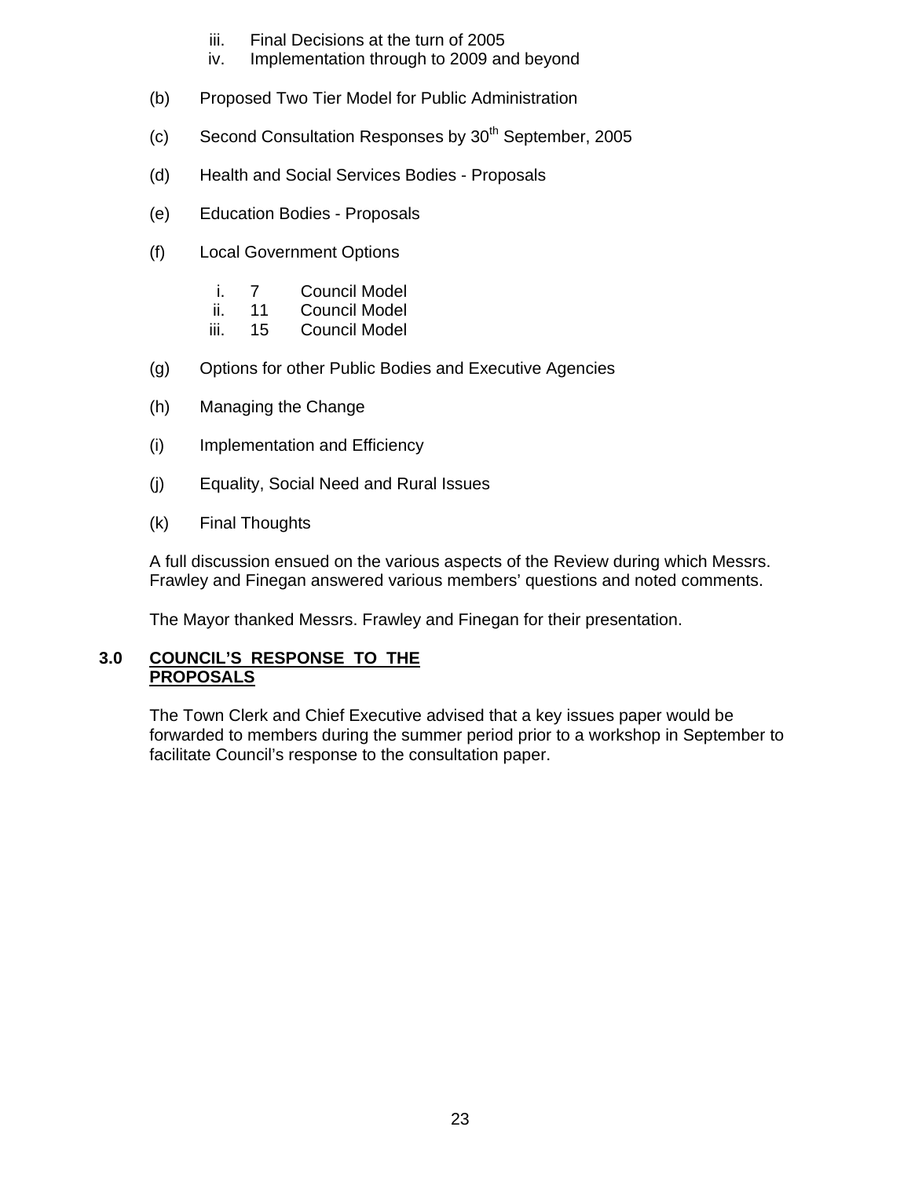iii. Final Decisions at the turn of 2005
   iv. Implementation through to 2009 and beyond

(b) Proposed Two Tier Model for Public Administration

(c) Second Consultation Responses by 30th September, 2005

(d) Health and Social Services Bodies - Proposals

(e) Education Bodies - Proposals

(f) Local Government Options

   i. 7 Council Model
   ii. 11 Council Model
   iii. 15 Council Model

(g) Options for other Public Bodies and Executive Agencies

(h) Managing the Change

(i) Implementation and Efficiency

(j) Equality, Social Need and Rural Issues

(k) Final Thoughts

A full discussion ensued on the various aspects of the Review during which Messrs. Frawley and Finegan answered various members' questions and noted comments.

The Mayor thanked Messrs. Frawley and Finegan for their presentation.

## 3.0 COUNCIL'S RESPONSE TO THE PROPOSALS

The Town Clerk and Chief Executive advised that a key issues paper would be forwarded to members during the summer period prior to a workshop in September to facilitate Council's response to the consultation paper.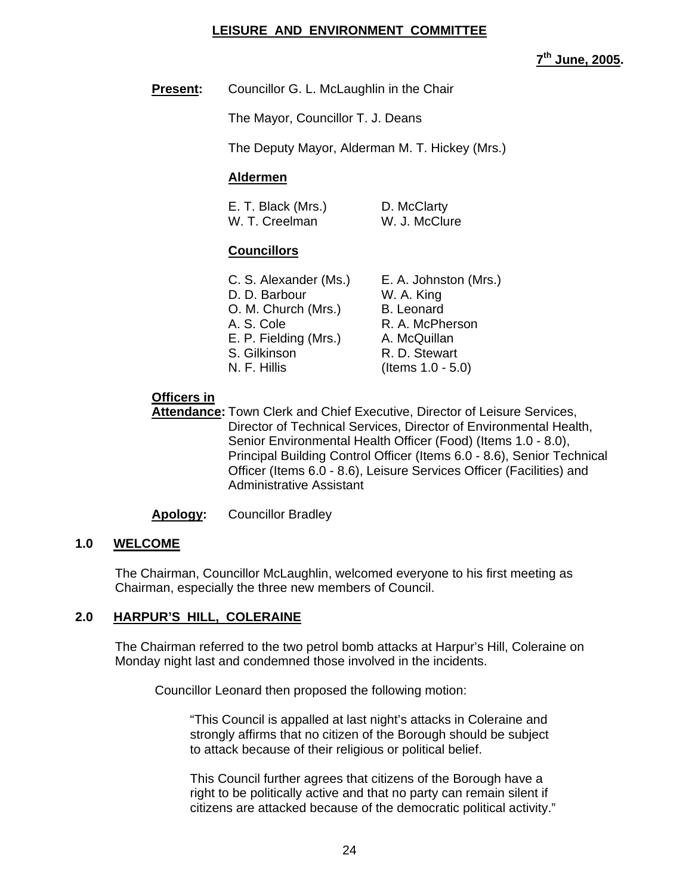**LEISURE AND ENVIRONMENT COMMITTEE**

**7th June, 2005.**

**Present:** Councillor G. L. McLaughlin in the Chair

The Mayor, Councillor T. J. Deans

The Deputy Mayor, Alderman M. T. Hickey (Mrs.)

**Aldermen**

| | |
|---|---|
| E. T. Black (Mrs.) | D. McClarty |
| W. T. Creelman | W. J. McClure |

**Councillors**

| | |
|---|---|
| C. S. Alexander (Ms.) | E. A. Johnston (Mrs.) |
| D. D. Barbour | W. A. King |
| O. M. Church (Mrs.) | B. Leonard |
| A. S. Cole | R. A. McPherson |
| E. P. Fielding (Mrs.) | A. McQuillan |
| S. Gilkinson | R. D. Stewart |
| N. F. Hillis | (Items 1.0 - 5.0) |

**Officers in Attendance:** Town Clerk and Chief Executive, Director of Leisure Services, Director of Technical Services, Director of Environmental Health, Senior Environmental Health Officer (Food) (Items 1.0 - 8.0), Principal Building Control Officer (Items 6.0 - 8.6), Senior Technical Officer (Items 6.0 - 8.6), Leisure Services Officer (Facilities) and Administrative Assistant

**Apology:** Councillor Bradley

## 1.0 WELCOME

The Chairman, Councillor McLaughlin, welcomed everyone to his first meeting as Chairman, especially the three new members of Council.

## 2.0 HARPUR'S HILL, COLERAINE

The Chairman referred to the two petrol bomb attacks at Harpur's Hill, Coleraine on Monday night last and condemned those involved in the incidents.

Councillor Leonard then proposed the following motion:

"This Council is appalled at last night's attacks in Coleraine and strongly affirms that no citizen of the Borough should be subject to attack because of their religious or political belief.

This Council further agrees that citizens of the Borough have a right to be politically active and that no party can remain silent if citizens are attacked because of the democratic political activity."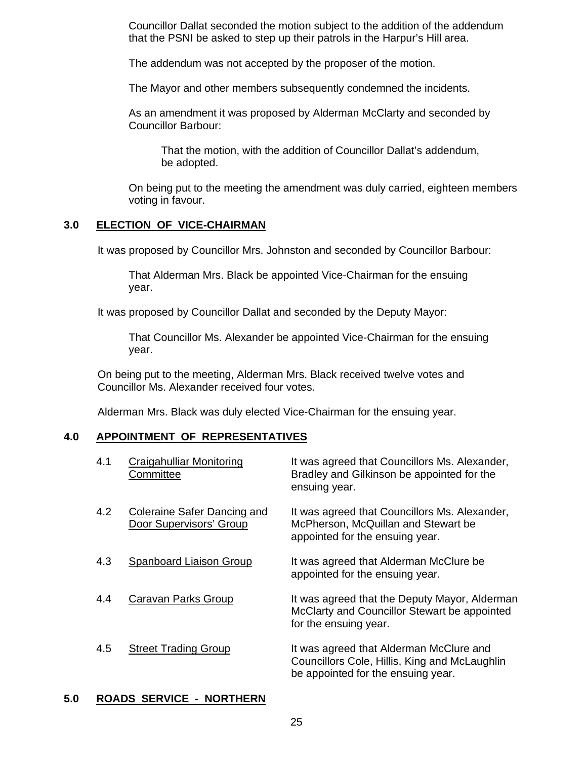Councillor Dallat seconded the motion subject to the addition of the addendum that the PSNI be asked to step up their patrols in the Harpur's Hill area.

The addendum was not accepted by the proposer of the motion.

The Mayor and other members subsequently condemned the incidents.

As an amendment it was proposed by Alderman McClarty and seconded by Councillor Barbour:

> That the motion, with the addition of Councillor Dallat's addendum, be adopted.

On being put to the meeting the amendment was duly carried, eighteen members voting in favour.

## 3.0 ELECTION OF VICE-CHAIRMAN

It was proposed by Councillor Mrs. Johnston and seconded by Councillor Barbour:

> That Alderman Mrs. Black be appointed Vice-Chairman for the ensuing year.

It was proposed by Councillor Dallat and seconded by the Deputy Mayor:

> That Councillor Ms. Alexander be appointed Vice-Chairman for the ensuing year.

On being put to the meeting, Alderman Mrs. Black received twelve votes and Councillor Ms. Alexander received four votes.

Alderman Mrs. Black was duly elected Vice-Chairman for the ensuing year.

## 4.0 APPOINTMENT OF REPRESENTATIVES

| | | |
|---|---|---|
| 4.1 | Craigahulliar Monitoring Committee | It was agreed that Councillors Ms. Alexander, Bradley and Gilkinson be appointed for the ensuing year. |
| 4.2 | Coleraine Safer Dancing and Door Supervisors' Group | It was agreed that Councillors Ms. Alexander, McPherson, McQuillan and Stewart be appointed for the ensuing year. |
| 4.3 | Spanboard Liaison Group | It was agreed that Alderman McClure be appointed for the ensuing year. |
| 4.4 | Caravan Parks Group | It was agreed that the Deputy Mayor, Alderman McClarty and Councillor Stewart be appointed for the ensuing year. |
| 4.5 | Street Trading Group | It was agreed that Alderman McClure and Councillors Cole, Hillis, King and McLaughlin be appointed for the ensuing year. |

## 5.0 ROADS SERVICE - NORTHERN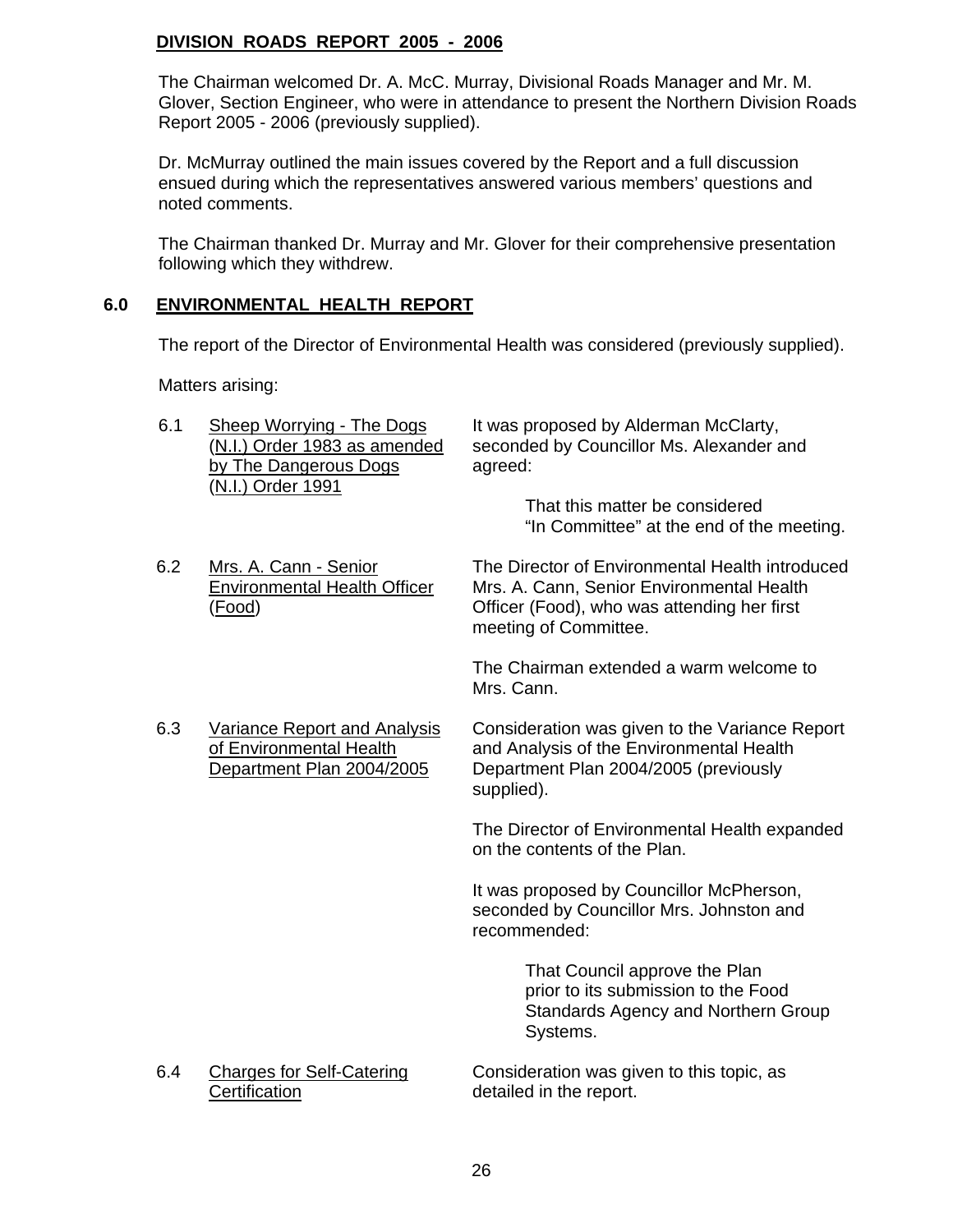## DIVISION ROADS REPORT 2005 - 2006

The Chairman welcomed Dr. A. McC. Murray, Divisional Roads Manager and Mr. M. Glover, Section Engineer, who were in attendance to present the Northern Division Roads Report 2005 - 2006 (previously supplied).

Dr. McMurray outlined the main issues covered by the Report and a full discussion ensued during which the representatives answered various members' questions and noted comments.

The Chairman thanked Dr. Murray and Mr. Glover for their comprehensive presentation following which they withdrew.

## 6.0 ENVIRONMENTAL HEALTH REPORT

The report of the Director of Environmental Health was considered (previously supplied).

Matters arising:

**6.1 Sheep Worrying - The Dogs (N.I.) Order 1983 as amended by The Dangerous Dogs (N.I.) Order 1991**

It was proposed by Alderman McClarty, seconded by Councillor Ms. Alexander and agreed:

> That this matter be considered "In Committee" at the end of the meeting.

**6.2 Mrs. A. Cann - Senior Environmental Health Officer (Food)**

The Director of Environmental Health introduced Mrs. A. Cann, Senior Environmental Health Officer (Food), who was attending her first meeting of Committee.

The Chairman extended a warm welcome to Mrs. Cann.

**6.3 Variance Report and Analysis of Environmental Health Department Plan 2004/2005**

Consideration was given to the Variance Report and Analysis of the Environmental Health Department Plan 2004/2005 (previously supplied).

The Director of Environmental Health expanded on the contents of the Plan.

It was proposed by Councillor McPherson, seconded by Councillor Mrs. Johnston and recommended:

> That Council approve the Plan prior to its submission to the Food Standards Agency and Northern Group Systems.

**6.4 Charges for Self-Catering Certification**

Consideration was given to this topic, as detailed in the report.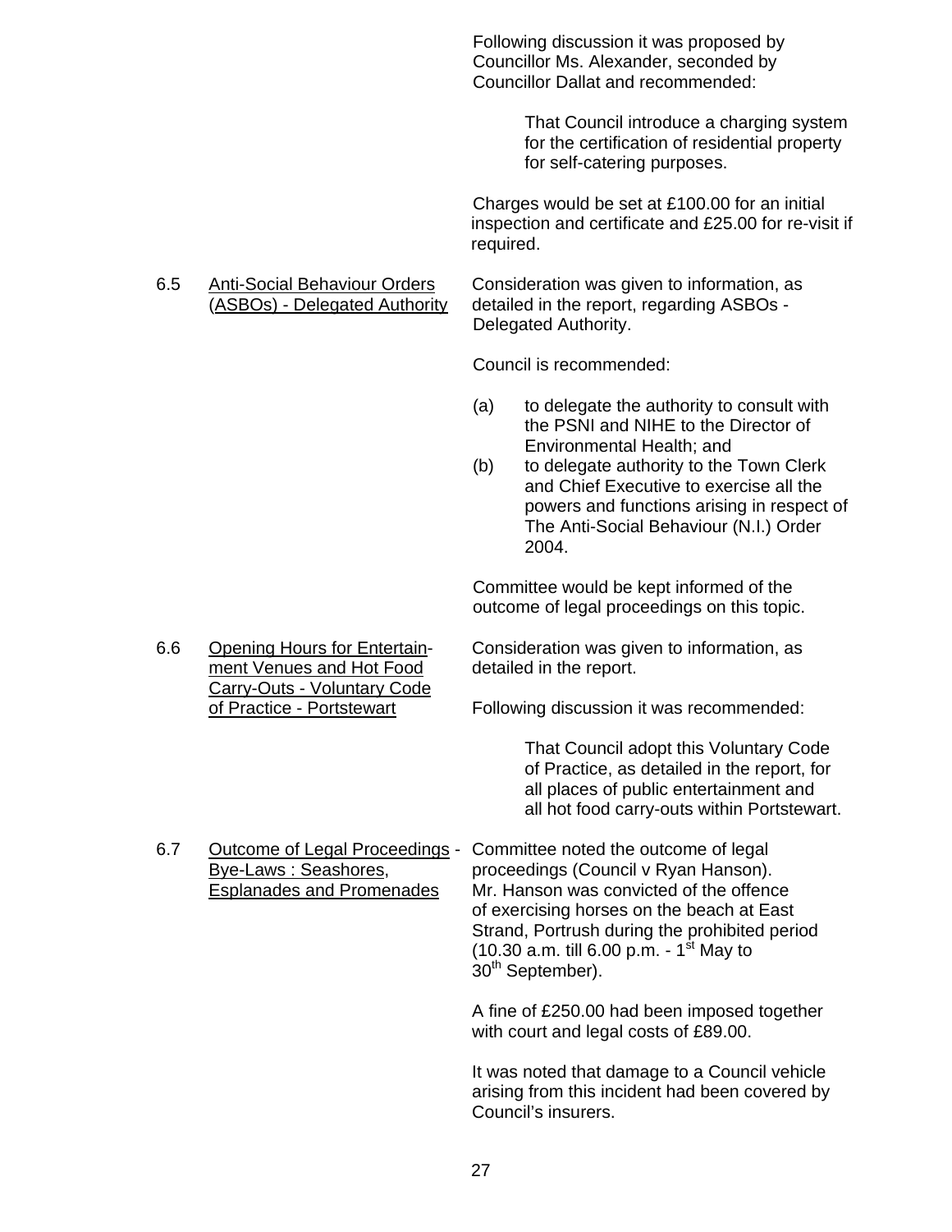Following discussion it was proposed by Councillor Ms. Alexander, seconded by Councillor Dallat and recommended:

> That Council introduce a charging system for the certification of residential property for self-catering purposes.

Charges would be set at £100.00 for an initial inspection and certificate and £25.00 for re-visit if required.

6.5 Anti-Social Behaviour Orders (ASBOs) - Delegated Authority

Consideration was given to information, as detailed in the report, regarding ASBOs - Delegated Authority.

Council is recommended:

(a) to delegate the authority to consult with the PSNI and NIHE to the Director of Environmental Health; and
(b) to delegate authority to the Town Clerk and Chief Executive to exercise all the powers and functions arising in respect of The Anti-Social Behaviour (N.I.) Order 2004.

Committee would be kept informed of the outcome of legal proceedings on this topic.

6.6 Opening Hours for Entertainment Venues and Hot Food Carry-Outs - Voluntary Code of Practice - Portstewart

Consideration was given to information, as detailed in the report.

Following discussion it was recommended:

> That Council adopt this Voluntary Code of Practice, as detailed in the report, for all places of public entertainment and all hot food carry-outs within Portstewart.

6.7 Outcome of Legal Proceedings - Bye-Laws : Seashores, Esplanades and Promenades

Committee noted the outcome of legal proceedings (Council v Ryan Hanson). Mr. Hanson was convicted of the offence of exercising horses on the beach at East Strand, Portrush during the prohibited period (10.30 a.m. till 6.00 p.m. - 1st May to 30th September).

A fine of £250.00 had been imposed together with court and legal costs of £89.00.

It was noted that damage to a Council vehicle arising from this incident had been covered by Council's insurers.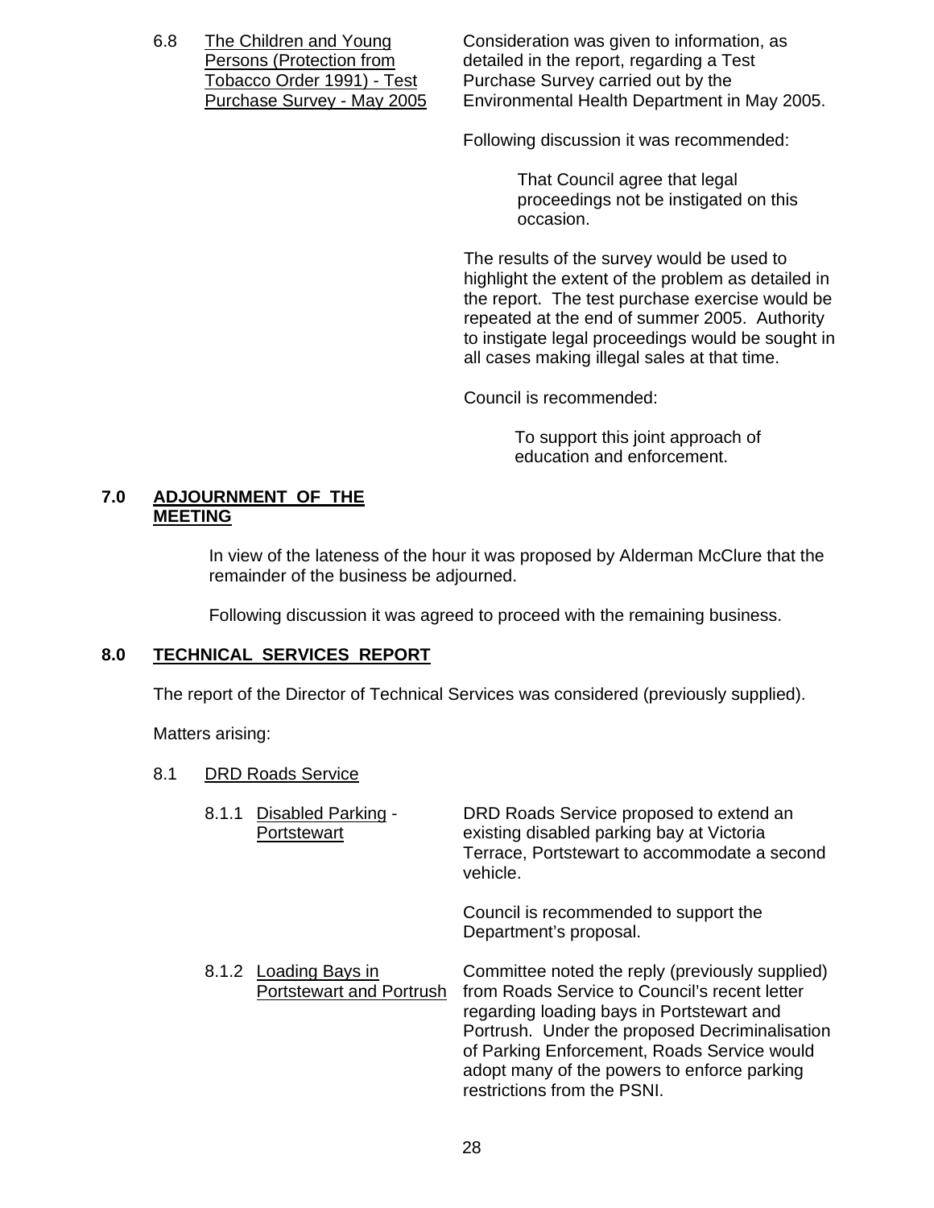6.8 <u>The Children and Young Persons (Protection from Tobacco Order 1991) - Test Purchase Survey - May 2005</u>

Consideration was given to information, as detailed in the report, regarding a Test Purchase Survey carried out by the Environmental Health Department in May 2005.

Following discussion it was recommended:

> That Council agree that legal proceedings not be instigated on this occasion.

The results of the survey would be used to highlight the extent of the problem as detailed in the report. The test purchase exercise would be repeated at the end of summer 2005. Authority to instigate legal proceedings would be sought in all cases making illegal sales at that time.

Council is recommended:

> To support this joint approach of education and enforcement.

## 7.0 ADJOURNMENT OF THE MEETING

In view of the lateness of the hour it was proposed by Alderman McClure that the remainder of the business be adjourned.

Following discussion it was agreed to proceed with the remaining business.

## 8.0 TECHNICAL SERVICES REPORT

The report of the Director of Technical Services was considered (previously supplied).

Matters arising:

8.1 <u>DRD Roads Service</u>

8.1.1 <u>Disabled Parking - Portstewart</u>

DRD Roads Service proposed to extend an existing disabled parking bay at Victoria Terrace, Portstewart to accommodate a second vehicle.

Council is recommended to support the Department's proposal.

8.1.2 <u>Loading Bays in Portstewart and Portrush</u>

Committee noted the reply (previously supplied) from Roads Service to Council's recent letter regarding loading bays in Portstewart and Portrush. Under the proposed Decriminalisation of Parking Enforcement, Roads Service would adopt many of the powers to enforce parking restrictions from the PSNI.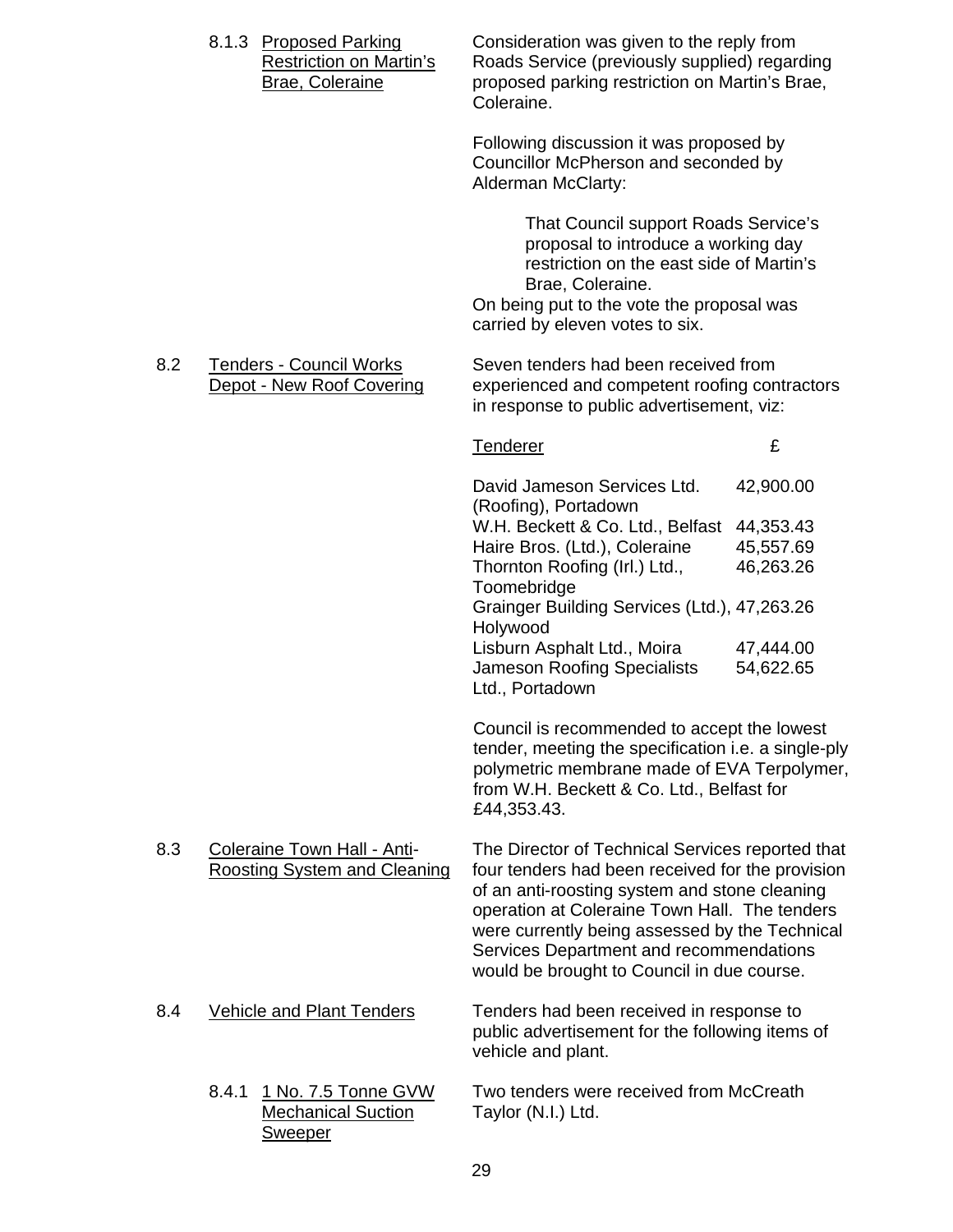8.1.3 Proposed Parking Restriction on Martin's Brae, Coleraine

Consideration was given to the reply from Roads Service (previously supplied) regarding proposed parking restriction on Martin's Brae, Coleraine.

Following discussion it was proposed by Councillor McPherson and seconded by Alderman McClarty:

> That Council support Roads Service's proposal to introduce a working day restriction on the east side of Martin's Brae, Coleraine.

On being put to the vote the proposal was carried by eleven votes to six.

8.2 Tenders - Council Works Depot - New Roof Covering

Seven tenders had been received from experienced and competent roofing contractors in response to public advertisement, viz:

| Tenderer | £ |
|---|---|
| David Jameson Services Ltd. (Roofing), Portadown | 42,900.00 |
| W.H. Beckett & Co. Ltd., Belfast | 44,353.43 |
| Haire Bros. (Ltd.), Coleraine | 45,557.69 |
| Thornton Roofing (Irl.) Ltd., Toomebridge | 46,263.26 |
| Grainger Building Services (Ltd.), Holywood | 47,263.26 |
| Lisburn Asphalt Ltd., Moira | 47,444.00 |
| Jameson Roofing Specialists Ltd., Portadown | 54,622.65 |

Council is recommended to accept the lowest tender, meeting the specification i.e. a single-ply polymetric membrane made of EVA Terpolymer, from W.H. Beckett & Co. Ltd., Belfast for £44,353.43.

8.3 Coleraine Town Hall - Anti-Roosting System and Cleaning

The Director of Technical Services reported that four tenders had been received for the provision of an anti-roosting system and stone cleaning operation at Coleraine Town Hall. The tenders were currently being assessed by the Technical Services Department and recommendations would be brought to Council in due course.

8.4 Vehicle and Plant Tenders

Tenders had been received in response to public advertisement for the following items of vehicle and plant.

8.4.1 1 No. 7.5 Tonne GVW Mechanical Suction Sweeper

Two tenders were received from McCreath Taylor (N.I.) Ltd.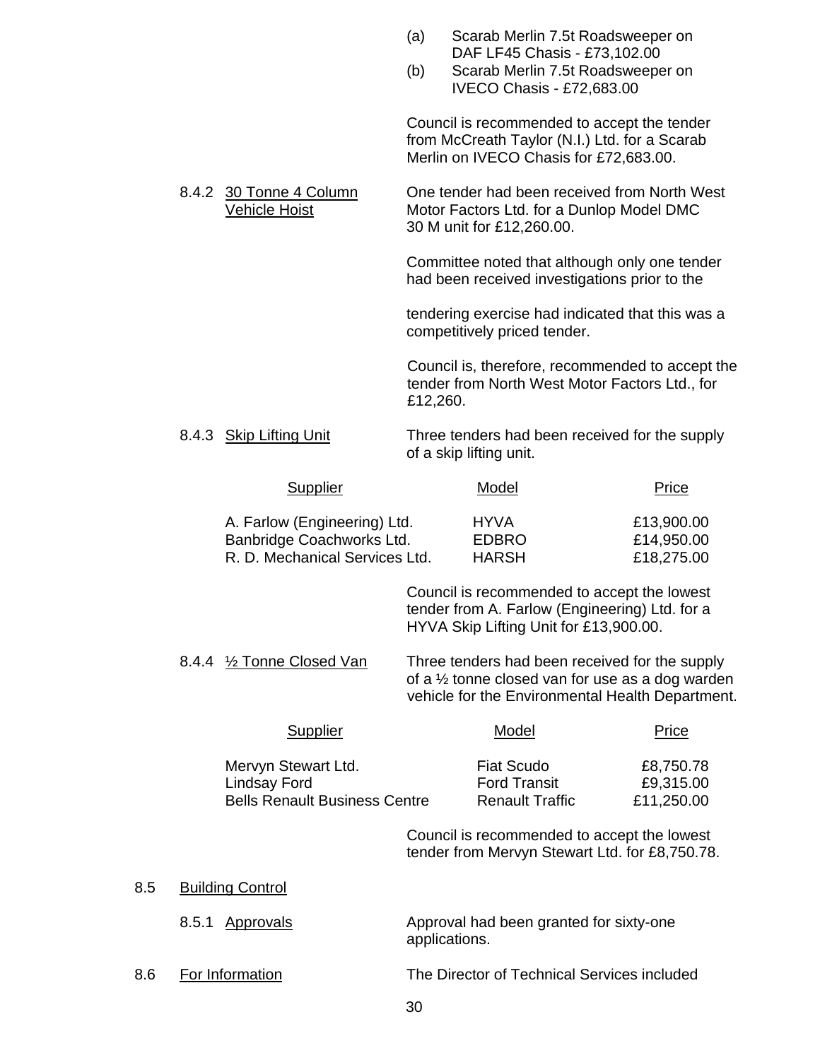(a) Scarab Merlin 7.5t Roadsweeper on DAF LF45 Chasis - £73,102.00
(b) Scarab Merlin 7.5t Roadsweeper on IVECO Chasis - £72,683.00

Council is recommended to accept the tender from McCreath Taylor (N.I.) Ltd. for a Scarab Merlin on IVECO Chasis for £72,683.00.

8.4.2 30 Tonne 4 Column Vehicle Hoist

One tender had been received from North West Motor Factors Ltd. for a Dunlop Model DMC 30 M unit for £12,260.00.

Committee noted that although only one tender had been received investigations prior to the tendering exercise had indicated that this was a competitively priced tender.

Council is, therefore, recommended to accept the tender from North West Motor Factors Ltd., for £12,260.

8.4.3 Skip Lifting Unit

Three tenders had been received for the supply of a skip lifting unit.

| Supplier | Model | Price |
|---|---|---|
| A. Farlow (Engineering) Ltd. | HYVA | £13,900.00 |
| Banbridge Coachworks Ltd. | EDBRO | £14,950.00 |
| R. D. Mechanical Services Ltd. | HARSH | £18,275.00 |

Council is recommended to accept the lowest tender from A. Farlow (Engineering) Ltd. for a HYVA Skip Lifting Unit for £13,900.00.

8.4.4 ½ Tonne Closed Van

Three tenders had been received for the supply of a ½ tonne closed van for use as a dog warden vehicle for the Environmental Health Department.

| Supplier | Model | Price |
|---|---|---|
| Mervyn Stewart Ltd. | Fiat Scudo | £8,750.78 |
| Lindsay Ford | Ford Transit | £9,315.00 |
| Bells Renault Business Centre | Renault Traffic | £11,250.00 |

Council is recommended to accept the lowest tender from Mervyn Stewart Ltd. for £8,750.78.

8.5 Building Control

8.5.1 Approvals

Approval had been granted for sixty-one applications.

8.6 For Information

The Director of Technical Services included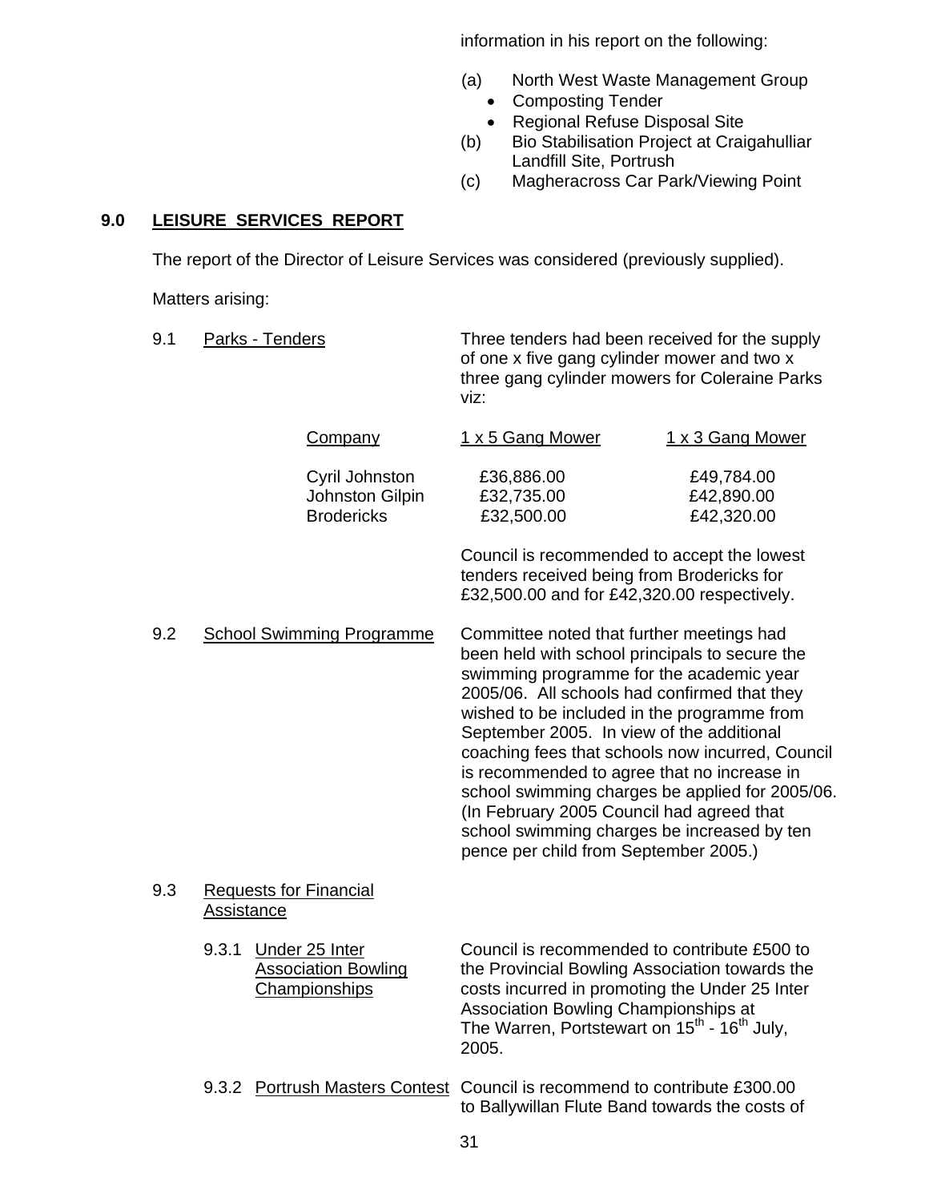information in his report on the following:

(a) North West Waste Management Group
- Composting Tender
- Regional Refuse Disposal Site

(b) Bio Stabilisation Project at Craigahulliar Landfill Site, Portrush

(c) Magheracross Car Park/Viewing Point

## 9.0 LEISURE SERVICES REPORT

The report of the Director of Leisure Services was considered (previously supplied).

Matters arising:

9.1 Parks - Tenders

Three tenders had been received for the supply of one x five gang cylinder mower and two x three gang cylinder mowers for Coleraine Parks viz:

| Company | 1 x 5 Gang Mower | 1 x 3 Gang Mower |
|---|---|---|
| Cyril Johnston | £36,886.00 | £49,784.00 |
| Johnston Gilpin | £32,735.00 | £42,890.00 |
| Brodericks | £32,500.00 | £42,320.00 |

Council is recommended to accept the lowest tenders received being from Brodericks for £32,500.00 and for £42,320.00 respectively.

9.2 School Swimming Programme

Committee noted that further meetings had been held with school principals to secure the swimming programme for the academic year 2005/06. All schools had confirmed that they wished to be included in the programme from September 2005. In view of the additional coaching fees that schools now incurred, Council is recommended to agree that no increase in school swimming charges be applied for 2005/06. (In February 2005 Council had agreed that school swimming charges be increased by ten pence per child from September 2005.)

9.3 Requests for Financial Assistance

9.3.1 Under 25 Inter Association Bowling Championships

Council is recommended to contribute £500 to the Provincial Bowling Association towards the costs incurred in promoting the Under 25 Inter Association Bowling Championships at The Warren, Portstewart on 15th - 16th July, 2005.

9.3.2 Portrush Masters Contest

Council is recommend to contribute £300.00 to Ballywillan Flute Band towards the costs of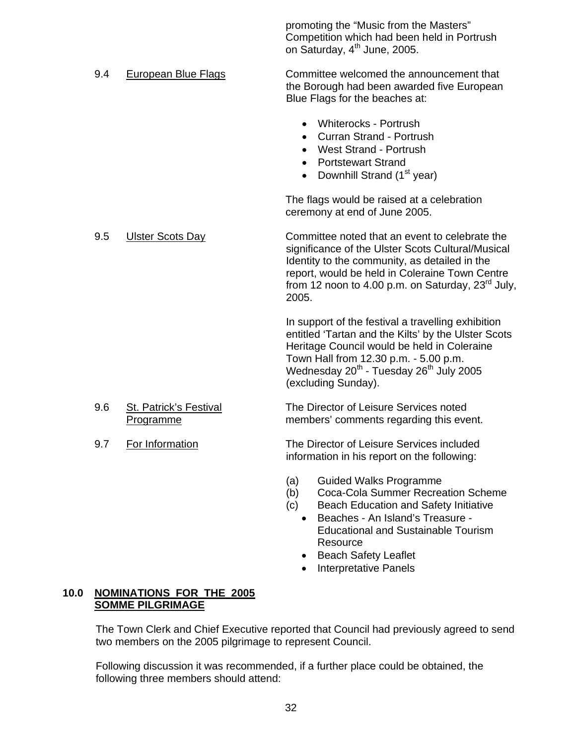promoting the "Music from the Masters" Competition which had been held in Portrush on Saturday, 4th June, 2005.

9.4 European Blue Flags

Committee welcomed the announcement that the Borough had been awarded five European Blue Flags for the beaches at:

- Whiterocks - Portrush
- Curran Strand - Portrush
- West Strand - Portrush
- Portstewart Strand
- Downhill Strand (1st year)

The flags would be raised at a celebration ceremony at end of June 2005.

9.5 Ulster Scots Day

Committee noted that an event to celebrate the significance of the Ulster Scots Cultural/Musical Identity to the community, as detailed in the report, would be held in Coleraine Town Centre from 12 noon to 4.00 p.m. on Saturday, 23rd July, 2005.

In support of the festival a travelling exhibition entitled 'Tartan and the Kilts' by the Ulster Scots Heritage Council would be held in Coleraine Town Hall from 12.30 p.m. - 5.00 p.m. Wednesday 20th - Tuesday 26th July 2005 (excluding Sunday).

9.6 St. Patrick's Festival Programme

The Director of Leisure Services noted members' comments regarding this event.

9.7 For Information

The Director of Leisure Services included information in his report on the following:

(a) Guided Walks Programme
(b) Coca-Cola Summer Recreation Scheme
(c) Beach Education and Safety Initiative
- Beaches - An Island's Treasure - Educational and Sustainable Tourism Resource
- Beach Safety Leaflet
- Interpretative Panels

## 10.0 NOMINATIONS FOR THE 2005 SOMME PILGRIMAGE

The Town Clerk and Chief Executive reported that Council had previously agreed to send two members on the 2005 pilgrimage to represent Council.

Following discussion it was recommended, if a further place could be obtained, the following three members should attend: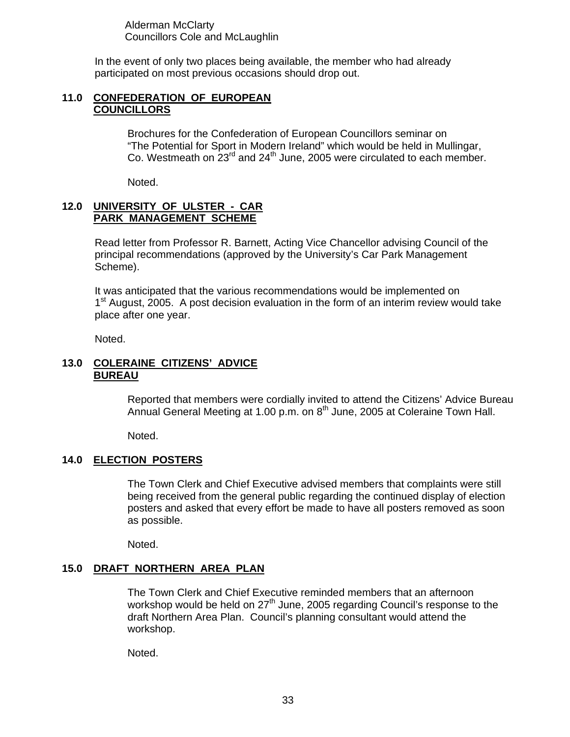Alderman McClarty
Councillors Cole and McLaughlin

In the event of only two places being available, the member who had already participated on most previous occasions should drop out.

## 11.0 CONFEDERATION OF EUROPEAN COUNCILLORS

Brochures for the Confederation of European Councillors seminar on "The Potential for Sport in Modern Ireland" which would be held in Mullingar, Co. Westmeath on 23rd and 24th June, 2005 were circulated to each member.

Noted.

## 12.0 UNIVERSITY OF ULSTER - CAR PARK MANAGEMENT SCHEME

Read letter from Professor R. Barnett, Acting Vice Chancellor advising Council of the principal recommendations (approved by the University's Car Park Management Scheme).

It was anticipated that the various recommendations would be implemented on 1st August, 2005. A post decision evaluation in the form of an interim review would take place after one year.

Noted.

## 13.0 COLERAINE CITIZENS' ADVICE BUREAU

Reported that members were cordially invited to attend the Citizens' Advice Bureau Annual General Meeting at 1.00 p.m. on 8th June, 2005 at Coleraine Town Hall.

Noted.

## 14.0 ELECTION POSTERS

The Town Clerk and Chief Executive advised members that complaints were still being received from the general public regarding the continued display of election posters and asked that every effort be made to have all posters removed as soon as possible.

Noted.

## 15.0 DRAFT NORTHERN AREA PLAN

The Town Clerk and Chief Executive reminded members that an afternoon workshop would be held on 27th June, 2005 regarding Council's response to the draft Northern Area Plan. Council's planning consultant would attend the workshop.

Noted.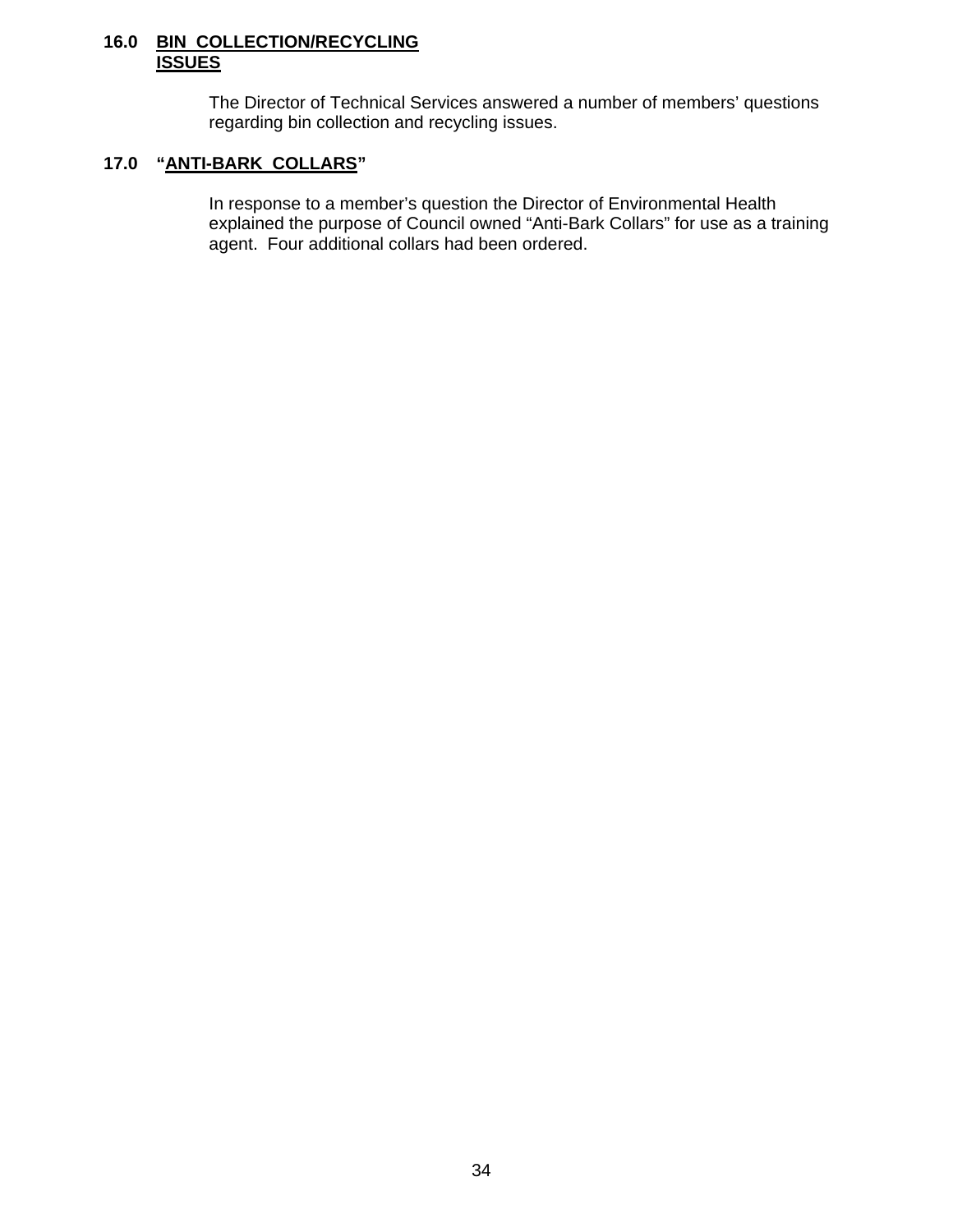## 16.0 BIN COLLECTION/RECYCLING ISSUES

The Director of Technical Services answered a number of members' questions regarding bin collection and recycling issues.

## 17.0 "ANTI-BARK COLLARS"

In response to a member's question the Director of Environmental Health explained the purpose of Council owned "Anti-Bark Collars" for use as a training agent. Four additional collars had been ordered.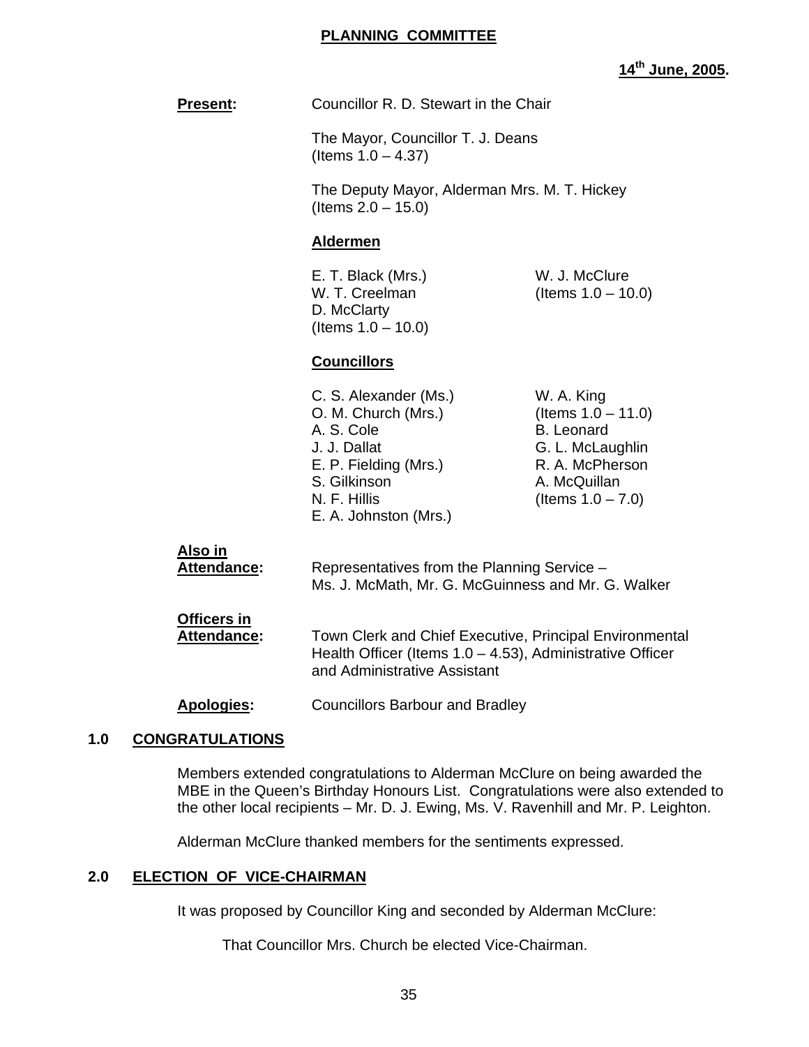**PLANNING COMMITTEE**

**14th June, 2005.**

**Present:** Councillor R. D. Stewart in the Chair

The Mayor, Councillor T. J. Deans (Items 1.0 – 4.37)

The Deputy Mayor, Alderman Mrs. M. T. Hickey (Items 2.0 – 15.0)

**Aldermen**

E. T. Black (Mrs.)
W. T. Creelman
D. McClarty (Items 1.0 – 10.0)
W. J. McClure (Items 1.0 – 10.0)

**Councillors**

C. S. Alexander (Ms.)
O. M. Church (Mrs.)
A. S. Cole
J. J. Dallat
E. P. Fielding (Mrs.)
S. Gilkinson
N. F. Hillis
E. A. Johnston (Mrs.)
W. A. King (Items 1.0 – 11.0)
B. Leonard
G. L. McLaughlin
R. A. McPherson
A. McQuillan (Items 1.0 – 7.0)

**Also in Attendance:** Representatives from the Planning Service – Ms. J. McMath, Mr. G. McGuinness and Mr. G. Walker

**Officers in Attendance:** Town Clerk and Chief Executive, Principal Environmental Health Officer (Items 1.0 – 4.53), Administrative Officer and Administrative Assistant

**Apologies:** Councillors Barbour and Bradley

## 1.0 CONGRATULATIONS

Members extended congratulations to Alderman McClure on being awarded the MBE in the Queen's Birthday Honours List. Congratulations were also extended to the other local recipients – Mr. D. J. Ewing, Ms. V. Ravenhill and Mr. P. Leighton.

Alderman McClure thanked members for the sentiments expressed.

## 2.0 ELECTION OF VICE-CHAIRMAN

It was proposed by Councillor King and seconded by Alderman McClure:

That Councillor Mrs. Church be elected Vice-Chairman.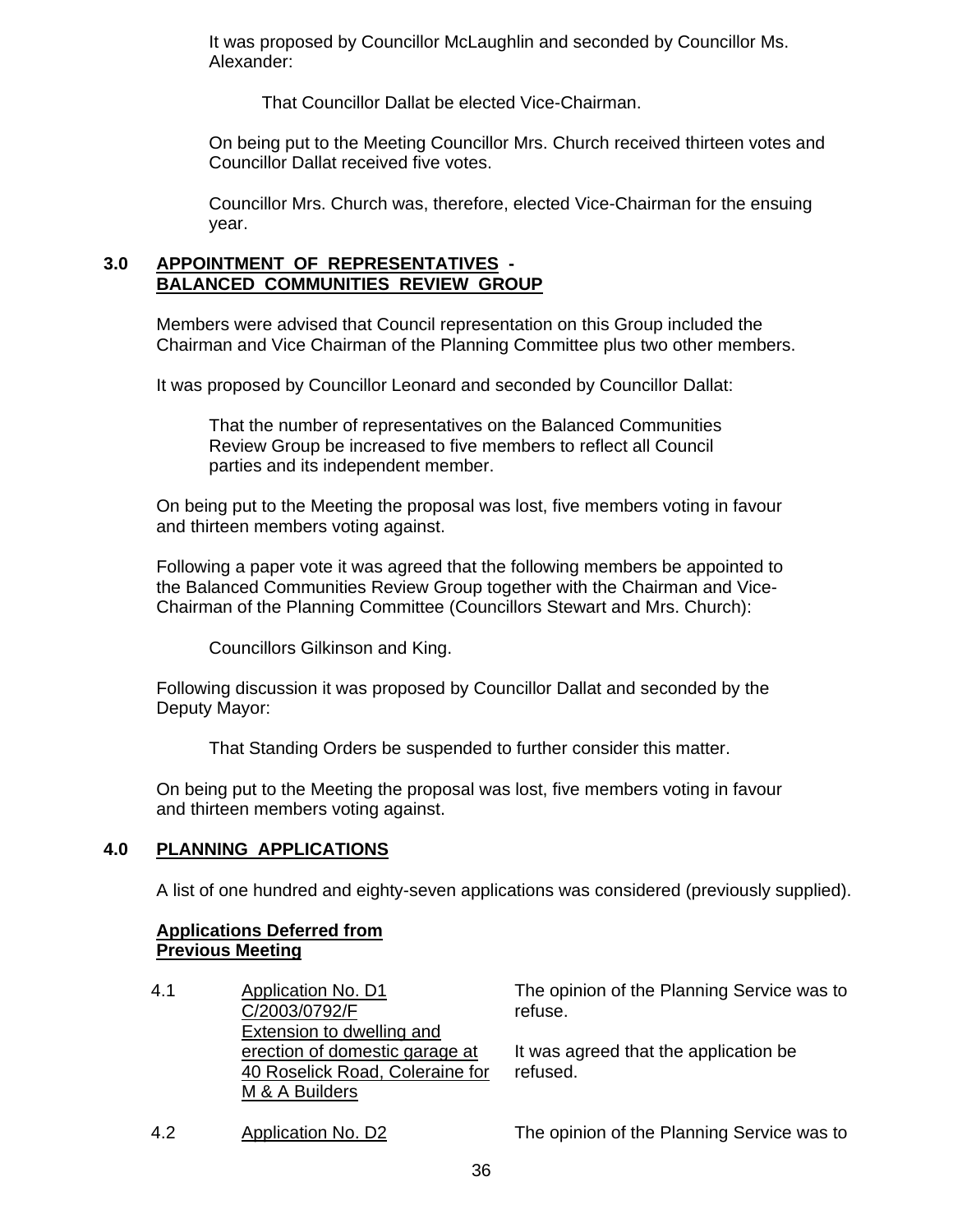It was proposed by Councillor McLaughlin and seconded by Councillor Ms. Alexander:

> That Councillor Dallat be elected Vice-Chairman.

On being put to the Meeting Councillor Mrs. Church received thirteen votes and Councillor Dallat received five votes.

Councillor Mrs. Church was, therefore, elected Vice-Chairman for the ensuing year.

## 3.0 APPOINTMENT OF REPRESENTATIVES - BALANCED COMMUNITIES REVIEW GROUP

Members were advised that Council representation on this Group included the Chairman and Vice Chairman of the Planning Committee plus two other members.

It was proposed by Councillor Leonard and seconded by Councillor Dallat:

> That the number of representatives on the Balanced Communities Review Group be increased to five members to reflect all Council parties and its independent member.

On being put to the Meeting the proposal was lost, five members voting in favour and thirteen members voting against.

Following a paper vote it was agreed that the following members be appointed to the Balanced Communities Review Group together with the Chairman and Vice-Chairman of the Planning Committee (Councillors Stewart and Mrs. Church):

> Councillors Gilkinson and King.

Following discussion it was proposed by Councillor Dallat and seconded by the Deputy Mayor:

> That Standing Orders be suspended to further consider this matter.

On being put to the Meeting the proposal was lost, five members voting in favour and thirteen members voting against.

## 4.0 PLANNING APPLICATIONS

A list of one hundred and eighty-seven applications was considered (previously supplied).

**Applications Deferred from Previous Meeting**

4.1 Application No. D1
C/2003/0792/F
Extension to dwelling and erection of domestic garage at 40 Roselick Road, Coleraine for M & A Builders

The opinion of the Planning Service was to refuse.

It was agreed that the application be refused.

4.2 Application No. D2

The opinion of the Planning Service was to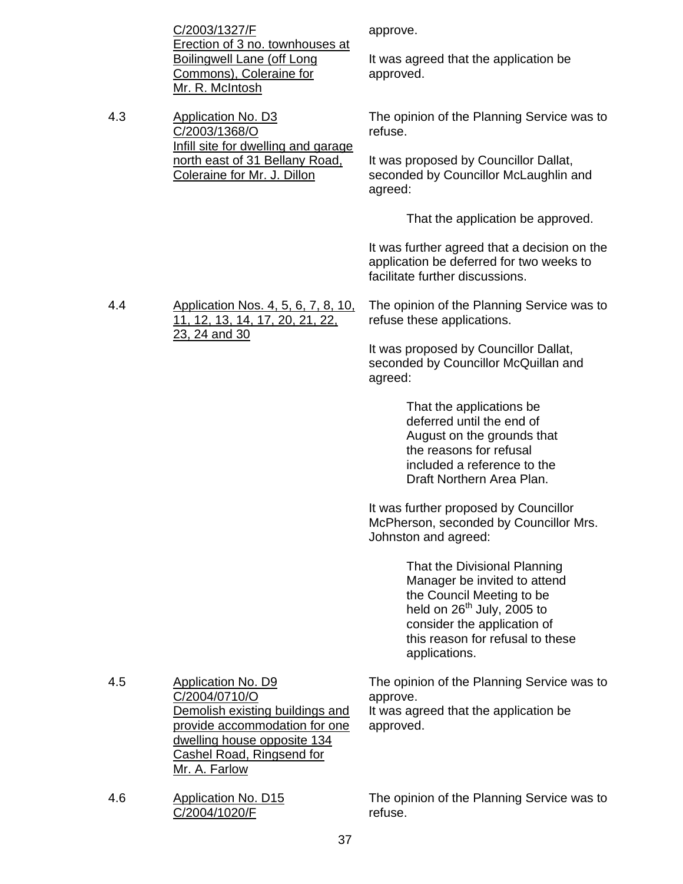C/2003/1327/F
Erection of 3 no. townhouses at Boilingwell Lane (off Long Commons), Coleraine for Mr. R. McIntosh

approve.

It was agreed that the application be approved.

4.3 Application No. D3
C/2003/1368/O
Infill site for dwelling and garage north east of 31 Bellany Road, Coleraine for Mr. J. Dillon

The opinion of the Planning Service was to refuse.

It was proposed by Councillor Dallat, seconded by Councillor McLaughlin and agreed:

> That the application be approved.

It was further agreed that a decision on the application be deferred for two weeks to facilitate further discussions.

4.4 Application Nos. 4, 5, 6, 7, 8, 10, 11, 12, 13, 14, 17, 20, 21, 22, 23, 24 and 30

The opinion of the Planning Service was to refuse these applications.

It was proposed by Councillor Dallat, seconded by Councillor McQuillan and agreed:

> That the applications be deferred until the end of August on the grounds that the reasons for refusal included a reference to the Draft Northern Area Plan.

It was further proposed by Councillor McPherson, seconded by Councillor Mrs. Johnston and agreed:

> That the Divisional Planning Manager be invited to attend the Council Meeting to be held on 26th July, 2005 to consider the application of this reason for refusal to these applications.

4.5 Application No. D9
C/2004/0710/O
Demolish existing buildings and provide accommodation for one dwelling house opposite 134 Cashel Road, Ringsend for Mr. A. Farlow

The opinion of the Planning Service was to approve.
It was agreed that the application be approved.

4.6 Application No. D15
C/2004/1020/F

The opinion of the Planning Service was to refuse.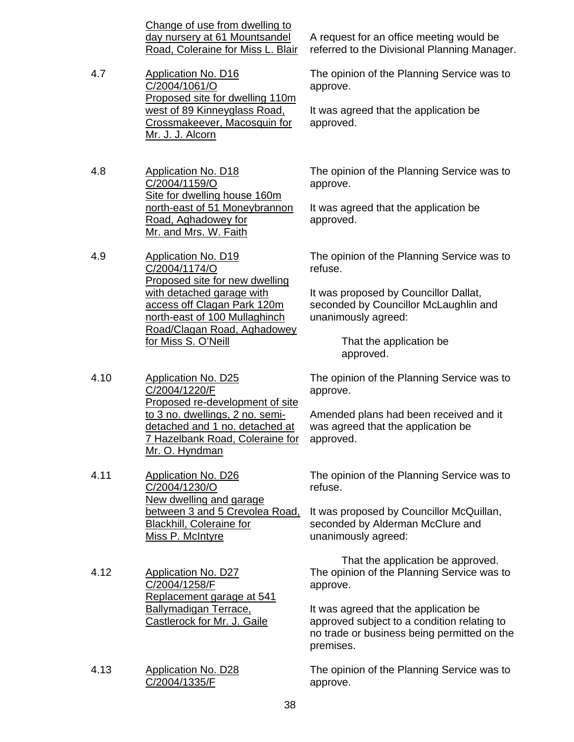| | | |
|---|---|---|
| | Change of use from dwelling to day nursery at 61 Mountsandel Road, Coleraine for Miss L. Blair | A request for an office meeting would be referred to the Divisional Planning Manager. |
| 4.7 | Application No. D16<br>C/2004/1061/O<br>Proposed site for dwelling 110m west of 89 Kinneyglass Road, Crossmakeever, Macosquin for Mr. J. J. Alcorn | The opinion of the Planning Service was to approve.<br><br>It was agreed that the application be approved. |
| 4.8 | Application No. D18<br>C/2004/1159/O<br>Site for dwelling house 160m north-east of 51 Moneybrannon Road, Aghadowey for Mr. and Mrs. W. Faith | The opinion of the Planning Service was to approve.<br><br>It was agreed that the application be approved. |
| 4.9 | Application No. D19<br>C/2004/1174/O<br>Proposed site for new dwelling with detached garage with access off Clagan Park 120m north-east of 100 Mullaghinch Road/Clagan Road, Aghadowey for Miss S. O'Neill | The opinion of the Planning Service was to refuse.<br><br>It was proposed by Councillor Dallat, seconded by Councillor McLaughlin and unanimously agreed:<br><br>That the application be approved. |
| 4.10 | Application No. D25<br>C/2004/1220/F<br>Proposed re-development of site to 3 no. dwellings, 2 no. semi-detached and 1 no. detached at 7 Hazelbank Road, Coleraine for Mr. O. Hyndman | The opinion of the Planning Service was to approve.<br><br>Amended plans had been received and it was agreed that the application be approved. |
| 4.11 | Application No. D26<br>C/2004/1230/O<br>New dwelling and garage between 3 and 5 Crevolea Road, Blackhill, Coleraine for Miss P. McIntyre | The opinion of the Planning Service was to refuse.<br><br>It was proposed by Councillor McQuillan, seconded by Alderman McClure and unanimously agreed:<br><br>That the application be approved. |
| 4.12 | Application No. D27<br>C/2004/1258/F<br>Replacement garage at 541 Ballymadigan Terrace, Castlerock for Mr. J. Gaile | The opinion of the Planning Service was to approve.<br><br>It was agreed that the application be approved subject to a condition relating to no trade or business being permitted on the premises. |
| 4.13 | Application No. D28<br>C/2004/1335/F | The opinion of the Planning Service was to approve. |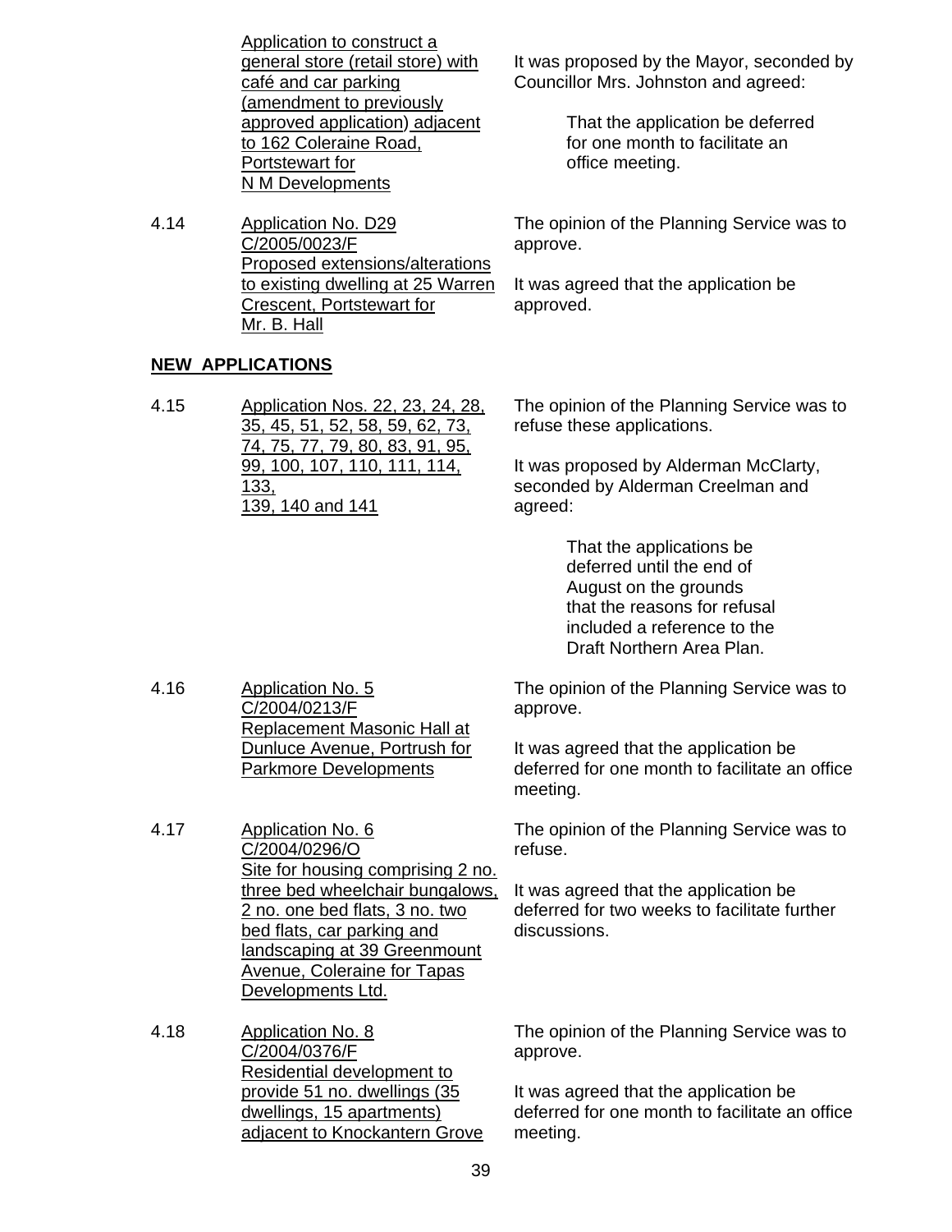Application to construct a general store (retail store) with café and car parking (amendment to previously approved application) adjacent to 162 Coleraine Road, Portstewart for N M Developments

It was proposed by the Mayor, seconded by Councillor Mrs. Johnston and agreed:

> That the application be deferred for one month to facilitate an office meeting.

4.14 Application No. D29 C/2005/0023/F Proposed extensions/alterations to existing dwelling at 25 Warren Crescent, Portstewart for Mr. B. Hall

The opinion of the Planning Service was to approve.

It was agreed that the application be approved.

**NEW APPLICATIONS**

4.15 Application Nos. 22, 23, 24, 28, 35, 45, 51, 52, 58, 59, 62, 73, 74, 75, 77, 79, 80, 83, 91, 95, 99, 100, 107, 110, 111, 114, 133, 139, 140 and 141

The opinion of the Planning Service was to refuse these applications.

It was proposed by Alderman McClarty, seconded by Alderman Creelman and agreed:

> That the applications be deferred until the end of August on the grounds that the reasons for refusal included a reference to the Draft Northern Area Plan.

4.16 Application No. 5 C/2004/0213/F Replacement Masonic Hall at Dunluce Avenue, Portrush for Parkmore Developments

The opinion of the Planning Service was to approve.

It was agreed that the application be deferred for one month to facilitate an office meeting.

4.17 Application No. 6 C/2004/0296/O Site for housing comprising 2 no. three bed wheelchair bungalows, 2 no. one bed flats, 3 no. two bed flats, car parking and landscaping at 39 Greenmount Avenue, Coleraine for Tapas Developments Ltd.

The opinion of the Planning Service was to refuse.

It was agreed that the application be deferred for two weeks to facilitate further discussions.

4.18 Application No. 8 C/2004/0376/F Residential development to provide 51 no. dwellings (35 dwellings, 15 apartments) adjacent to Knockantern Grove

The opinion of the Planning Service was to approve.

It was agreed that the application be deferred for one month to facilitate an office meeting.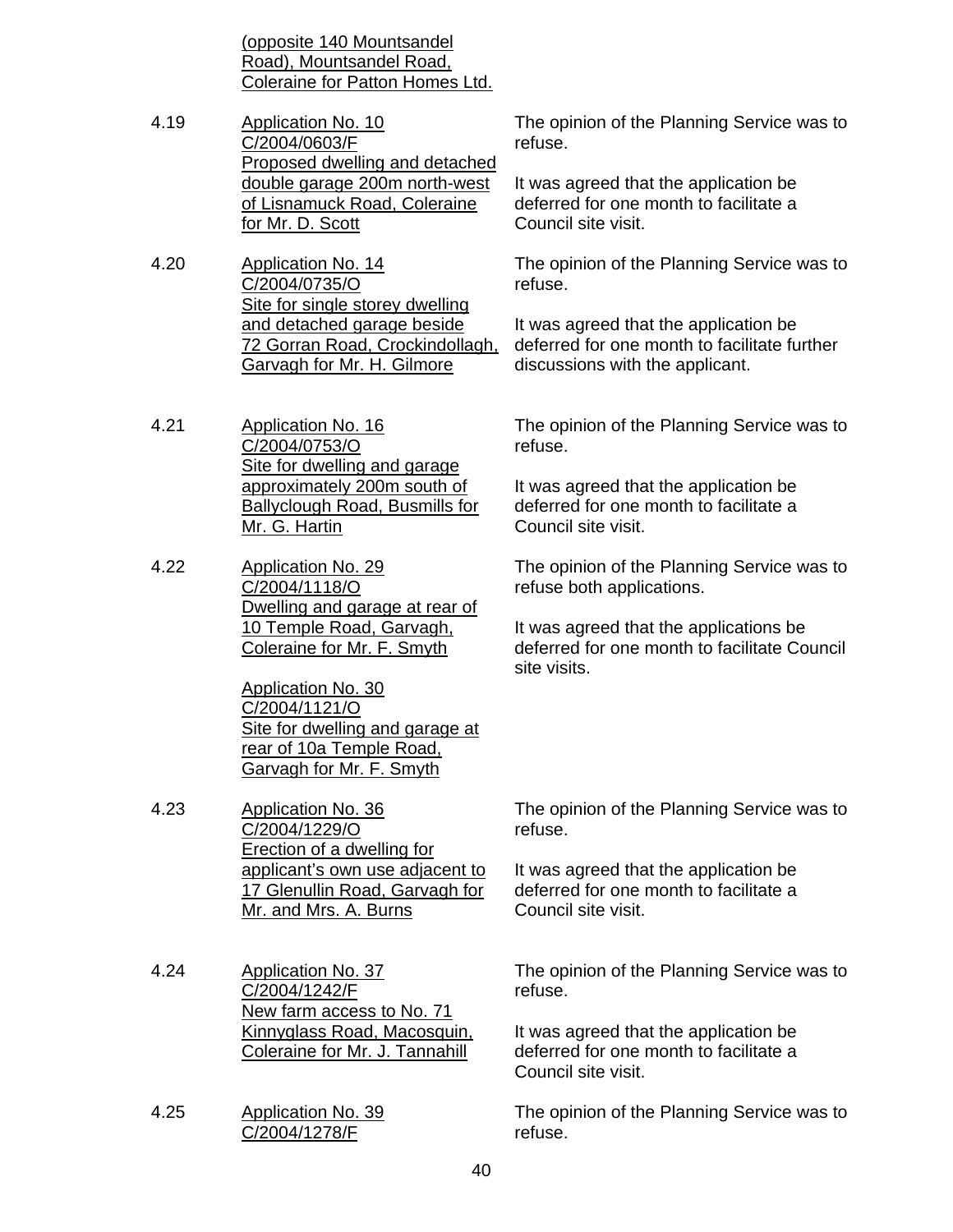(opposite 140 Mountsandel Road), Mountsandel Road, Coleraine for Patton Homes Ltd.

4.19 Application No. 10 C/2004/0603/F Proposed dwelling and detached double garage 200m north-west of Lisnamuck Road, Coleraine for Mr. D. Scott

The opinion of the Planning Service was to refuse.

It was agreed that the application be deferred for one month to facilitate a Council site visit.

4.20 Application No. 14 C/2004/0735/O Site for single storey dwelling and detached garage beside 72 Gorran Road, Crockindollagh, Garvagh for Mr. H. Gilmore

The opinion of the Planning Service was to refuse.

It was agreed that the application be deferred for one month to facilitate further discussions with the applicant.

4.21 Application No. 16 C/2004/0753/O Site for dwelling and garage approximately 200m south of Ballyclough Road, Busmills for Mr. G. Hartin

The opinion of the Planning Service was to refuse.

It was agreed that the application be deferred for one month to facilitate a Council site visit.

4.22 Application No. 29 C/2004/1118/O Dwelling and garage at rear of 10 Temple Road, Garvagh, Coleraine for Mr. F. Smyth

Application No. 30 C/2004/1121/O Site for dwelling and garage at rear of 10a Temple Road, Garvagh for Mr. F. Smyth

The opinion of the Planning Service was to refuse both applications.

It was agreed that the applications be deferred for one month to facilitate Council site visits.

4.23 Application No. 36 C/2004/1229/O Erection of a dwelling for applicant's own use adjacent to 17 Glenullin Road, Garvagh for Mr. and Mrs. A. Burns

The opinion of the Planning Service was to refuse.

It was agreed that the application be deferred for one month to facilitate a Council site visit.

4.24 Application No. 37 C/2004/1242/F New farm access to No. 71 Kinnyglass Road, Macosquin, Coleraine for Mr. J. Tannahill

The opinion of the Planning Service was to refuse.

It was agreed that the application be deferred for one month to facilitate a Council site visit.

4.25 Application No. 39 C/2004/1278/F

The opinion of the Planning Service was to refuse.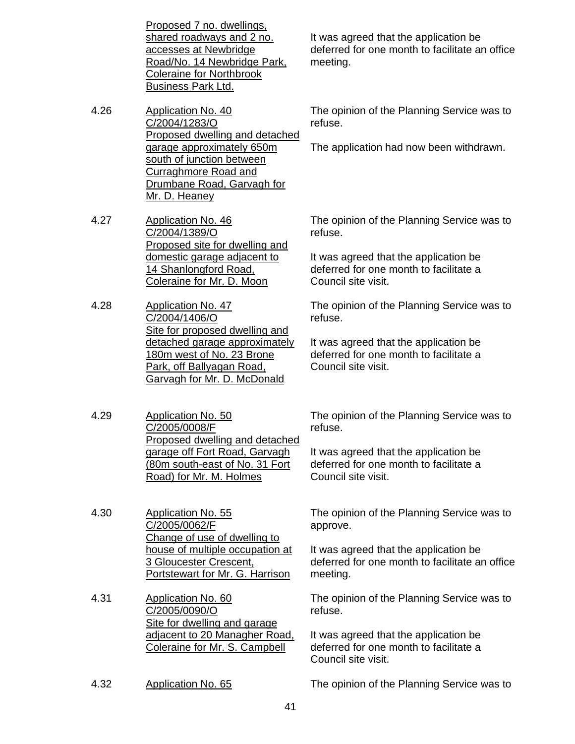| | | |
|---|---|---|
| | Proposed 7 no. dwellings, shared roadways and 2 no. accesses at Newbridge Road/No. 14 Newbridge Park, Coleraine for Northbrook Business Park Ltd. | It was agreed that the application be deferred for one month to facilitate an office meeting. |
| 4.26 | Application No. 40 C/2004/1283/O Proposed dwelling and detached garage approximately 650m south of junction between Curraghmore Road and Drumbane Road, Garvagh for Mr. D. Heaney | The opinion of the Planning Service was to refuse.<br><br>The application had now been withdrawn. |
| 4.27 | Application No. 46 C/2004/1389/O Proposed site for dwelling and domestic garage adjacent to 14 Shanlongford Road, Coleraine for Mr. D. Moon | The opinion of the Planning Service was to refuse.<br><br>It was agreed that the application be deferred for one month to facilitate a Council site visit. |
| 4.28 | Application No. 47 C/2004/1406/O Site for proposed dwelling and detached garage approximately 180m west of No. 23 Brone Park, off Ballyagan Road, Garvagh for Mr. D. McDonald | The opinion of the Planning Service was to refuse.<br><br>It was agreed that the application be deferred for one month to facilitate a Council site visit. |
| 4.29 | Application No. 50 C/2005/0008/F Proposed dwelling and detached garage off Fort Road, Garvagh (80m south-east of No. 31 Fort Road) for Mr. M. Holmes | The opinion of the Planning Service was to refuse.<br><br>It was agreed that the application be deferred for one month to facilitate a Council site visit. |
| 4.30 | Application No. 55 C/2005/0062/F Change of use of dwelling to house of multiple occupation at 3 Gloucester Crescent, Portstewart for Mr. G. Harrison | The opinion of the Planning Service was to approve.<br><br>It was agreed that the application be deferred for one month to facilitate an office meeting. |
| 4.31 | Application No. 60 C/2005/0090/O Site for dwelling and garage adjacent to 20 Managher Road, Coleraine for Mr. S. Campbell | The opinion of the Planning Service was to refuse.<br><br>It was agreed that the application be deferred for one month to facilitate a Council site visit. |
| 4.32 | Application No. 65 | The opinion of the Planning Service was to |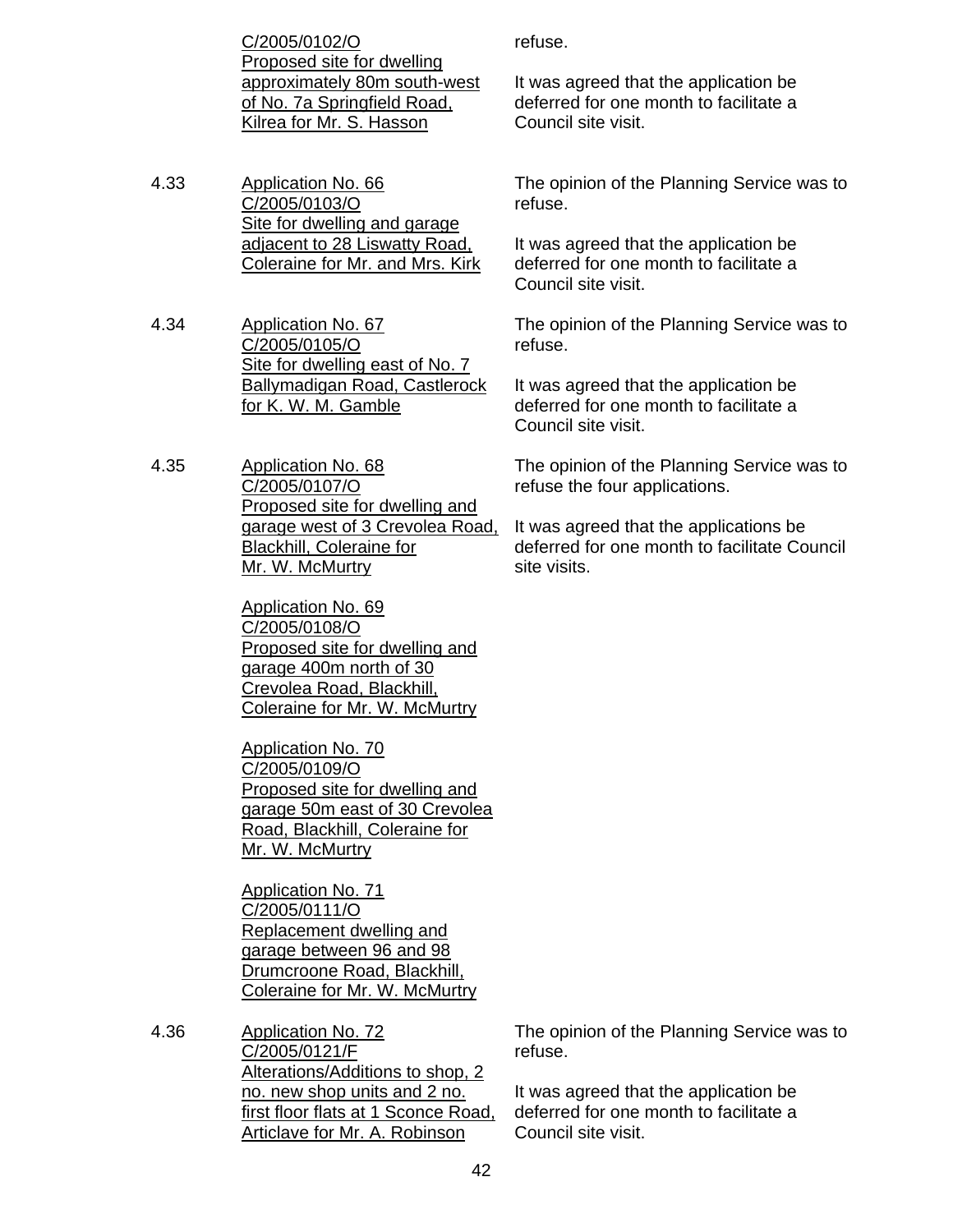| | | |
|---|---|---|
| | C/2005/0102/O<br>Proposed site for dwelling approximately 80m south-west of No. 7a Springfield Road, Kilrea for Mr. S. Hasson | refuse.<br><br>It was agreed that the application be deferred for one month to facilitate a Council site visit. |
| 4.33 | Application No. 66<br>C/2005/0103/O<br>Site for dwelling and garage adjacent to 28 Liswatty Road, Coleraine for Mr. and Mrs. Kirk | The opinion of the Planning Service was to refuse.<br><br>It was agreed that the application be deferred for one month to facilitate a Council site visit. |
| 4.34 | Application No. 67<br>C/2005/0105/O<br>Site for dwelling east of No. 7 Ballymadigan Road, Castlerock for K. W. M. Gamble | The opinion of the Planning Service was to refuse.<br><br>It was agreed that the application be deferred for one month to facilitate a Council site visit. |
| 4.35 | Application No. 68<br>C/2005/0107/O<br>Proposed site for dwelling and garage west of 3 Crevolea Road, Blackhill, Coleraine for Mr. W. McMurtry<br><br>Application No. 69<br>C/2005/0108/O<br>Proposed site for dwelling and garage 400m north of 30 Crevolea Road, Blackhill, Coleraine for Mr. W. McMurtry<br><br>Application No. 70<br>C/2005/0109/O<br>Proposed site for dwelling and garage 50m east of 30 Crevolea Road, Blackhill, Coleraine for Mr. W. McMurtry<br><br>Application No. 71<br>C/2005/0111/O<br>Replacement dwelling and garage between 96 and 98 Drumcroone Road, Blackhill, Coleraine for Mr. W. McMurtry | The opinion of the Planning Service was to refuse the four applications.<br><br>It was agreed that the applications be deferred for one month to facilitate Council site visits. |
| 4.36 | Application No. 72<br>C/2005/0121/F<br>Alterations/Additions to shop, 2 no. new shop units and 2 no. first floor flats at 1 Sconce Road, Articlave for Mr. A. Robinson | The opinion of the Planning Service was to refuse.<br><br>It was agreed that the application be deferred for one month to facilitate a Council site visit. |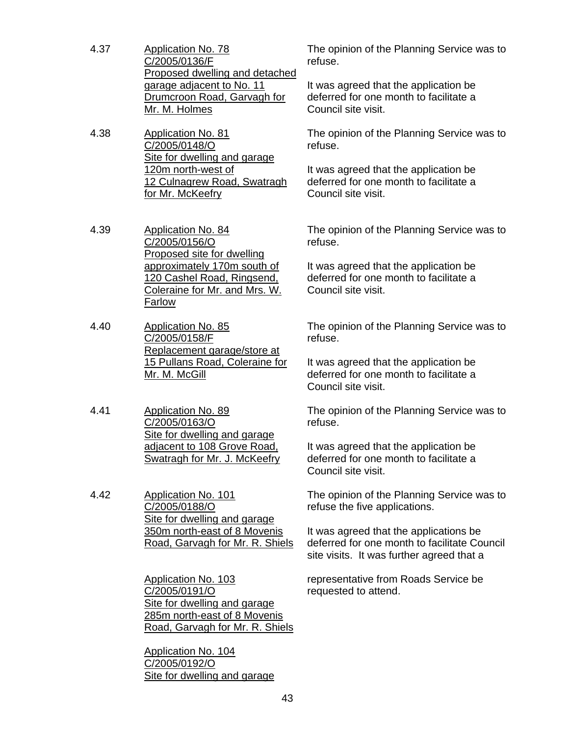| | | |
|---|---|---|
| 4.37 | <u>Application No. 78</u><br><u>C/2005/0136/F</u><br><u>Proposed dwelling and detached garage adjacent to No. 11 Drumcroon Road, Garvagh for Mr. M. Holmes</u> | The opinion of the Planning Service was to refuse.<br><br>It was agreed that the application be deferred for one month to facilitate a Council site visit. |
| 4.38 | <u>Application No. 81</u><br><u>C/2005/0148/O</u><br><u>Site for dwelling and garage 120m north-west of 12 Culnagrew Road, Swatragh for Mr. McKeefry</u> | The opinion of the Planning Service was to refuse.<br><br>It was agreed that the application be deferred for one month to facilitate a Council site visit. |
| 4.39 | <u>Application No. 84</u><br><u>C/2005/0156/O</u><br><u>Proposed site for dwelling approximately 170m south of 120 Cashel Road, Ringsend, Coleraine for Mr. and Mrs. W. Farlow</u> | The opinion of the Planning Service was to refuse.<br><br>It was agreed that the application be deferred for one month to facilitate a Council site visit. |
| 4.40 | <u>Application No. 85</u><br><u>C/2005/0158/F</u><br><u>Replacement garage/store at 15 Pullans Road, Coleraine for Mr. M. McGill</u> | The opinion of the Planning Service was to refuse.<br><br>It was agreed that the application be deferred for one month to facilitate a Council site visit. |
| 4.41 | <u>Application No. 89</u><br><u>C/2005/0163/O</u><br><u>Site for dwelling and garage adjacent to 108 Grove Road, Swatragh for Mr. J. McKeefry</u> | The opinion of the Planning Service was to refuse.<br><br>It was agreed that the application be deferred for one month to facilitate a Council site visit. |
| 4.42 | <u>Application No. 101</u><br><u>C/2005/0188/O</u><br><u>Site for dwelling and garage 350m north-east of 8 Movenis Road, Garvagh for Mr. R. Shiels</u><br><br><u>Application No. 103</u><br><u>C/2005/0191/O</u><br><u>Site for dwelling and garage 285m north-east of 8 Movenis Road, Garvagh for Mr. R. Shiels</u><br><br><u>Application No. 104</u><br><u>C/2005/0192/O</u><br><u>Site for dwelling and garage</u> | The opinion of the Planning Service was to refuse the five applications.<br><br>It was agreed that the applications be deferred for one month to facilitate Council site visits. It was further agreed that a representative from Roads Service be requested to attend. |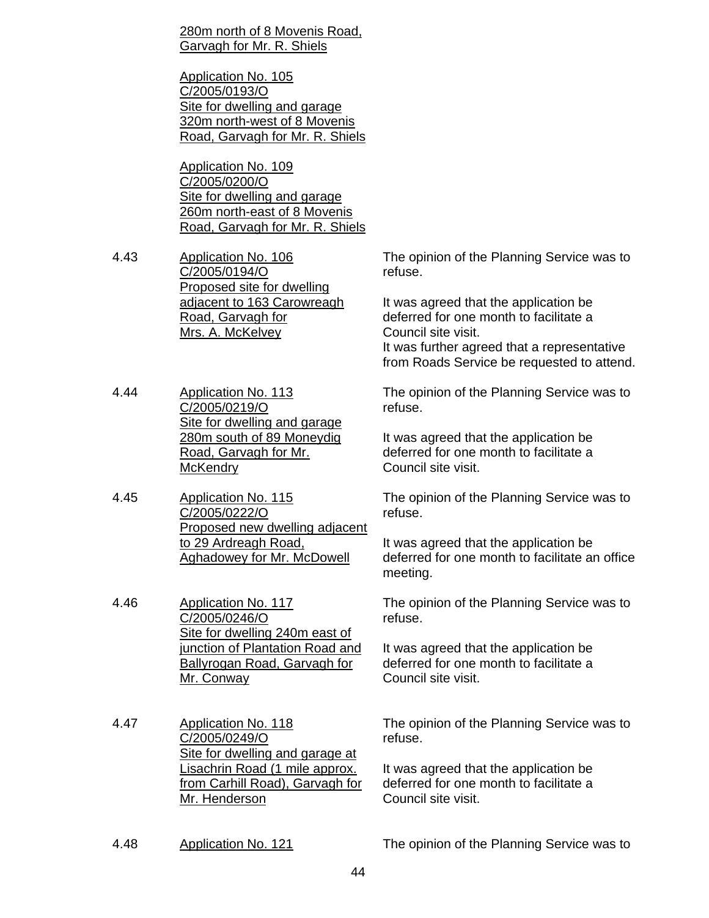<u>280m north of 8 Movenis Road, Garvagh for Mr. R. Shiels</u>

<u>Application No. 105</u>
<u>C/2005/0193/O</u>
<u>Site for dwelling and garage 320m north-west of 8 Movenis Road, Garvagh for Mr. R. Shiels</u>

<u>Application No. 109</u>
<u>C/2005/0200/O</u>
<u>Site for dwelling and garage 260m north-east of 8 Movenis Road, Garvagh for Mr. R. Shiels</u>

| | | |
|---|---|---|
| 4.43 | <u>Application No. 106</u><br><u>C/2005/0194/O</u><br><u>Proposed site for dwelling adjacent to 163 Carowreagh Road, Garvagh for Mrs. A. McKelvey</u> | The opinion of the Planning Service was to refuse.<br><br>It was agreed that the application be deferred for one month to facilitate a Council site visit.<br>It was further agreed that a representative from Roads Service be requested to attend. |
| 4.44 | <u>Application No. 113</u><br><u>C/2005/0219/O</u><br><u>Site for dwelling and garage 280m south of 89 Moneydig Road, Garvagh for Mr. McKendry</u> | The opinion of the Planning Service was to refuse.<br><br>It was agreed that the application be deferred for one month to facilitate a Council site visit. |
| 4.45 | <u>Application No. 115</u><br><u>C/2005/0222/O</u><br><u>Proposed new dwelling adjacent to 29 Ardreagh Road, Aghadowey for Mr. McDowell</u> | The opinion of the Planning Service was to refuse.<br><br>It was agreed that the application be deferred for one month to facilitate an office meeting. |
| 4.46 | <u>Application No. 117</u><br><u>C/2005/0246/O</u><br><u>Site for dwelling 240m east of junction of Plantation Road and Ballyrogan Road, Garvagh for Mr. Conway</u> | The opinion of the Planning Service was to refuse.<br><br>It was agreed that the application be deferred for one month to facilitate a Council site visit. |
| 4.47 | <u>Application No. 118</u><br><u>C/2005/0249/O</u><br><u>Site for dwelling and garage at Lisachrin Road (1 mile approx. from Carhill Road), Garvagh for Mr. Henderson</u> | The opinion of the Planning Service was to refuse.<br><br>It was agreed that the application be deferred for one month to facilitate a Council site visit. |
| 4.48 | <u>Application No. 121</u> | The opinion of the Planning Service was to |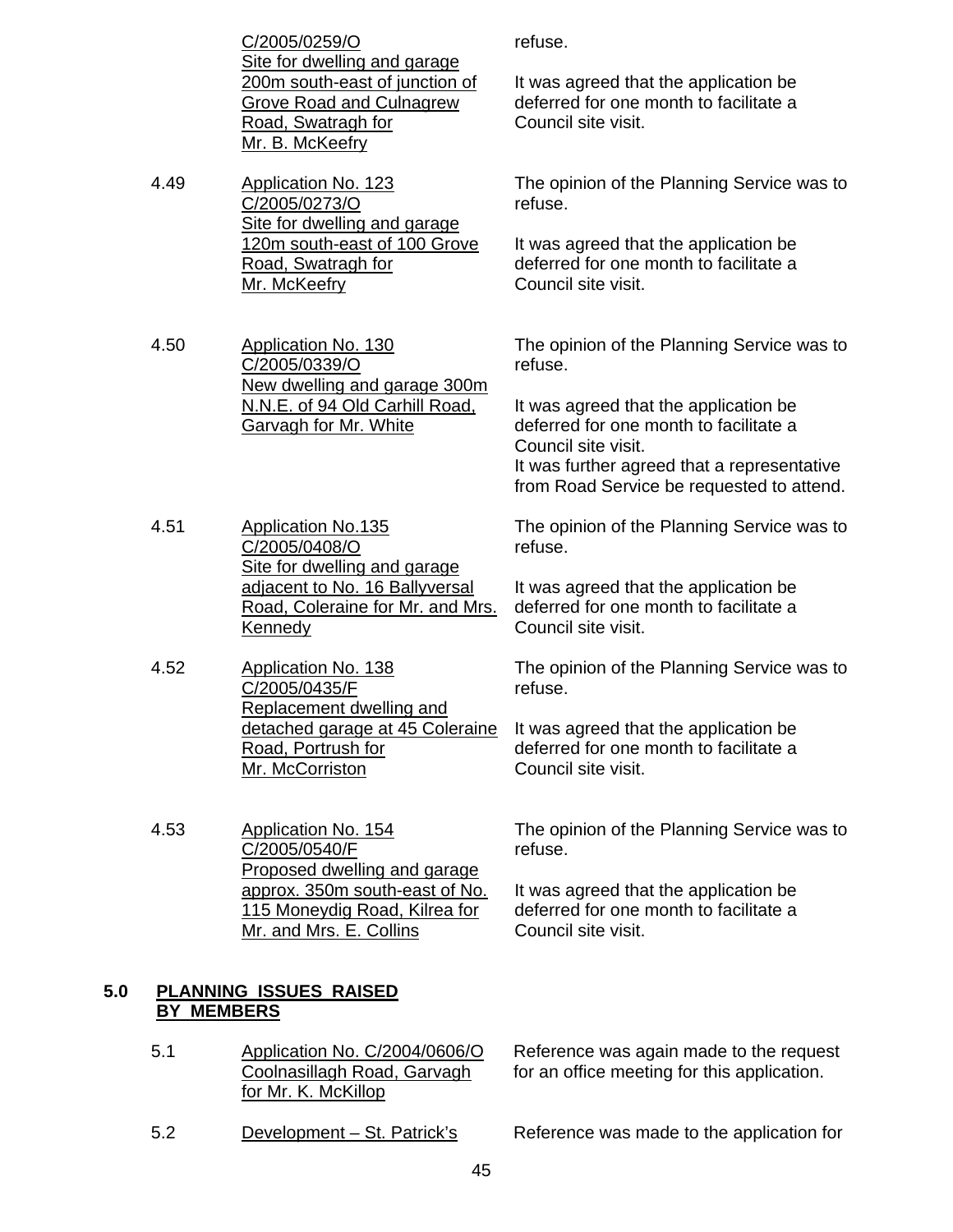| | | |
|---|---|---|
| | C/2005/0259/O<br>Site for dwelling and garage 200m south-east of junction of Grove Road and Culnagrew Road, Swatragh for Mr. B. McKeefry | refuse.<br><br>It was agreed that the application be deferred for one month to facilitate a Council site visit. |
| 4.49 | Application No. 123<br>C/2005/0273/O<br>Site for dwelling and garage 120m south-east of 100 Grove Road, Swatragh for Mr. McKeefry | The opinion of the Planning Service was to refuse.<br><br>It was agreed that the application be deferred for one month to facilitate a Council site visit. |
| 4.50 | Application No. 130<br>C/2005/0339/O<br>New dwelling and garage 300m N.N.E. of 94 Old Carhill Road, Garvagh for Mr. White | The opinion of the Planning Service was to refuse.<br><br>It was agreed that the application be deferred for one month to facilitate a Council site visit.<br>It was further agreed that a representative from Road Service be requested to attend. |
| 4.51 | Application No.135<br>C/2005/0408/O<br>Site for dwelling and garage adjacent to No. 16 Ballyversal Road, Coleraine for Mr. and Mrs. Kennedy | The opinion of the Planning Service was to refuse.<br><br>It was agreed that the application be deferred for one month to facilitate a Council site visit. |
| 4.52 | Application No. 138<br>C/2005/0435/F<br>Replacement dwelling and detached garage at 45 Coleraine Road, Portrush for Mr. McCorriston | The opinion of the Planning Service was to refuse.<br><br>It was agreed that the application be deferred for one month to facilitate a Council site visit. |
| 4.53 | Application No. 154<br>C/2005/0540/F<br>Proposed dwelling and garage approx. 350m south-east of No. 115 Moneydig Road, Kilrea for Mr. and Mrs. E. Collins | The opinion of the Planning Service was to refuse.<br><br>It was agreed that the application be deferred for one month to facilitate a Council site visit. |

## 5.0 PLANNING ISSUES RAISED BY MEMBERS

| | | |
|---|---|---|
| 5.1 | Application No. C/2004/0606/O Coolnasillagh Road, Garvagh for Mr. K. McKillop | Reference was again made to the request for an office meeting for this application. |
| 5.2 | Development – St. Patrick's | Reference was made to the application for |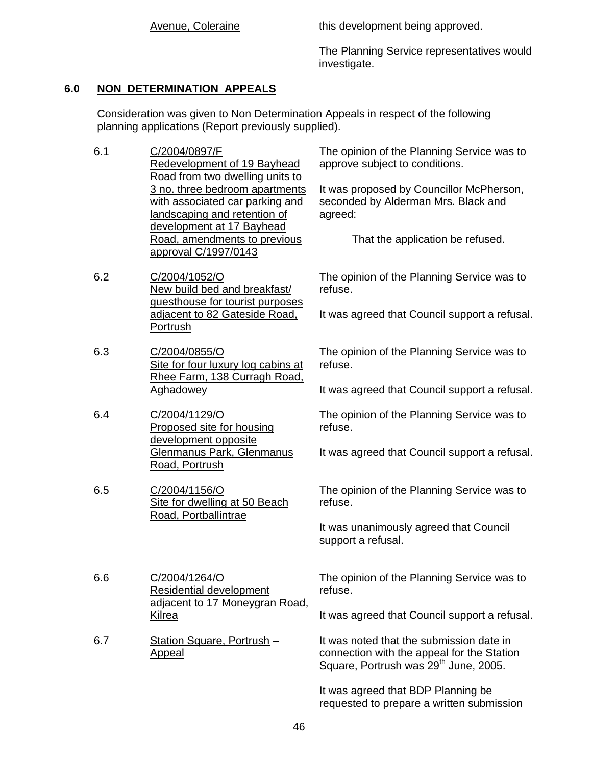| | Avenue, Coleraine | this development being approved.<br><br>The Planning Service representatives would investigate. |
|---|---|---|

## 6.0 NON DETERMINATION APPEALS

Consideration was given to Non Determination Appeals in respect of the following planning applications (Report previously supplied).

| | | |
|---|---|---|
| 6.1 | C/2004/0897/F<br>Redevelopment of 19 Bayhead Road from two dwelling units to 3 no. three bedroom apartments with associated car parking and landscaping and retention of development at 17 Bayhead Road, amendments to previous approval C/1997/0143 | The opinion of the Planning Service was to approve subject to conditions.<br><br>It was proposed by Councillor McPherson, seconded by Alderman Mrs. Black and agreed:<br><br>That the application be refused. |
| 6.2 | C/2004/1052/O<br>New build bed and breakfast/ guesthouse for tourist purposes adjacent to 82 Gateside Road, Portrush | The opinion of the Planning Service was to refuse.<br><br>It was agreed that Council support a refusal. |
| 6.3 | C/2004/0855/O<br>Site for four luxury log cabins at Rhee Farm, 138 Curragh Road, Aghadowey | The opinion of the Planning Service was to refuse.<br><br>It was agreed that Council support a refusal. |
| 6.4 | C/2004/1129/O<br>Proposed site for housing development opposite Glenmanus Park, Glenmanus Road, Portrush | The opinion of the Planning Service was to refuse.<br><br>It was agreed that Council support a refusal. |
| 6.5 | C/2004/1156/O<br>Site for dwelling at 50 Beach Road, Portballintrae | The opinion of the Planning Service was to refuse.<br><br>It was unanimously agreed that Council support a refusal. |
| 6.6 | C/2004/1264/O<br>Residential development adjacent to 17 Moneygran Road, Kilrea | The opinion of the Planning Service was to refuse.<br><br>It was agreed that Council support a refusal. |
| 6.7 | Station Square, Portrush – Appeal | It was noted that the submission date in connection with the appeal for the Station Square, Portrush was 29th June, 2005.<br><br>It was agreed that BDP Planning be requested to prepare a written submission |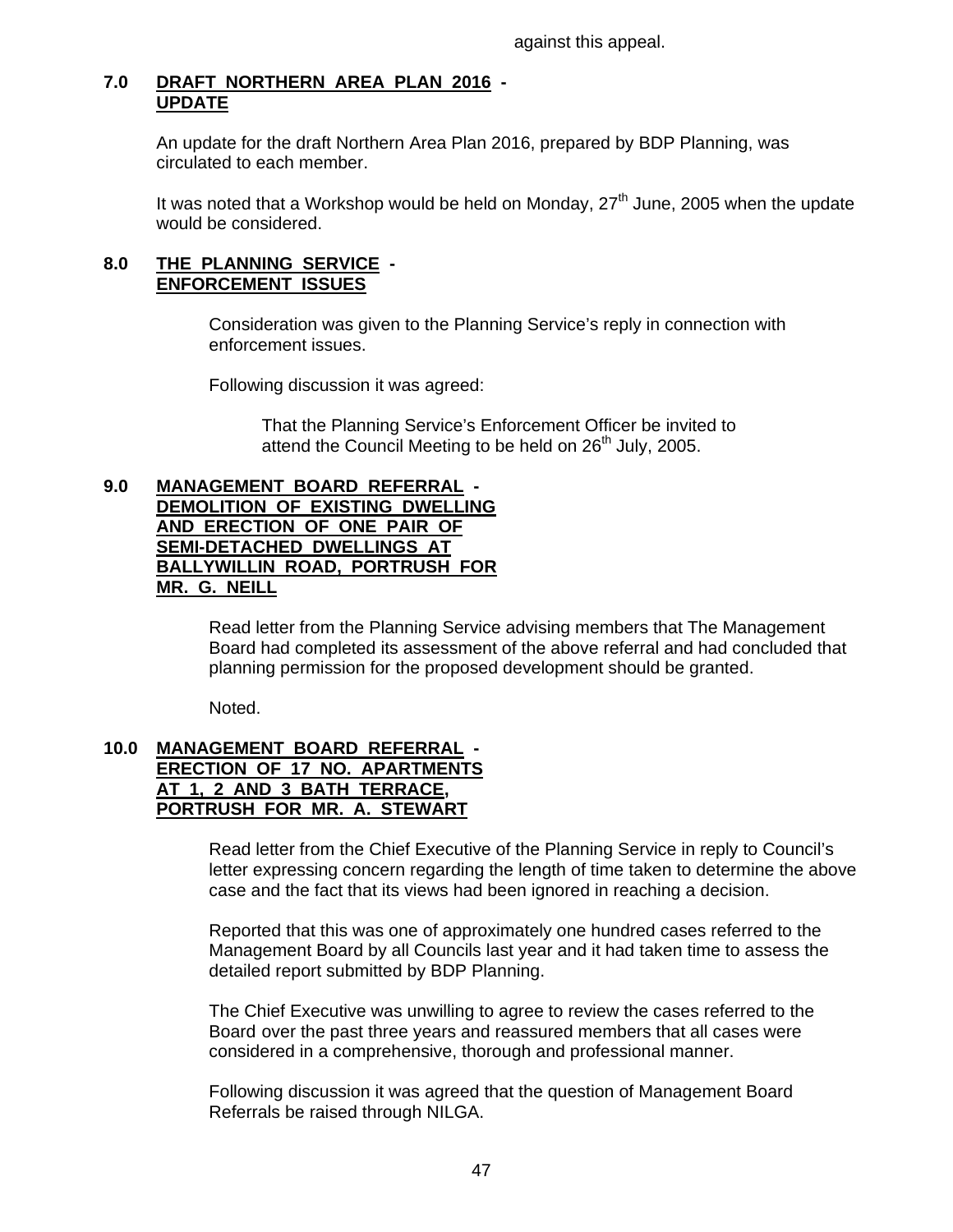against this appeal.

## 7.0 DRAFT NORTHERN AREA PLAN 2016 - UPDATE

An update for the draft Northern Area Plan 2016, prepared by BDP Planning, was circulated to each member.

It was noted that a Workshop would be held on Monday, 27th June, 2005 when the update would be considered.

## 8.0 THE PLANNING SERVICE - ENFORCEMENT ISSUES

Consideration was given to the Planning Service's reply in connection with enforcement issues.

Following discussion it was agreed:

> That the Planning Service's Enforcement Officer be invited to attend the Council Meeting to be held on 26th July, 2005.

## 9.0 MANAGEMENT BOARD REFERRAL - DEMOLITION OF EXISTING DWELLING AND ERECTION OF ONE PAIR OF SEMI-DETACHED DWELLINGS AT BALLYWILLIN ROAD, PORTRUSH FOR MR. G. NEILL

Read letter from the Planning Service advising members that The Management Board had completed its assessment of the above referral and had concluded that planning permission for the proposed development should be granted.

Noted.

## 10.0 MANAGEMENT BOARD REFERRAL - ERECTION OF 17 NO. APARTMENTS AT 1, 2 AND 3 BATH TERRACE, PORTRUSH FOR MR. A. STEWART

Read letter from the Chief Executive of the Planning Service in reply to Council's letter expressing concern regarding the length of time taken to determine the above case and the fact that its views had been ignored in reaching a decision.

Reported that this was one of approximately one hundred cases referred to the Management Board by all Councils last year and it had taken time to assess the detailed report submitted by BDP Planning.

The Chief Executive was unwilling to agree to review the cases referred to the Board over the past three years and reassured members that all cases were considered in a comprehensive, thorough and professional manner.

Following discussion it was agreed that the question of Management Board Referrals be raised through NILGA.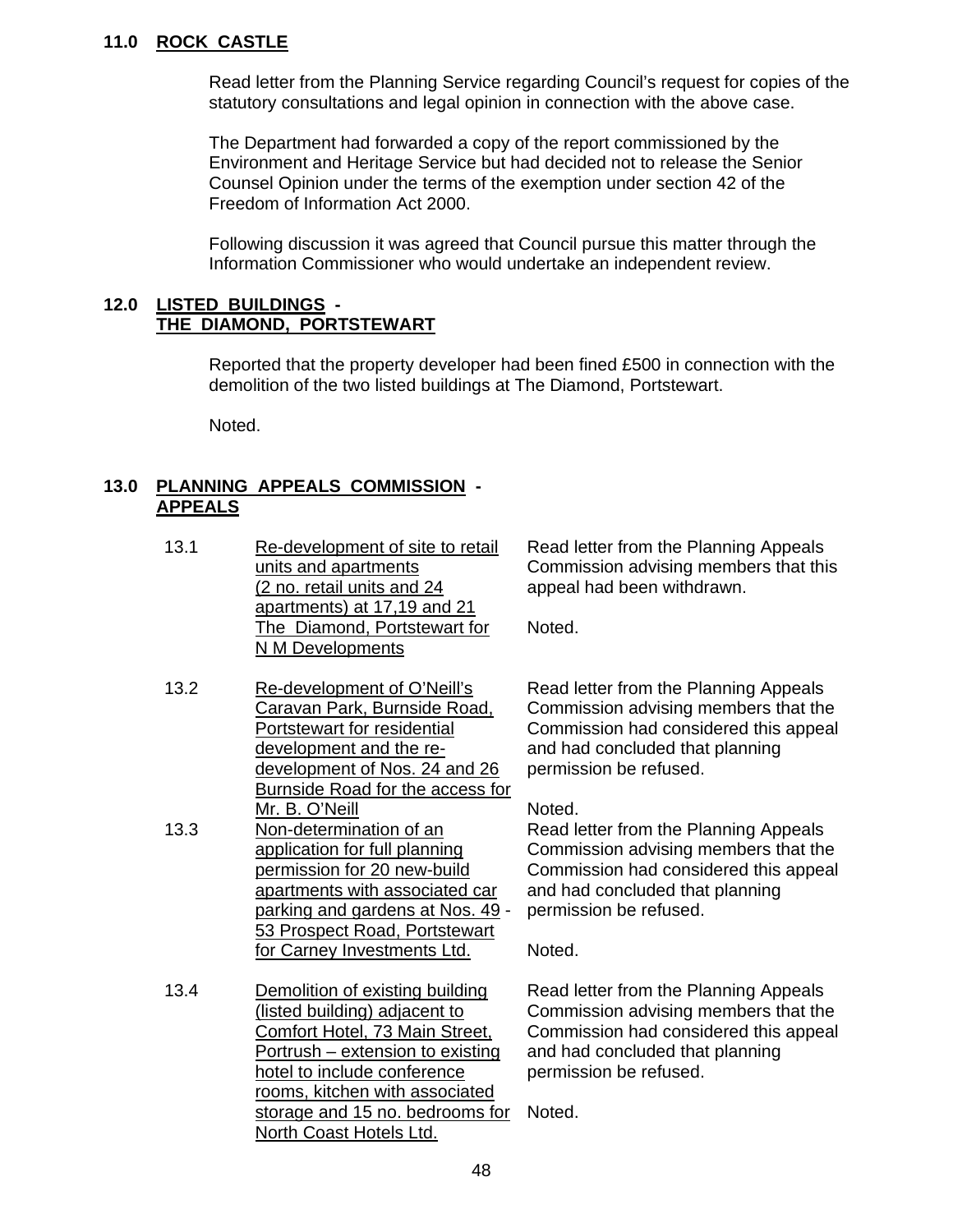## 11.0 ROCK CASTLE

Read letter from the Planning Service regarding Council's request for copies of the statutory consultations and legal opinion in connection with the above case.

The Department had forwarded a copy of the report commissioned by the Environment and Heritage Service but had decided not to release the Senior Counsel Opinion under the terms of the exemption under section 42 of the Freedom of Information Act 2000.

Following discussion it was agreed that Council pursue this matter through the Information Commissioner who would undertake an independent review.

## 12.0 LISTED BUILDINGS - THE DIAMOND, PORTSTEWART

Reported that the property developer had been fined £500 in connection with the demolition of the two listed buildings at The Diamond, Portstewart.

Noted.

## 13.0 PLANNING APPEALS COMMISSION - APPEALS

| | | |
|---|---|---|
| 13.1 | Re-development of site to retail units and apartments (2 no. retail units and 24 apartments) at 17,19 and 21 The Diamond, Portstewart for N M Developments | Read letter from the Planning Appeals Commission advising members that this appeal had been withdrawn.<br><br>Noted. |
| 13.2 | Re-development of O'Neill's Caravan Park, Burnside Road, Portstewart for residential development and the re-development of Nos. 24 and 26 Burnside Road for the access for Mr. B. O'Neill | Read letter from the Planning Appeals Commission advising members that the Commission had considered this appeal and had concluded that planning permission be refused.<br><br>Noted. |
| 13.3 | Non-determination of an application for full planning permission for 20 new-build apartments with associated car parking and gardens at Nos. 49 - 53 Prospect Road, Portstewart for Carney Investments Ltd. | Read letter from the Planning Appeals Commission advising members that the Commission had considered this appeal and had concluded that planning permission be refused.<br><br>Noted. |
| 13.4 | Demolition of existing building (listed building) adjacent to Comfort Hotel, 73 Main Street, Portrush – extension to existing hotel to include conference rooms, kitchen with associated storage and 15 no. bedrooms for North Coast Hotels Ltd. | Read letter from the Planning Appeals Commission advising members that the Commission had considered this appeal and had concluded that planning permission be refused.<br><br>Noted. |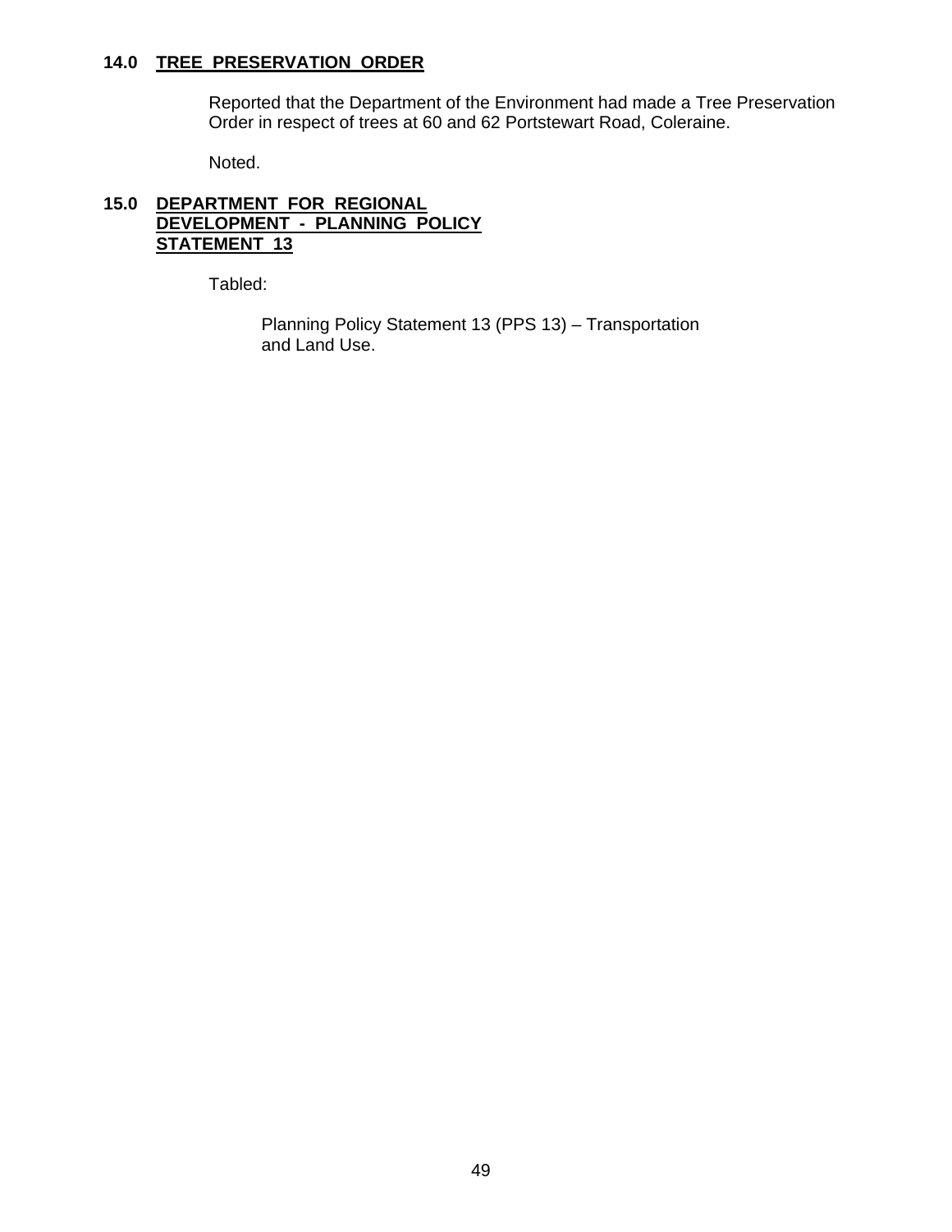**14.0 <u>TREE PRESERVATION ORDER</u>**

Reported that the Department of the Environment had made a Tree Preservation Order in respect of trees at 60 and 62 Portstewart Road, Coleraine.

Noted.

**15.0 <u>DEPARTMENT FOR REGIONAL DEVELOPMENT - PLANNING POLICY STATEMENT 13</u>**

Tabled:

> Planning Policy Statement 13 (PPS 13) – Transportation and Land Use.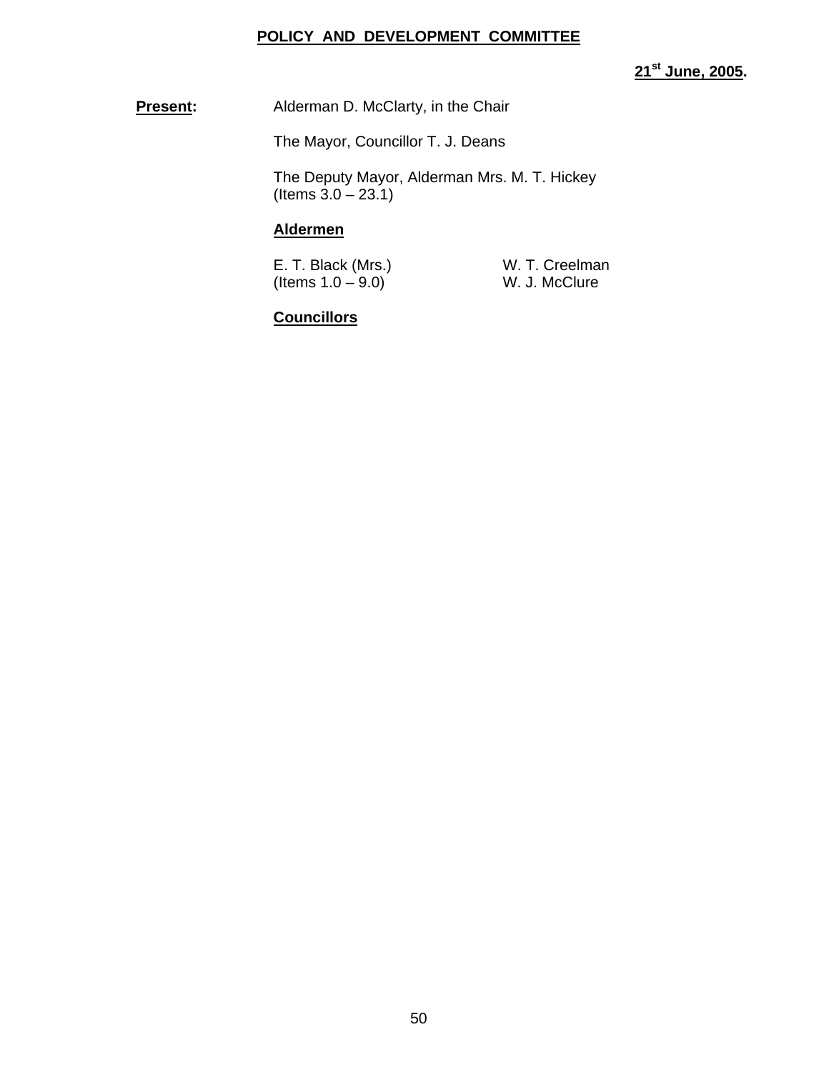# POLICY AND DEVELOPMENT COMMITTEE

**21st June, 2005.**

**Present:** Alderman D. McClarty, in the Chair

The Mayor, Councillor T. J. Deans

The Deputy Mayor, Alderman Mrs. M. T. Hickey (Items 3.0 – 23.1)

**Aldermen**

| | |
|---|---|
| E. T. Black (Mrs.) (Items 1.0 – 9.0) | W. T. Creelman |
| | W. J. McClure |

**Councillors**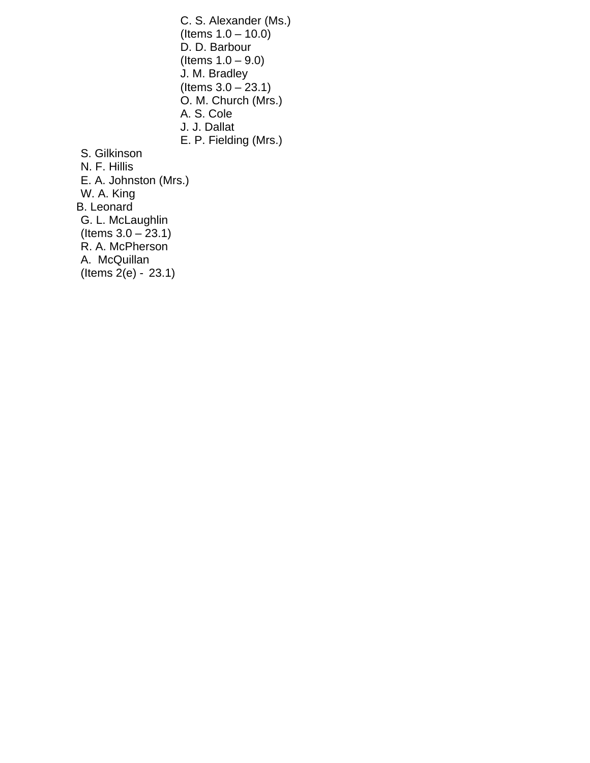C. S. Alexander (Ms.)
(Items 1.0 – 10.0)
D. D. Barbour
(Items 1.0 – 9.0)
J. M. Bradley
(Items 3.0 – 23.1)
O. M. Church (Mrs.)
A. S. Cole
J. J. Dallat
E. P. Fielding (Mrs.)
S. Gilkinson
N. F. Hillis
E. A. Johnston (Mrs.)
W. A. King
B. Leonard
G. L. McLaughlin
(Items 3.0 – 23.1)
R. A. McPherson
A. McQuillan
(Items 2(e) - 23.1)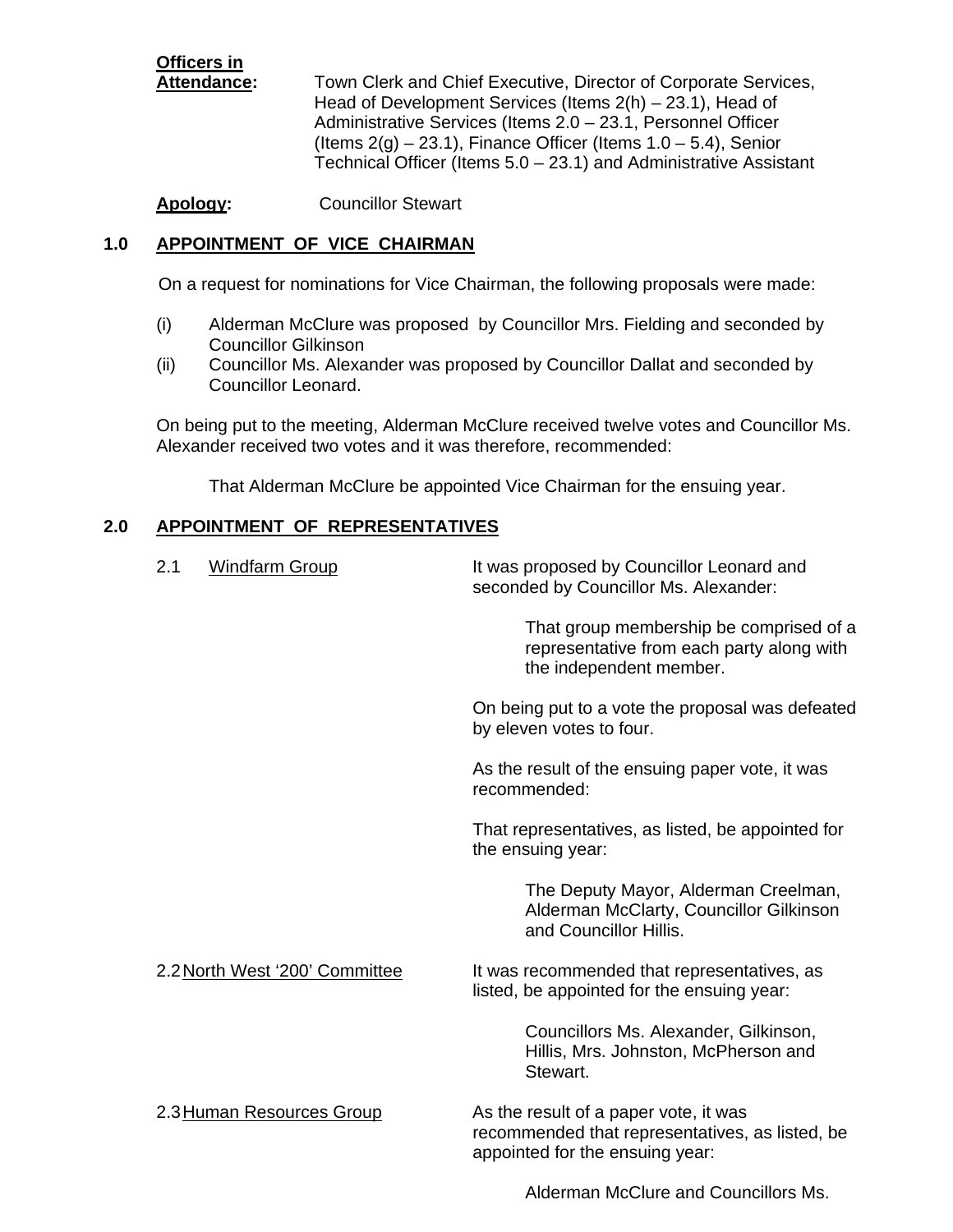**Officers in Attendance:** Town Clerk and Chief Executive, Director of Corporate Services, Head of Development Services (Items 2(h) – 23.1), Head of Administrative Services (Items 2.0 – 23.1, Personnel Officer (Items 2(g) – 23.1), Finance Officer (Items 1.0 – 5.4), Senior Technical Officer (Items 5.0 – 23.1) and Administrative Assistant

**Apology:** Councillor Stewart

## 1.0 APPOINTMENT OF VICE CHAIRMAN

On a request for nominations for Vice Chairman, the following proposals were made:

(i) Alderman McClure was proposed by Councillor Mrs. Fielding and seconded by Councillor Gilkinson
(ii) Councillor Ms. Alexander was proposed by Councillor Dallat and seconded by Councillor Leonard.

On being put to the meeting, Alderman McClure received twelve votes and Councillor Ms. Alexander received two votes and it was therefore, recommended:

That Alderman McClure be appointed Vice Chairman for the ensuing year.

## 2.0 APPOINTMENT OF REPRESENTATIVES

2.1 Windfarm Group

It was proposed by Councillor Leonard and seconded by Councillor Ms. Alexander:

That group membership be comprised of a representative from each party along with the independent member.

On being put to a vote the proposal was defeated by eleven votes to four.

As the result of the ensuing paper vote, it was recommended:

That representatives, as listed, be appointed for the ensuing year:

The Deputy Mayor, Alderman Creelman, Alderman McClarty, Councillor Gilkinson and Councillor Hillis.

2.2 North West '200' Committee

It was recommended that representatives, as listed, be appointed for the ensuing year:

Councillors Ms. Alexander, Gilkinson, Hillis, Mrs. Johnston, McPherson and Stewart.

2.3 Human Resources Group

As the result of a paper vote, it was recommended that representatives, as listed, be appointed for the ensuing year:

Alderman McClure and Councillors Ms.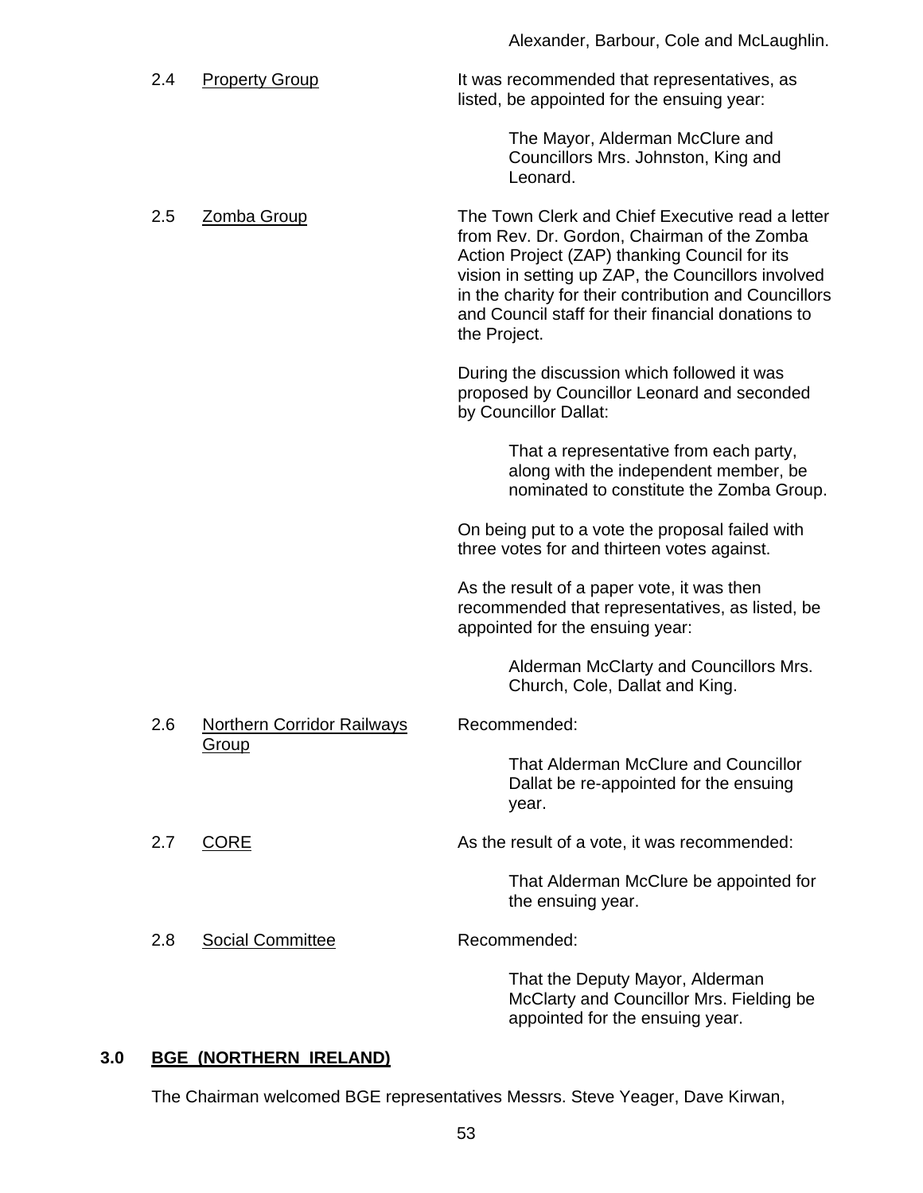Alexander, Barbour, Cole and McLaughlin.

2.4 Property Group

It was recommended that representatives, as listed, be appointed for the ensuing year:

> The Mayor, Alderman McClure and Councillors Mrs. Johnston, King and Leonard.

2.5 Zomba Group

The Town Clerk and Chief Executive read a letter from Rev. Dr. Gordon, Chairman of the Zomba Action Project (ZAP) thanking Council for its vision in setting up ZAP, the Councillors involved in the charity for their contribution and Councillors and Council staff for their financial donations to the Project.

During the discussion which followed it was proposed by Councillor Leonard and seconded by Councillor Dallat:

> That a representative from each party, along with the independent member, be nominated to constitute the Zomba Group.

On being put to a vote the proposal failed with three votes for and thirteen votes against.

As the result of a paper vote, it was then recommended that representatives, as listed, be appointed for the ensuing year:

> Alderman McClarty and Councillors Mrs. Church, Cole, Dallat and King.

2.6 Northern Corridor Railways Group

Recommended:

> That Alderman McClure and Councillor Dallat be re-appointed for the ensuing year.

2.7 CORE

As the result of a vote, it was recommended:

> That Alderman McClure be appointed for the ensuing year.

2.8 Social Committee

Recommended:

> That the Deputy Mayor, Alderman McClarty and Councillor Mrs. Fielding be appointed for the ensuing year.

## 3.0 BGE (NORTHERN IRELAND)

The Chairman welcomed BGE representatives Messrs. Steve Yeager, Dave Kirwan,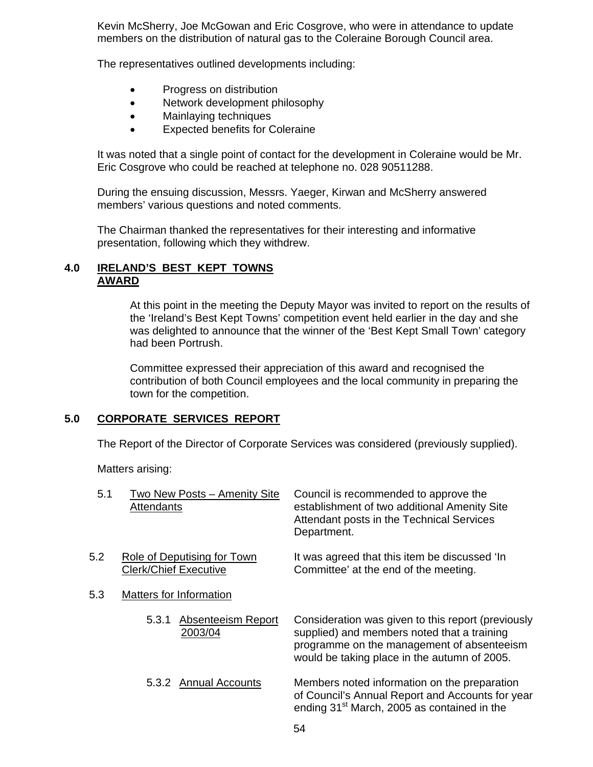Kevin McSherry, Joe McGowan and Eric Cosgrove, who were in attendance to update members on the distribution of natural gas to the Coleraine Borough Council area.

The representatives outlined developments including:

- Progress on distribution
- Network development philosophy
- Mainlaying techniques
- Expected benefits for Coleraine

It was noted that a single point of contact for the development in Coleraine would be Mr. Eric Cosgrove who could be reached at telephone no. 028 90511288.

During the ensuing discussion, Messrs. Yaeger, Kirwan and McSherry answered members' various questions and noted comments.

The Chairman thanked the representatives for their interesting and informative presentation, following which they withdrew.

## 4.0 IRELAND'S BEST KEPT TOWNS AWARD

At this point in the meeting the Deputy Mayor was invited to report on the results of the 'Ireland's Best Kept Towns' competition event held earlier in the day and she was delighted to announce that the winner of the 'Best Kept Small Town' category had been Portrush.

Committee expressed their appreciation of this award and recognised the contribution of both Council employees and the local community in preparing the town for the competition.

## 5.0 CORPORATE SERVICES REPORT

The Report of the Director of Corporate Services was considered (previously supplied).

Matters arising:

5.1 Two New Posts – Amenity Site Attendants — Council is recommended to approve the establishment of two additional Amenity Site Attendant posts in the Technical Services Department.

5.2 Role of Deputising for Town Clerk/Chief Executive — It was agreed that this item be discussed 'In Committee' at the end of the meeting.

5.3 Matters for Information

5.3.1 Absenteeism Report 2003/04 — Consideration was given to this report (previously supplied) and members noted that a training programme on the management of absenteeism would be taking place in the autumn of 2005.

5.3.2 Annual Accounts — Members noted information on the preparation of Council's Annual Report and Accounts for year ending 31st March, 2005 as contained in the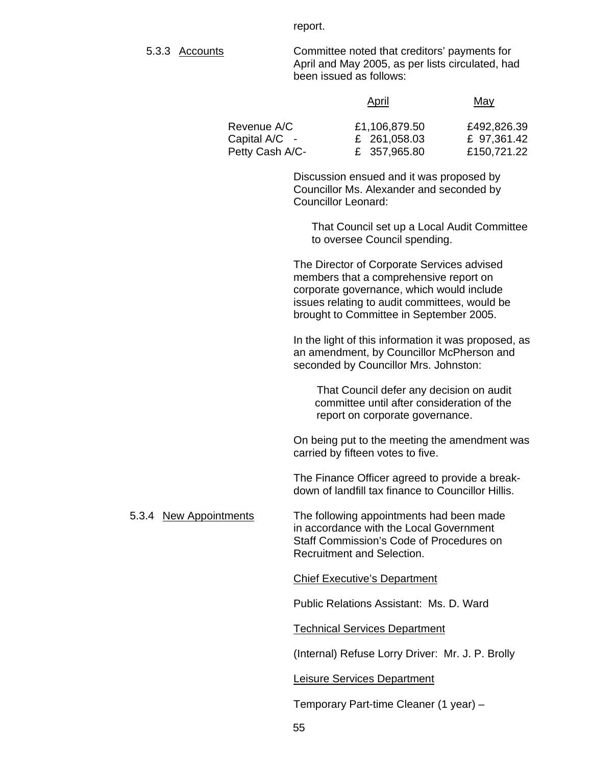report.

5.3.3 Accounts

Committee noted that creditors' payments for April and May 2005, as per lists circulated, had been issued as follows:

| | April | May |
|---|---|---|
| Revenue A/C | £1,106,879.50 | £492,826.39 |
| Capital A/C - | £ 261,058.03 | £ 97,361.42 |
| Petty Cash A/C- | £ 357,965.80 | £150,721.22 |

Discussion ensued and it was proposed by Councillor Ms. Alexander and seconded by Councillor Leonard:

> That Council set up a Local Audit Committee to oversee Council spending.

The Director of Corporate Services advised members that a comprehensive report on corporate governance, which would include issues relating to audit committees, would be brought to Committee in September 2005.

In the light of this information it was proposed, as an amendment, by Councillor McPherson and seconded by Councillor Mrs. Johnston:

> That Council defer any decision on audit committee until after consideration of the report on corporate governance.

On being put to the meeting the amendment was carried by fifteen votes to five.

The Finance Officer agreed to provide a break-down of landfill tax finance to Councillor Hillis.

5.3.4 New Appointments

The following appointments had been made in accordance with the Local Government Staff Commission's Code of Procedures on Recruitment and Selection.

Chief Executive's Department

Public Relations Assistant: Ms. D. Ward

Technical Services Department

(Internal) Refuse Lorry Driver: Mr. J. P. Brolly

Leisure Services Department

Temporary Part-time Cleaner (1 year) –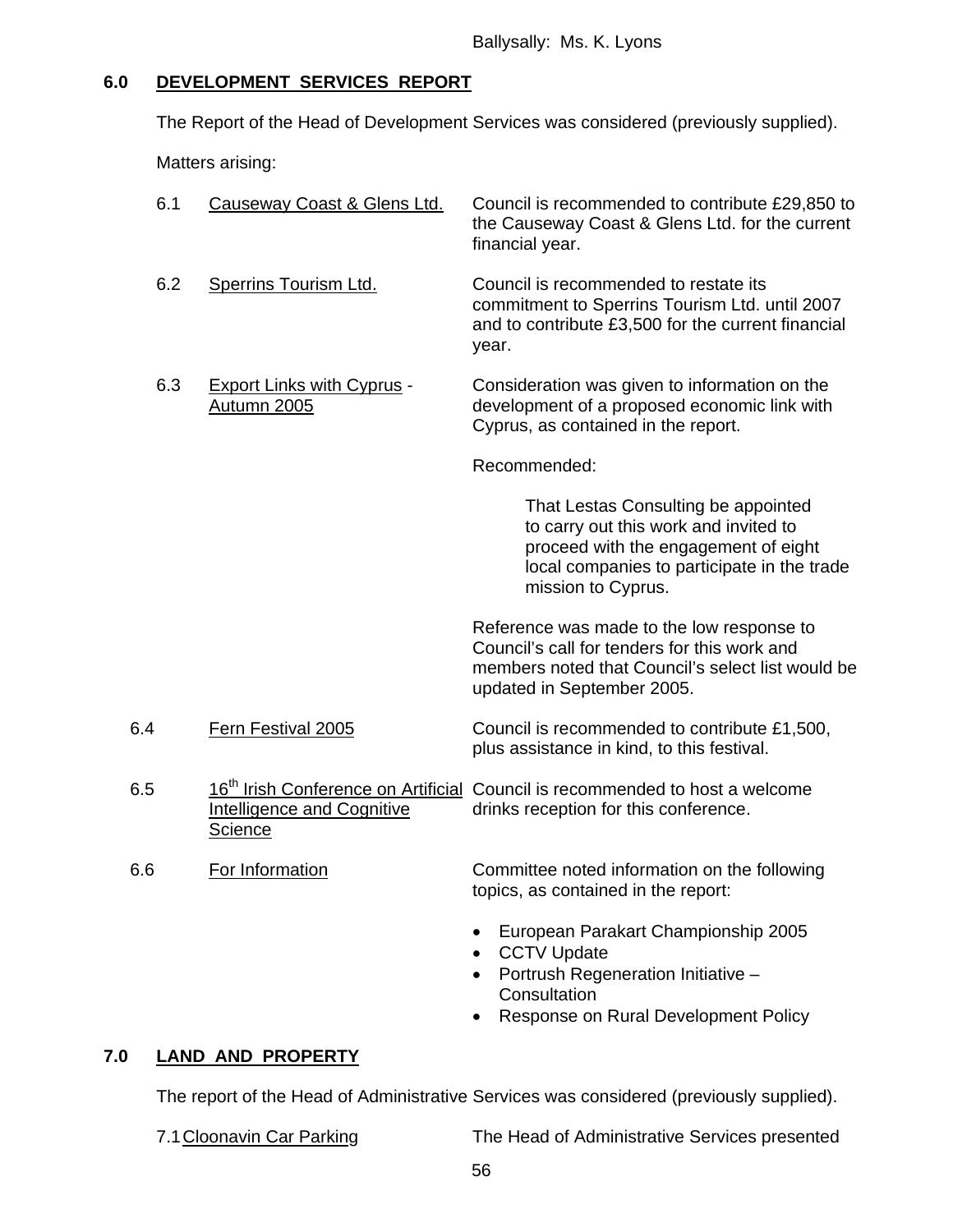Ballysally: Ms. K. Lyons

## 6.0 DEVELOPMENT SERVICES REPORT

The Report of the Head of Development Services was considered (previously supplied).

Matters arising:

6.1 Causeway Coast & Glens Ltd. — Council is recommended to contribute £29,850 to the Causeway Coast & Glens Ltd. for the current financial year.

6.2 Sperrins Tourism Ltd. — Council is recommended to restate its commitment to Sperrins Tourism Ltd. until 2007 and to contribute £3,500 for the current financial year.

6.3 Export Links with Cyprus - Autumn 2005 — Consideration was given to information on the development of a proposed economic link with Cyprus, as contained in the report.

Recommended:

> That Lestas Consulting be appointed to carry out this work and invited to proceed with the engagement of eight local companies to participate in the trade mission to Cyprus.

Reference was made to the low response to Council's call for tenders for this work and members noted that Council's select list would be updated in September 2005.

6.4 Fern Festival 2005 — Council is recommended to contribute £1,500, plus assistance in kind, to this festival.

6.5 16th Irish Conference on Artificial Intelligence and Cognitive Science — Council is recommended to host a welcome drinks reception for this conference.

6.6 For Information — Committee noted information on the following topics, as contained in the report:

- European Parakart Championship 2005
- CCTV Update
- Portrush Regeneration Initiative – Consultation
- Response on Rural Development Policy

## 7.0 LAND AND PROPERTY

The report of the Head of Administrative Services was considered (previously supplied).

7.1 Cloonavin Car Parking — The Head of Administrative Services presented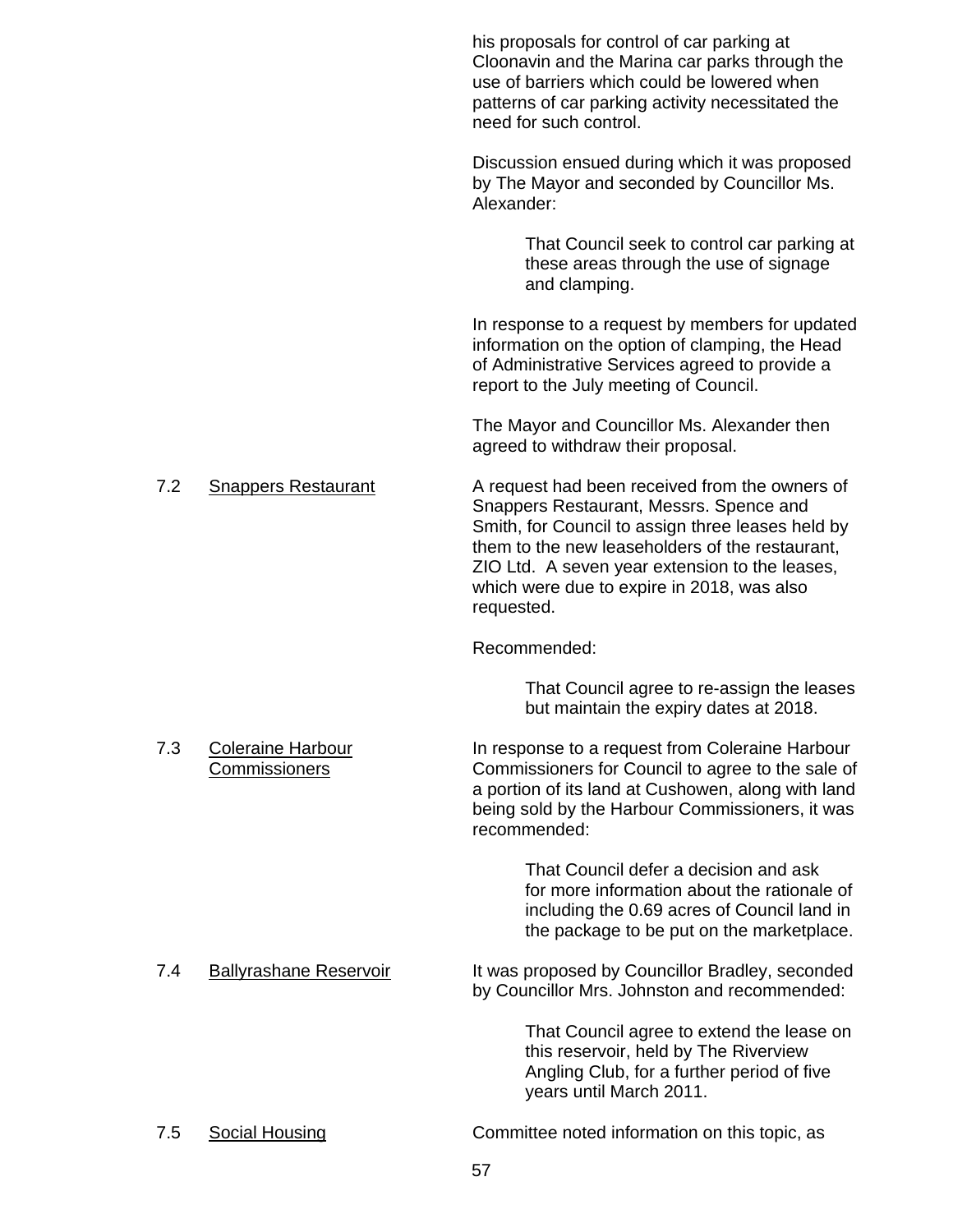his proposals for control of car parking at Cloonavin and the Marina car parks through the use of barriers which could be lowered when patterns of car parking activity necessitated the need for such control.

Discussion ensued during which it was proposed by The Mayor and seconded by Councillor Ms. Alexander:

> That Council seek to control car parking at these areas through the use of signage and clamping.

In response to a request by members for updated information on the option of clamping, the Head of Administrative Services agreed to provide a report to the July meeting of Council.

The Mayor and Councillor Ms. Alexander then agreed to withdraw their proposal.

7.2 Snappers Restaurant

A request had been received from the owners of Snappers Restaurant, Messrs. Spence and Smith, for Council to assign three leases held by them to the new leaseholders of the restaurant, ZIO Ltd. A seven year extension to the leases, which were due to expire in 2018, was also requested.

Recommended:

> That Council agree to re-assign the leases but maintain the expiry dates at 2018.

7.3 Coleraine Harbour Commissioners

In response to a request from Coleraine Harbour Commissioners for Council to agree to the sale of a portion of its land at Cushowen, along with land being sold by the Harbour Commissioners, it was recommended:

> That Council defer a decision and ask for more information about the rationale of including the 0.69 acres of Council land in the package to be put on the marketplace.

7.4 Ballyrashane Reservoir

It was proposed by Councillor Bradley, seconded by Councillor Mrs. Johnston and recommended:

> That Council agree to extend the lease on this reservoir, held by The Riverview Angling Club, for a further period of five years until March 2011.

7.5 Social Housing

Committee noted information on this topic, as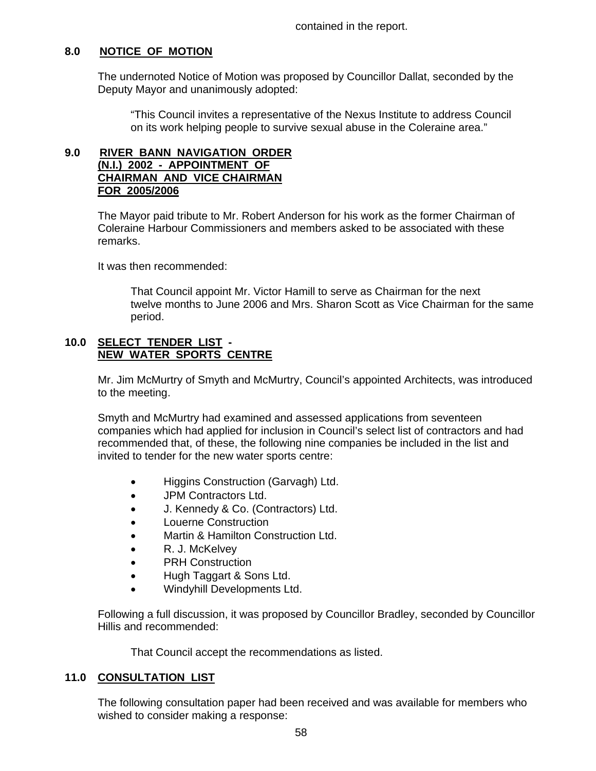contained in the report.

## 8.0 NOTICE OF MOTION

The undernoted Notice of Motion was proposed by Councillor Dallat, seconded by the Deputy Mayor and unanimously adopted:

> "This Council invites a representative of the Nexus Institute to address Council on its work helping people to survive sexual abuse in the Coleraine area."

## 9.0 RIVER BANN NAVIGATION ORDER (N.I.) 2002 - APPOINTMENT OF CHAIRMAN AND VICE CHAIRMAN FOR 2005/2006

The Mayor paid tribute to Mr. Robert Anderson for his work as the former Chairman of Coleraine Harbour Commissioners and members asked to be associated with these remarks.

It was then recommended:

> That Council appoint Mr. Victor Hamill to serve as Chairman for the next twelve months to June 2006 and Mrs. Sharon Scott as Vice Chairman for the same period.

## 10.0 SELECT TENDER LIST - NEW WATER SPORTS CENTRE

Mr. Jim McMurtry of Smyth and McMurtry, Council's appointed Architects, was introduced to the meeting.

Smyth and McMurtry had examined and assessed applications from seventeen companies which had applied for inclusion in Council's select list of contractors and had recommended that, of these, the following nine companies be included in the list and invited to tender for the new water sports centre:

- Higgins Construction (Garvagh) Ltd.
- JPM Contractors Ltd.
- J. Kennedy & Co. (Contractors) Ltd.
- Louerne Construction
- Martin & Hamilton Construction Ltd.
- R. J. McKelvey
- PRH Construction
- Hugh Taggart & Sons Ltd.
- Windyhill Developments Ltd.

Following a full discussion, it was proposed by Councillor Bradley, seconded by Councillor Hillis and recommended:

> That Council accept the recommendations as listed.

## 11.0 CONSULTATION LIST

The following consultation paper had been received and was available for members who wished to consider making a response: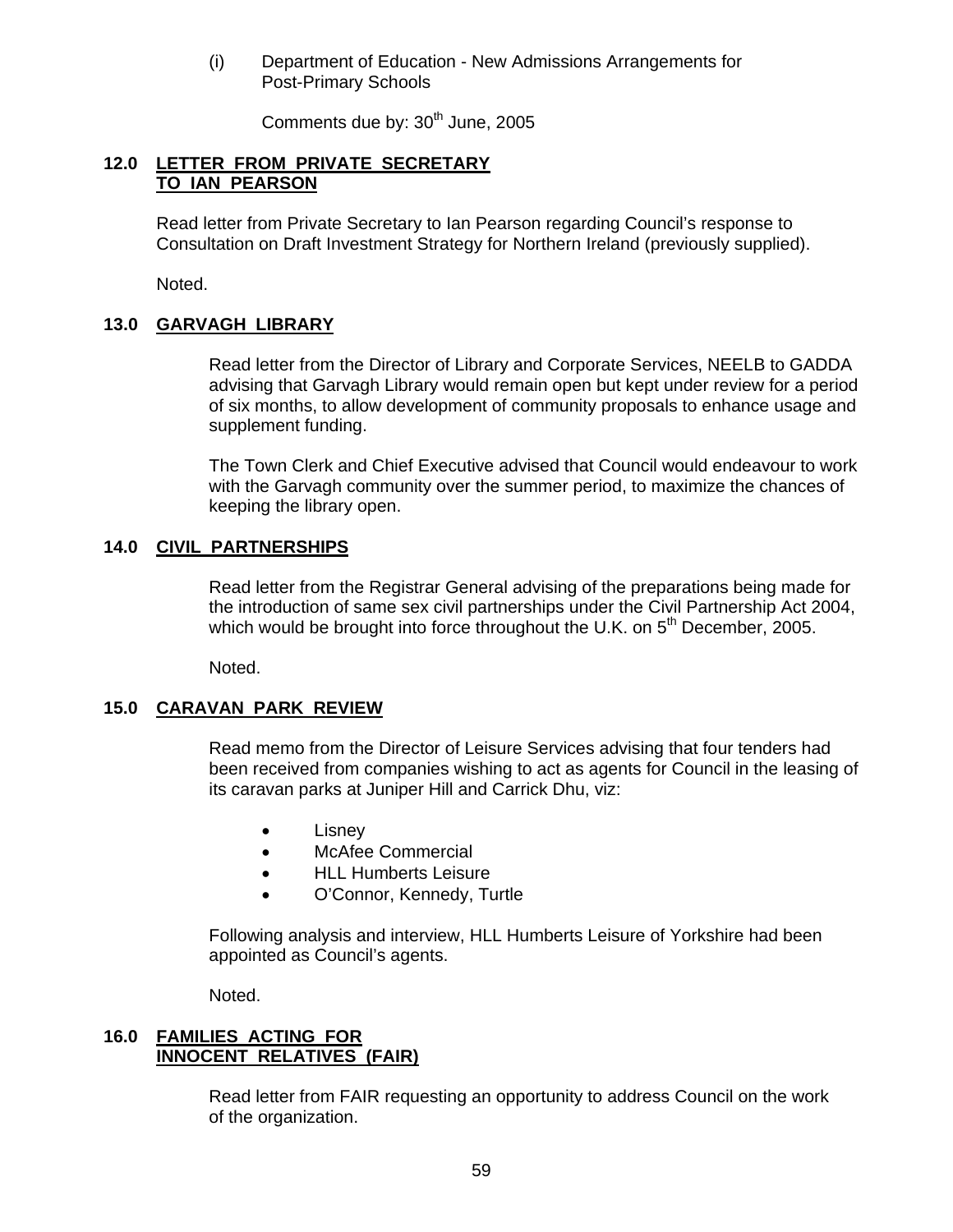(i) Department of Education - New Admissions Arrangements for Post-Primary Schools

Comments due by: 30th June, 2005

## 12.0 LETTER FROM PRIVATE SECRETARY TO IAN PEARSON

Read letter from Private Secretary to Ian Pearson regarding Council's response to Consultation on Draft Investment Strategy for Northern Ireland (previously supplied).

Noted.

## 13.0 GARVAGH LIBRARY

Read letter from the Director of Library and Corporate Services, NEELB to GADDA advising that Garvagh Library would remain open but kept under review for a period of six months, to allow development of community proposals to enhance usage and supplement funding.

The Town Clerk and Chief Executive advised that Council would endeavour to work with the Garvagh community over the summer period, to maximize the chances of keeping the library open.

## 14.0 CIVIL PARTNERSHIPS

Read letter from the Registrar General advising of the preparations being made for the introduction of same sex civil partnerships under the Civil Partnership Act 2004, which would be brought into force throughout the U.K. on 5th December, 2005.

Noted.

## 15.0 CARAVAN PARK REVIEW

Read memo from the Director of Leisure Services advising that four tenders had been received from companies wishing to act as agents for Council in the leasing of its caravan parks at Juniper Hill and Carrick Dhu, viz:

- Lisney
- McAfee Commercial
- HLL Humberts Leisure
- O'Connor, Kennedy, Turtle

Following analysis and interview, HLL Humberts Leisure of Yorkshire had been appointed as Council's agents.

Noted.

## 16.0 FAMILIES ACTING FOR INNOCENT RELATIVES (FAIR)

Read letter from FAIR requesting an opportunity to address Council on the work of the organization.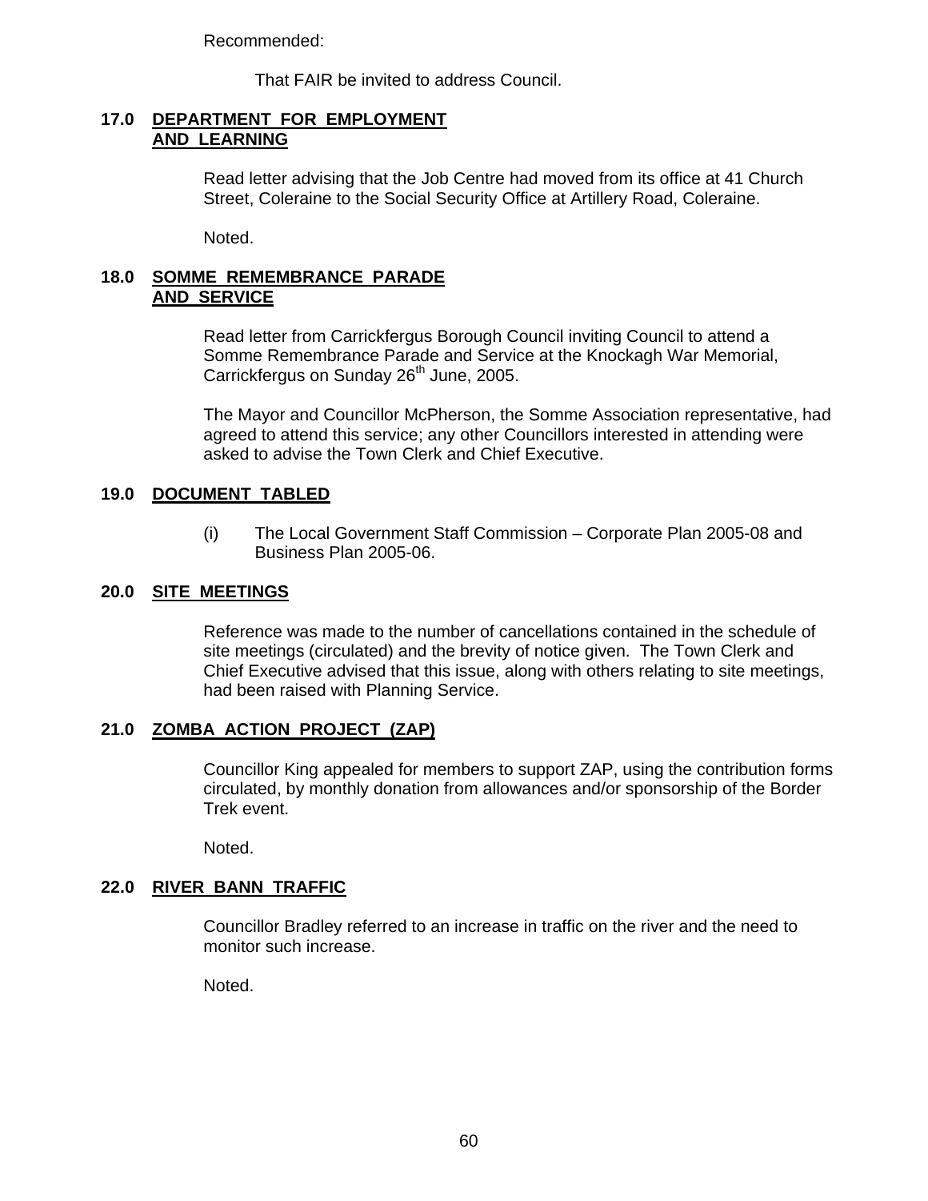Recommended:

That FAIR be invited to address Council.

## 17.0 DEPARTMENT FOR EMPLOYMENT AND LEARNING

Read letter advising that the Job Centre had moved from its office at 41 Church Street, Coleraine to the Social Security Office at Artillery Road, Coleraine.

Noted.

## 18.0 SOMME REMEMBRANCE PARADE AND SERVICE

Read letter from Carrickfergus Borough Council inviting Council to attend a Somme Remembrance Parade and Service at the Knockagh War Memorial, Carrickfergus on Sunday 26th June, 2005.

The Mayor and Councillor McPherson, the Somme Association representative, had agreed to attend this service; any other Councillors interested in attending were asked to advise the Town Clerk and Chief Executive.

## 19.0 DOCUMENT TABLED

(i) The Local Government Staff Commission – Corporate Plan 2005-08 and Business Plan 2005-06.

## 20.0 SITE MEETINGS

Reference was made to the number of cancellations contained in the schedule of site meetings (circulated) and the brevity of notice given. The Town Clerk and Chief Executive advised that this issue, along with others relating to site meetings, had been raised with Planning Service.

## 21.0 ZOMBA ACTION PROJECT (ZAP)

Councillor King appealed for members to support ZAP, using the contribution forms circulated, by monthly donation from allowances and/or sponsorship of the Border Trek event.

Noted.

## 22.0 RIVER BANN TRAFFIC

Councillor Bradley referred to an increase in traffic on the river and the need to monitor such increase.

Noted.